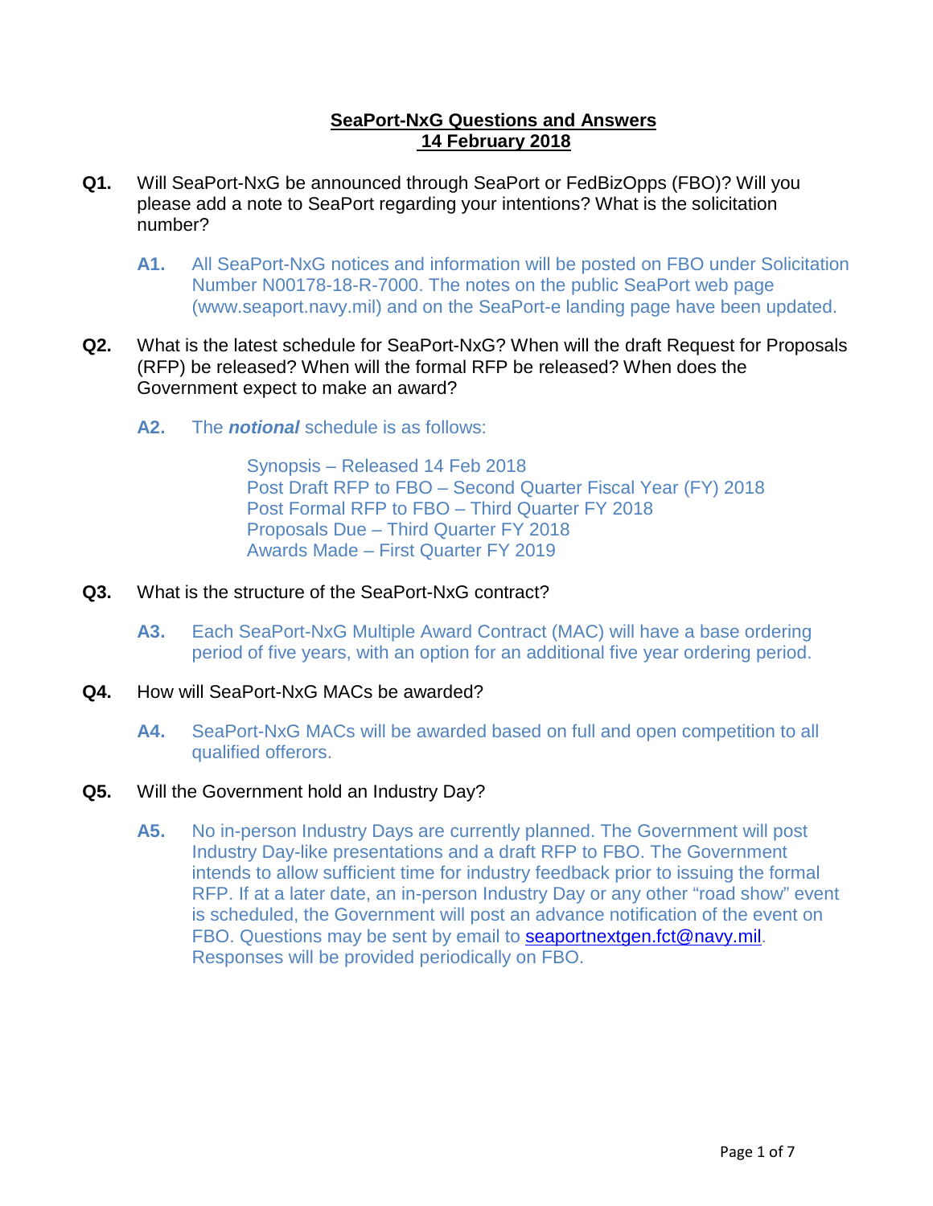# SeaPort-NxG Questions and Answers
## 14 February 2018

**Q1.** Will SeaPort-NxG be announced through SeaPort or FedBizOpps (FBO)? Will you please add a note to SeaPort regarding your intentions? What is the solicitation number?

**A1.** All SeaPort-NxG notices and information will be posted on FBO under Solicitation Number N00178-18-R-7000. The notes on the public SeaPort web page (www.seaport.navy.mil) and on the SeaPort-e landing page have been updated.

**Q2.** What is the latest schedule for SeaPort-NxG? When will the draft Request for Proposals (RFP) be released? When will the formal RFP be released? When does the Government expect to make an award?

**A2.** The ***notional*** schedule is as follows:

Synopsis – Released 14 Feb 2018
Post Draft RFP to FBO – Second Quarter Fiscal Year (FY) 2018
Post Formal RFP to FBO – Third Quarter FY 2018
Proposals Due – Third Quarter FY 2018
Awards Made – First Quarter FY 2019

**Q3.** What is the structure of the SeaPort-NxG contract?

**A3.** Each SeaPort-NxG Multiple Award Contract (MAC) will have a base ordering period of five years, with an option for an additional five year ordering period.

**Q4.** How will SeaPort-NxG MACs be awarded?

**A4.** SeaPort-NxG MACs will be awarded based on full and open competition to all qualified offerors.

**Q5.** Will the Government hold an Industry Day?

**A5.** No in-person Industry Days are currently planned. The Government will post Industry Day-like presentations and a draft RFP to FBO. The Government intends to allow sufficient time for industry feedback prior to issuing the formal RFP. If at a later date, an in-person Industry Day or any other "road show" event is scheduled, the Government will post an advance notification of the event on FBO. Questions may be sent by email to seaportnextgen.fct@navy.mil. Responses will be provided periodically on FBO.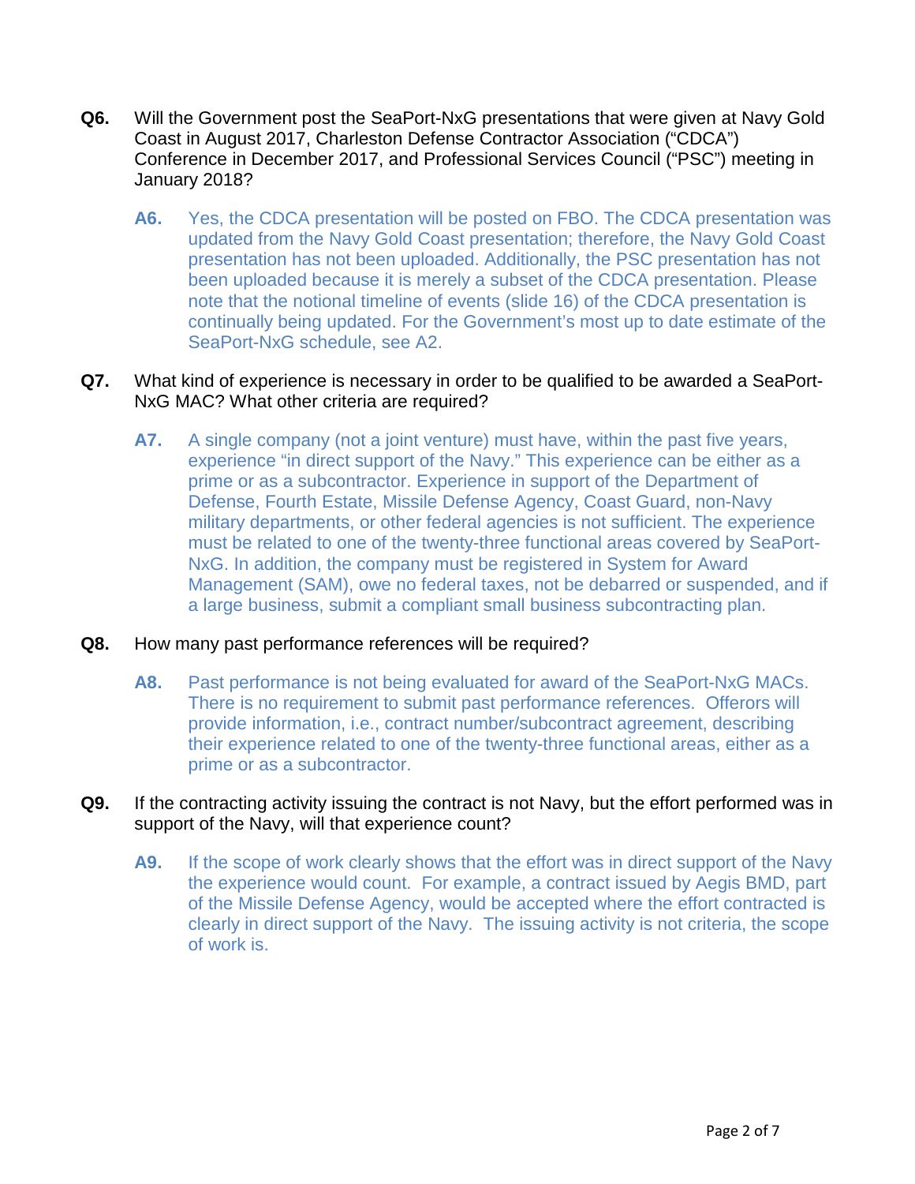**Q6.** Will the Government post the SeaPort-NxG presentations that were given at Navy Gold Coast in August 2017, Charleston Defense Contractor Association ("CDCA") Conference in December 2017, and Professional Services Council ("PSC") meeting in January 2018?

**A6.** Yes, the CDCA presentation will be posted on FBO. The CDCA presentation was updated from the Navy Gold Coast presentation; therefore, the Navy Gold Coast presentation has not been uploaded. Additionally, the PSC presentation has not been uploaded because it is merely a subset of the CDCA presentation. Please note that the notional timeline of events (slide 16) of the CDCA presentation is continually being updated. For the Government's most up to date estimate of the SeaPort-NxG schedule, see A2.

**Q7.** What kind of experience is necessary in order to be qualified to be awarded a SeaPort-NxG MAC? What other criteria are required?

**A7.** A single company (not a joint venture) must have, within the past five years, experience "in direct support of the Navy." This experience can be either as a prime or as a subcontractor. Experience in support of the Department of Defense, Fourth Estate, Missile Defense Agency, Coast Guard, non-Navy military departments, or other federal agencies is not sufficient. The experience must be related to one of the twenty-three functional areas covered by SeaPort-NxG. In addition, the company must be registered in System for Award Management (SAM), owe no federal taxes, not be debarred or suspended, and if a large business, submit a compliant small business subcontracting plan.

**Q8.** How many past performance references will be required?

**A8.** Past performance is not being evaluated for award of the SeaPort-NxG MACs. There is no requirement to submit past performance references. Offerors will provide information, i.e., contract number/subcontract agreement, describing their experience related to one of the twenty-three functional areas, either as a prime or as a subcontractor.

**Q9.** If the contracting activity issuing the contract is not Navy, but the effort performed was in support of the Navy, will that experience count?

**A9.** If the scope of work clearly shows that the effort was in direct support of the Navy the experience would count. For example, a contract issued by Aegis BMD, part of the Missile Defense Agency, would be accepted where the effort contracted is clearly in direct support of the Navy. The issuing activity is not criteria, the scope of work is.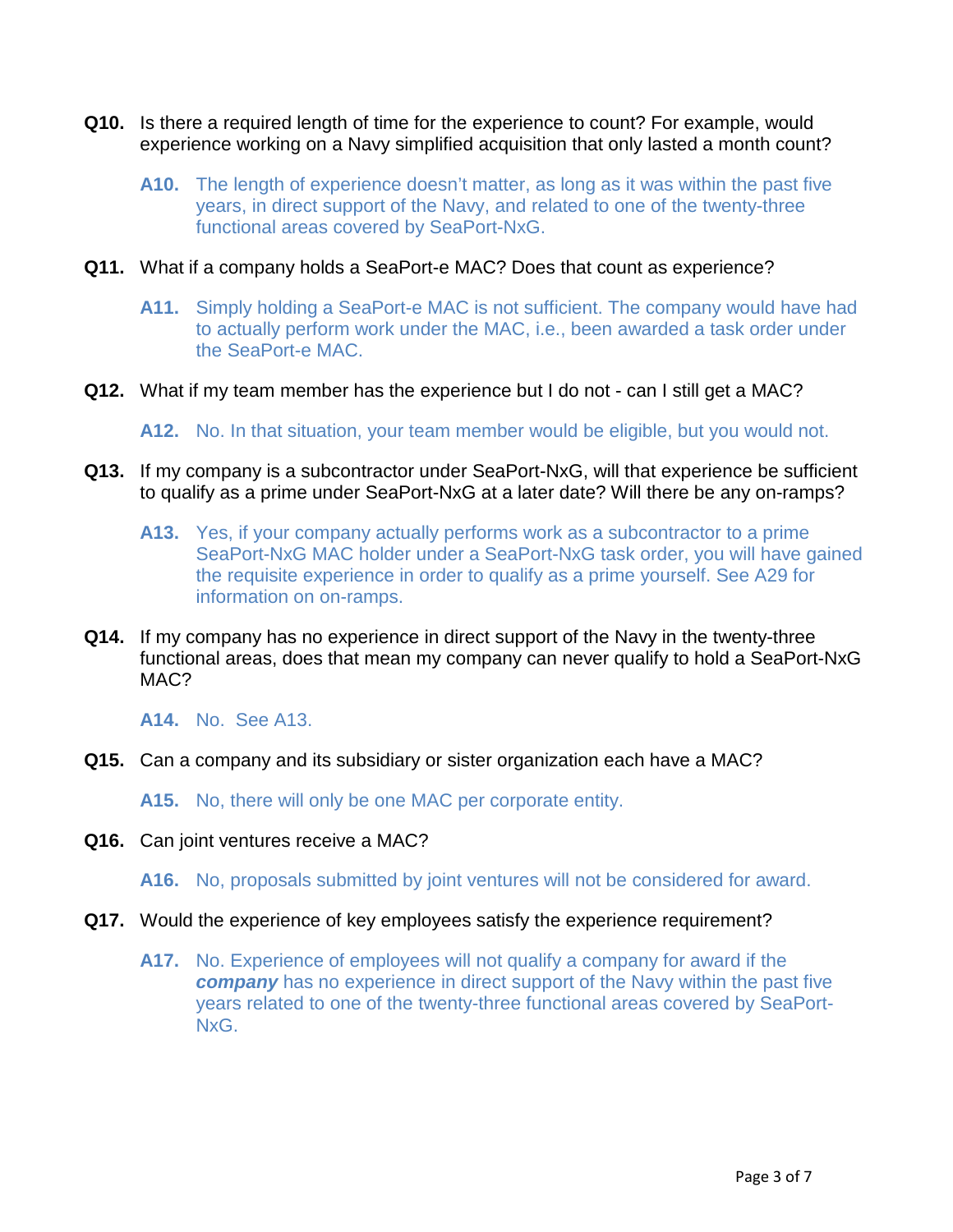**Q10.** Is there a required length of time for the experience to count? For example, would experience working on a Navy simplified acquisition that only lasted a month count?

> **A10.** The length of experience doesn't matter, as long as it was within the past five years, in direct support of the Navy, and related to one of the twenty-three functional areas covered by SeaPort-NxG.

**Q11.** What if a company holds a SeaPort-e MAC? Does that count as experience?

> **A11.** Simply holding a SeaPort-e MAC is not sufficient. The company would have had to actually perform work under the MAC, i.e., been awarded a task order under the SeaPort-e MAC.

**Q12.** What if my team member has the experience but I do not - can I still get a MAC?

> **A12.** No. In that situation, your team member would be eligible, but you would not.

**Q13.** If my company is a subcontractor under SeaPort-NxG, will that experience be sufficient to qualify as a prime under SeaPort-NxG at a later date? Will there be any on-ramps?

> **A13.** Yes, if your company actually performs work as a subcontractor to a prime SeaPort-NxG MAC holder under a SeaPort-NxG task order, you will have gained the requisite experience in order to qualify as a prime yourself. See A29 for information on on-ramps.

**Q14.** If my company has no experience in direct support of the Navy in the twenty-three functional areas, does that mean my company can never qualify to hold a SeaPort-NxG MAC?

> **A14.** No. See A13.

**Q15.** Can a company and its subsidiary or sister organization each have a MAC?

> **A15.** No, there will only be one MAC per corporate entity.

**Q16.** Can joint ventures receive a MAC?

> **A16.** No, proposals submitted by joint ventures will not be considered for award.

**Q17.** Would the experience of key employees satisfy the experience requirement?

> **A17.** No. Experience of employees will not qualify a company for award if the ***company*** has no experience in direct support of the Navy within the past five years related to one of the twenty-three functional areas covered by SeaPort-NxG.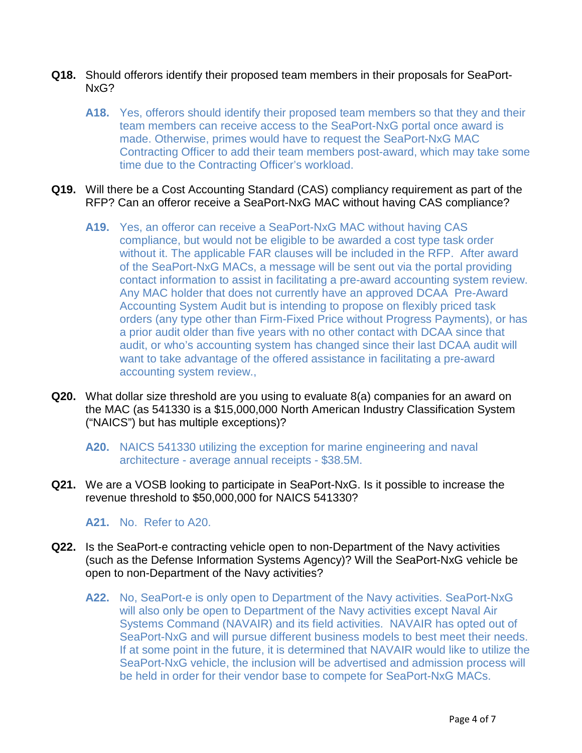**Q18.** Should offerors identify their proposed team members in their proposals for SeaPort-NxG?

**A18.** Yes, offerors should identify their proposed team members so that they and their team members can receive access to the SeaPort-NxG portal once award is made. Otherwise, primes would have to request the SeaPort-NxG MAC Contracting Officer to add their team members post-award, which may take some time due to the Contracting Officer's workload.

**Q19.** Will there be a Cost Accounting Standard (CAS) compliancy requirement as part of the RFP? Can an offeror receive a SeaPort-NxG MAC without having CAS compliance?

**A19.** Yes, an offeror can receive a SeaPort-NxG MAC without having CAS compliance, but would not be eligible to be awarded a cost type task order without it. The applicable FAR clauses will be included in the RFP. After award of the SeaPort-NxG MACs, a message will be sent out via the portal providing contact information to assist in facilitating a pre-award accounting system review. Any MAC holder that does not currently have an approved DCAA Pre-Award Accounting System Audit but is intending to propose on flexibly priced task orders (any type other than Firm-Fixed Price without Progress Payments), or has a prior audit older than five years with no other contact with DCAA since that audit, or who's accounting system has changed since their last DCAA audit will want to take advantage of the offered assistance in facilitating a pre-award accounting system review.,

**Q20.** What dollar size threshold are you using to evaluate 8(a) companies for an award on the MAC (as 541330 is a $15,000,000 North American Industry Classification System ("NAICS") but has multiple exceptions)?

**A20.** NAICS 541330 utilizing the exception for marine engineering and naval architecture - average annual receipts - $38.5M.

**Q21.** We are a VOSB looking to participate in SeaPort-NxG. Is it possible to increase the revenue threshold to $50,000,000 for NAICS 541330?

**A21.** No. Refer to A20.

**Q22.** Is the SeaPort-e contracting vehicle open to non-Department of the Navy activities (such as the Defense Information Systems Agency)? Will the SeaPort-NxG vehicle be open to non-Department of the Navy activities?

**A22.** No, SeaPort-e is only open to Department of the Navy activities. SeaPort-NxG will also only be open to Department of the Navy activities except Naval Air Systems Command (NAVAIR) and its field activities. NAVAIR has opted out of SeaPort-NxG and will pursue different business models to best meet their needs. If at some point in the future, it is determined that NAVAIR would like to utilize the SeaPort-NxG vehicle, the inclusion will be advertised and admission process will be held in order for their vendor base to compete for SeaPort-NxG MACs.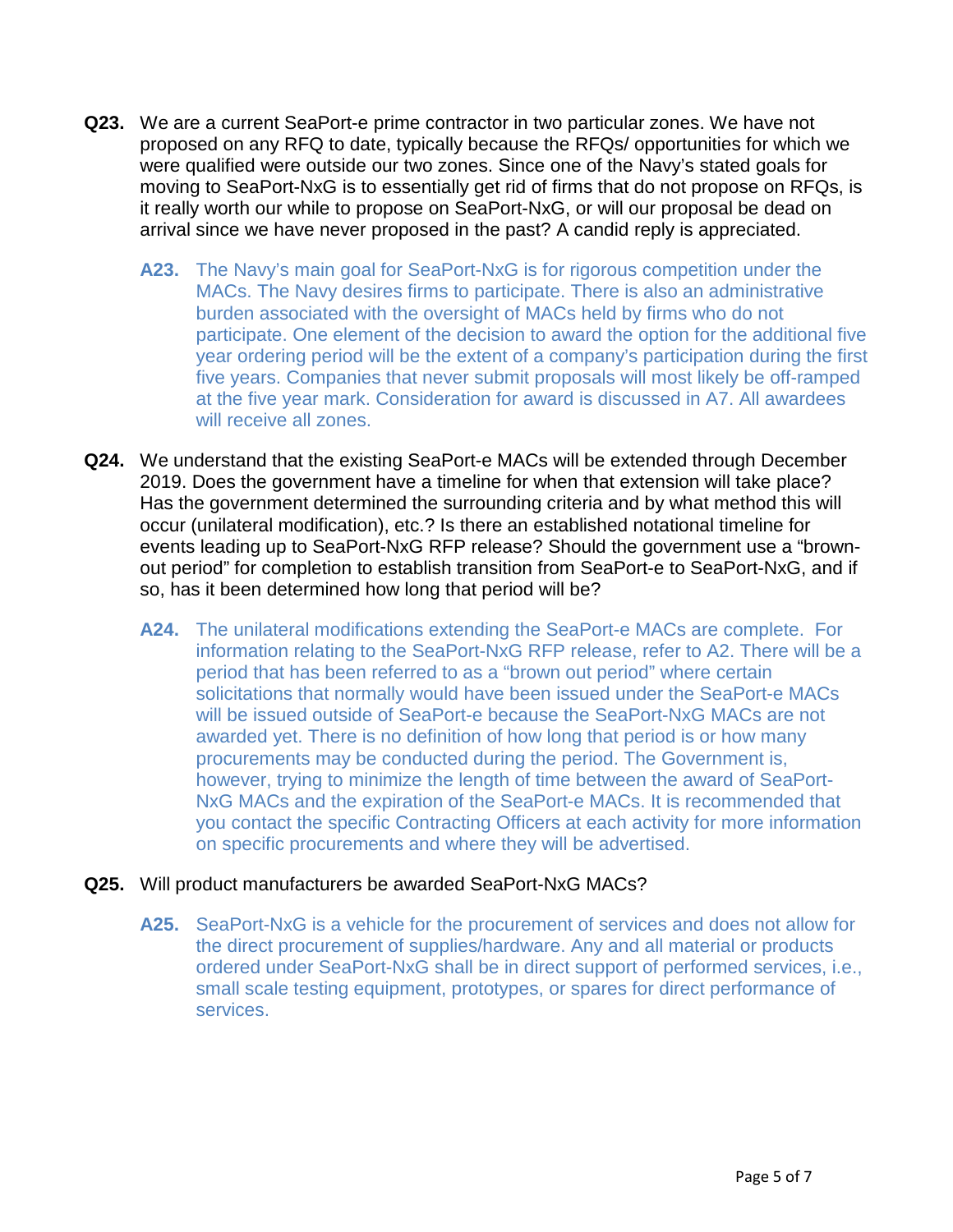**Q23.** We are a current SeaPort-e prime contractor in two particular zones. We have not proposed on any RFQ to date, typically because the RFQs/ opportunities for which we were qualified were outside our two zones. Since one of the Navy's stated goals for moving to SeaPort-NxG is to essentially get rid of firms that do not propose on RFQs, is it really worth our while to propose on SeaPort-NxG, or will our proposal be dead on arrival since we have never proposed in the past? A candid reply is appreciated.

> **A23.** The Navy's main goal for SeaPort-NxG is for rigorous competition under the MACs. The Navy desires firms to participate. There is also an administrative burden associated with the oversight of MACs held by firms who do not participate. One element of the decision to award the option for the additional five year ordering period will be the extent of a company's participation during the first five years. Companies that never submit proposals will most likely be off-ramped at the five year mark. Consideration for award is discussed in A7. All awardees will receive all zones.

**Q24.** We understand that the existing SeaPort-e MACs will be extended through December 2019. Does the government have a timeline for when that extension will take place? Has the government determined the surrounding criteria and by what method this will occur (unilateral modification), etc.? Is there an established notational timeline for events leading up to SeaPort-NxG RFP release? Should the government use a "brown-out period" for completion to establish transition from SeaPort-e to SeaPort-NxG, and if so, has it been determined how long that period will be?

> **A24.** The unilateral modifications extending the SeaPort-e MACs are complete. For information relating to the SeaPort-NxG RFP release, refer to A2. There will be a period that has been referred to as a "brown out period" where certain solicitations that normally would have been issued under the SeaPort-e MACs will be issued outside of SeaPort-e because the SeaPort-NxG MACs are not awarded yet. There is no definition of how long that period is or how many procurements may be conducted during the period. The Government is, however, trying to minimize the length of time between the award of SeaPort-NxG MACs and the expiration of the SeaPort-e MACs. It is recommended that you contact the specific Contracting Officers at each activity for more information on specific procurements and where they will be advertised.

**Q25.** Will product manufacturers be awarded SeaPort-NxG MACs?

> **A25.** SeaPort-NxG is a vehicle for the procurement of services and does not allow for the direct procurement of supplies/hardware. Any and all material or products ordered under SeaPort-NxG shall be in direct support of performed services, i.e., small scale testing equipment, prototypes, or spares for direct performance of services.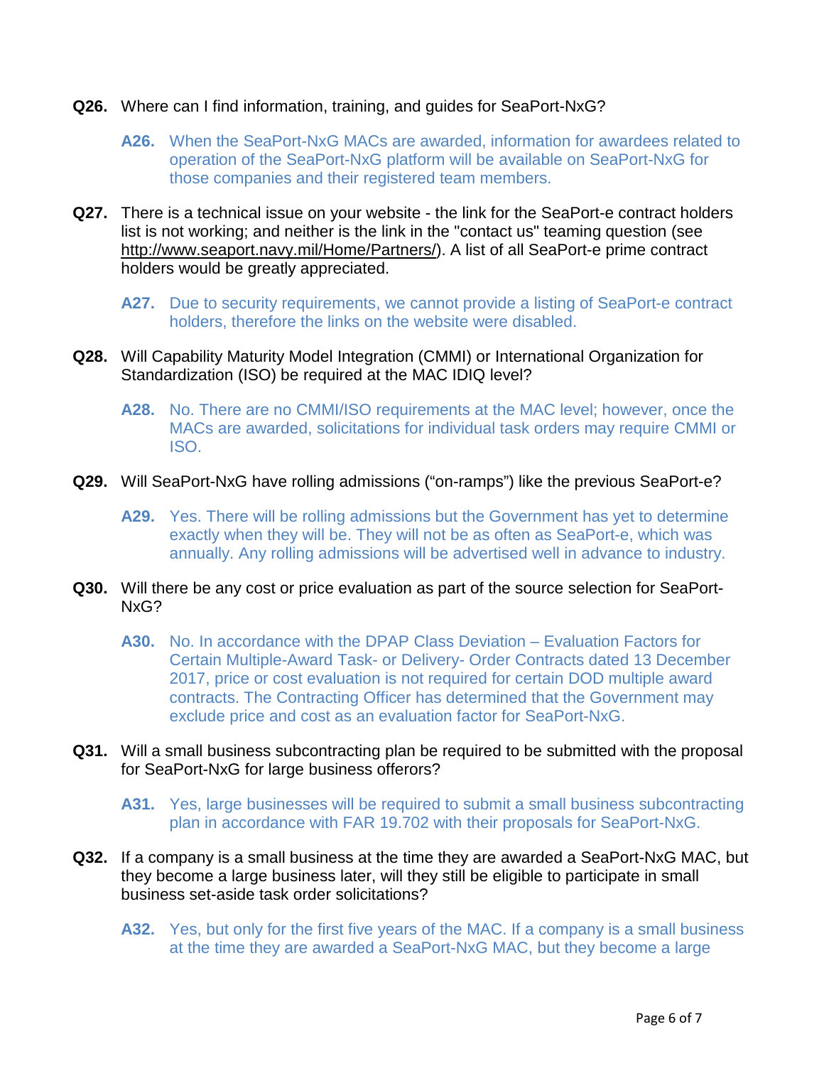**Q26.** Where can I find information, training, and guides for SeaPort-NxG?

> **A26.** When the SeaPort-NxG MACs are awarded, information for awardees related to operation of the SeaPort-NxG platform will be available on SeaPort-NxG for those companies and their registered team members.

**Q27.** There is a technical issue on your website - the link for the SeaPort-e contract holders list is not working; and neither is the link in the "contact us" teaming question (see http://www.seaport.navy.mil/Home/Partners/). A list of all SeaPort-e prime contract holders would be greatly appreciated.

> **A27.** Due to security requirements, we cannot provide a listing of SeaPort-e contract holders, therefore the links on the website were disabled.

**Q28.** Will Capability Maturity Model Integration (CMMI) or International Organization for Standardization (ISO) be required at the MAC IDIQ level?

> **A28.** No. There are no CMMI/ISO requirements at the MAC level; however, once the MACs are awarded, solicitations for individual task orders may require CMMI or ISO.

**Q29.** Will SeaPort-NxG have rolling admissions ("on-ramps") like the previous SeaPort-e?

> **A29.** Yes. There will be rolling admissions but the Government has yet to determine exactly when they will be. They will not be as often as SeaPort-e, which was annually. Any rolling admissions will be advertised well in advance to industry.

**Q30.** Will there be any cost or price evaluation as part of the source selection for SeaPort-NxG?

> **A30.** No. In accordance with the DPAP Class Deviation – Evaluation Factors for Certain Multiple-Award Task- or Delivery- Order Contracts dated 13 December 2017, price or cost evaluation is not required for certain DOD multiple award contracts. The Contracting Officer has determined that the Government may exclude price and cost as an evaluation factor for SeaPort-NxG.

**Q31.** Will a small business subcontracting plan be required to be submitted with the proposal for SeaPort-NxG for large business offerors?

> **A31.** Yes, large businesses will be required to submit a small business subcontracting plan in accordance with FAR 19.702 with their proposals for SeaPort-NxG.

**Q32.** If a company is a small business at the time they are awarded a SeaPort-NxG MAC, but they become a large business later, will they still be eligible to participate in small business set-aside task order solicitations?

> **A32.** Yes, but only for the first five years of the MAC. If a company is a small business at the time they are awarded a SeaPort-NxG MAC, but they become a large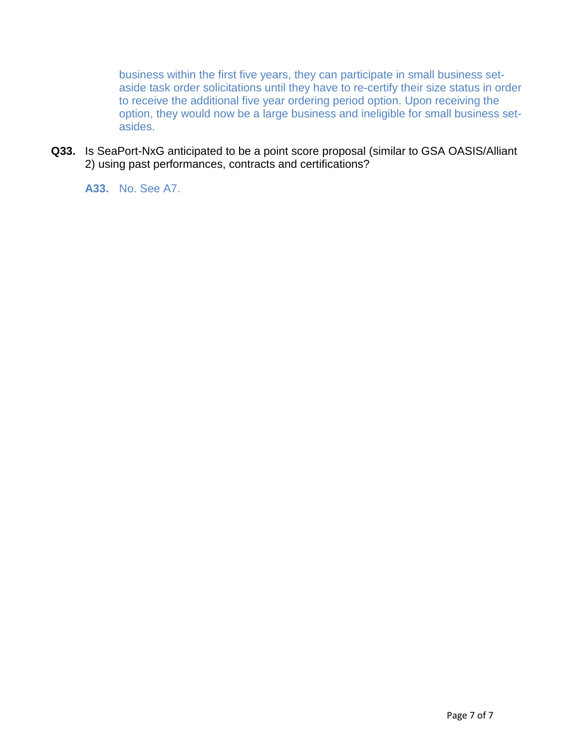business within the first five years, they can participate in small business set-aside task order solicitations until they have to re-certify their size status in order to receive the additional five year ordering period option. Upon receiving the option, they would now be a large business and ineligible for small business set-asides.

**Q33.** Is SeaPort-NxG anticipated to be a point score proposal (similar to GSA OASIS/Alliant 2) using past performances, contracts and certifications?

**A33.** No. See A7.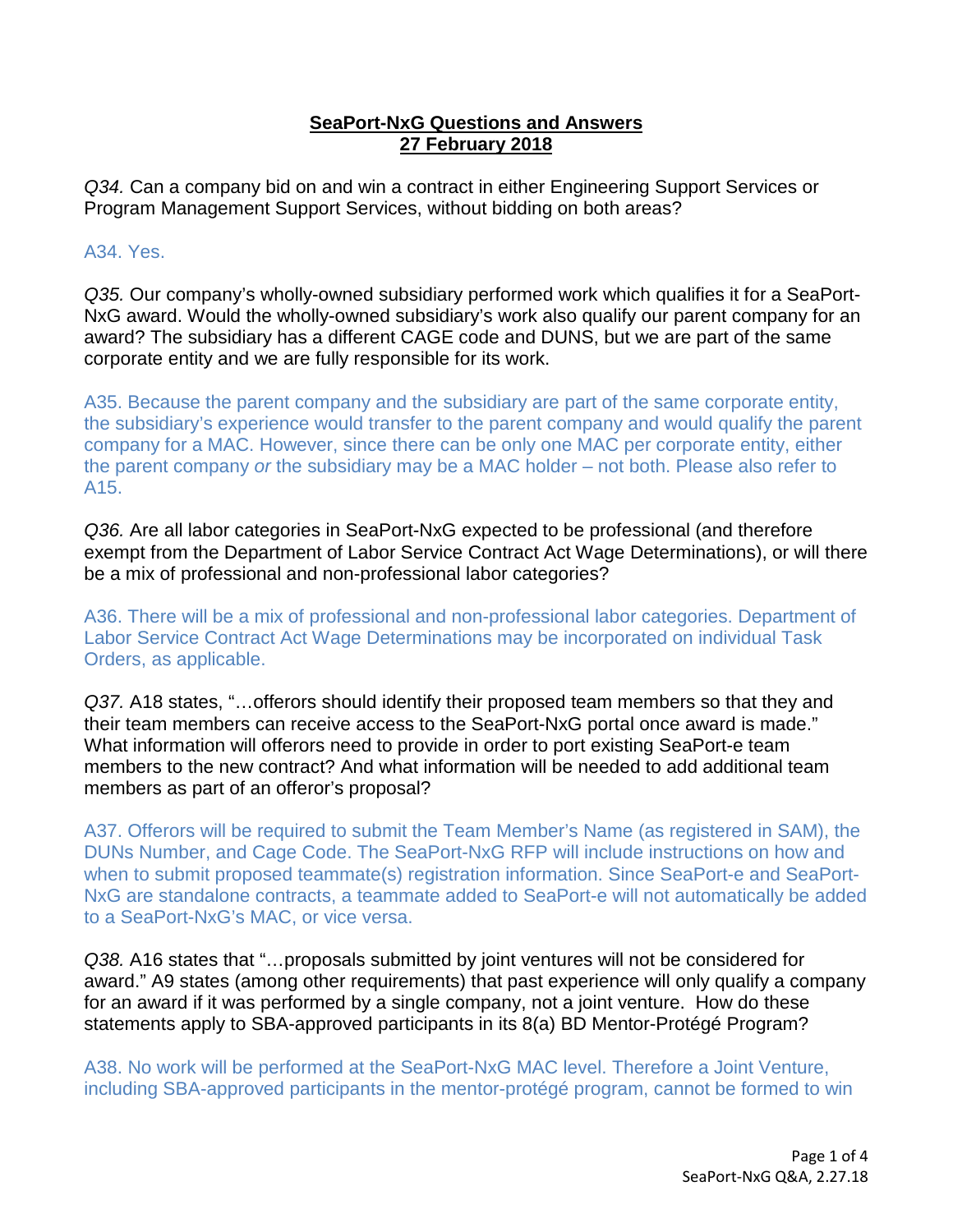**SeaPort-NxG Questions and Answers**
**27 February 2018**

*Q34.* Can a company bid on and win a contract in either Engineering Support Services or Program Management Support Services, without bidding on both areas?

A34. Yes.

*Q35.* Our company's wholly-owned subsidiary performed work which qualifies it for a SeaPort-NxG award. Would the wholly-owned subsidiary's work also qualify our parent company for an award? The subsidiary has a different CAGE code and DUNS, but we are part of the same corporate entity and we are fully responsible for its work.

A35. Because the parent company and the subsidiary are part of the same corporate entity, the subsidiary's experience would transfer to the parent company and would qualify the parent company for a MAC. However, since there can be only one MAC per corporate entity, either the parent company *or* the subsidiary may be a MAC holder – not both. Please also refer to A15.

*Q36.* Are all labor categories in SeaPort-NxG expected to be professional (and therefore exempt from the Department of Labor Service Contract Act Wage Determinations), or will there be a mix of professional and non-professional labor categories?

A36. There will be a mix of professional and non-professional labor categories. Department of Labor Service Contract Act Wage Determinations may be incorporated on individual Task Orders, as applicable.

*Q37.* A18 states, "…offerors should identify their proposed team members so that they and their team members can receive access to the SeaPort-NxG portal once award is made." What information will offerors need to provide in order to port existing SeaPort-e team members to the new contract? And what information will be needed to add additional team members as part of an offeror's proposal?

A37. Offerors will be required to submit the Team Member's Name (as registered in SAM), the DUNs Number, and Cage Code. The SeaPort-NxG RFP will include instructions on how and when to submit proposed teammate(s) registration information. Since SeaPort-e and SeaPort-NxG are standalone contracts, a teammate added to SeaPort-e will not automatically be added to a SeaPort-NxG's MAC, or vice versa.

*Q38.* A16 states that "…proposals submitted by joint ventures will not be considered for award." A9 states (among other requirements) that past experience will only qualify a company for an award if it was performed by a single company, not a joint venture. How do these statements apply to SBA-approved participants in its 8(a) BD Mentor-Protégé Program?

A38. No work will be performed at the SeaPort-NxG MAC level. Therefore a Joint Venture, including SBA-approved participants in the mentor-protégé program, cannot be formed to win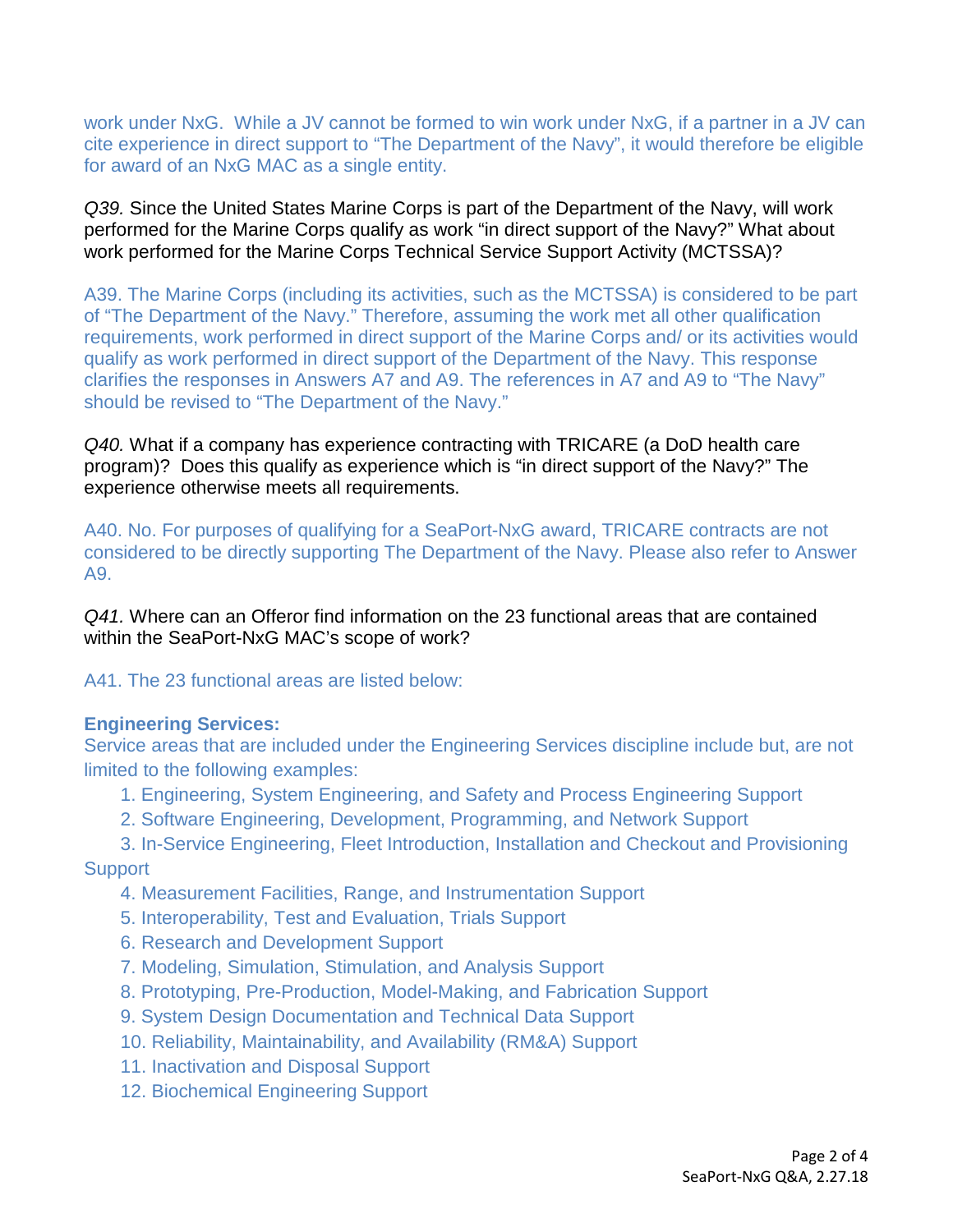work under NxG. While a JV cannot be formed to win work under NxG, if a partner in a JV can cite experience in direct support to "The Department of the Navy", it would therefore be eligible for award of an NxG MAC as a single entity.

*Q39.* Since the United States Marine Corps is part of the Department of the Navy, will work performed for the Marine Corps qualify as work "in direct support of the Navy?" What about work performed for the Marine Corps Technical Service Support Activity (MCTSSA)?

A39. The Marine Corps (including its activities, such as the MCTSSA) is considered to be part of "The Department of the Navy." Therefore, assuming the work met all other qualification requirements, work performed in direct support of the Marine Corps and/ or its activities would qualify as work performed in direct support of the Department of the Navy. This response clarifies the responses in Answers A7 and A9. The references in A7 and A9 to "The Navy" should be revised to "The Department of the Navy."

*Q40.* What if a company has experience contracting with TRICARE (a DoD health care program)? Does this qualify as experience which is "in direct support of the Navy?" The experience otherwise meets all requirements.

A40. No. For purposes of qualifying for a SeaPort-NxG award, TRICARE contracts are not considered to be directly supporting The Department of the Navy. Please also refer to Answer A9.

*Q41.* Where can an Offeror find information on the 23 functional areas that are contained within the SeaPort-NxG MAC's scope of work?

A41. The 23 functional areas are listed below:

**Engineering Services:**
Service areas that are included under the Engineering Services discipline include but, are not limited to the following examples:

1. Engineering, System Engineering, and Safety and Process Engineering Support
2. Software Engineering, Development, Programming, and Network Support
3. In-Service Engineering, Fleet Introduction, Installation and Checkout and Provisioning Support
4. Measurement Facilities, Range, and Instrumentation Support
5. Interoperability, Test and Evaluation, Trials Support
6. Research and Development Support
7. Modeling, Simulation, Stimulation, and Analysis Support
8. Prototyping, Pre-Production, Model-Making, and Fabrication Support
9. System Design Documentation and Technical Data Support
10. Reliability, Maintainability, and Availability (RM&A) Support
11. Inactivation and Disposal Support
12. Biochemical Engineering Support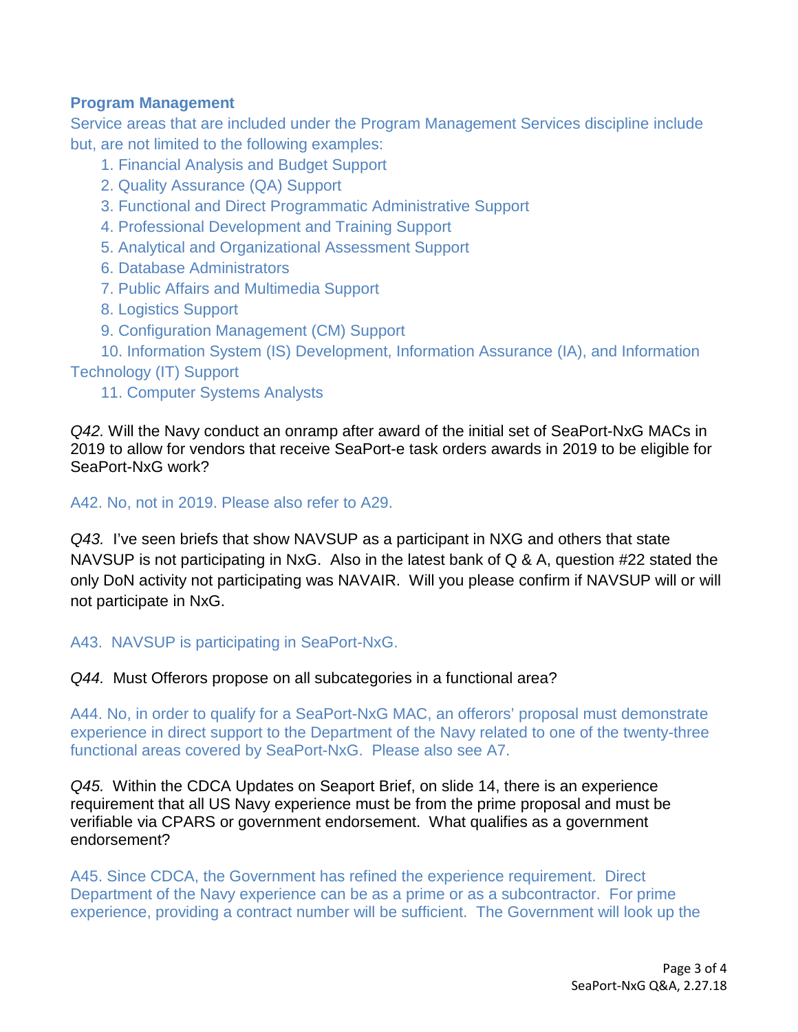**Program Management**

Service areas that are included under the Program Management Services discipline include but, are not limited to the following examples:

1. Financial Analysis and Budget Support
2. Quality Assurance (QA) Support
3. Functional and Direct Programmatic Administrative Support
4. Professional Development and Training Support
5. Analytical and Organizational Assessment Support
6. Database Administrators
7. Public Affairs and Multimedia Support
8. Logistics Support
9. Configuration Management (CM) Support
10. Information System (IS) Development, Information Assurance (IA), and Information Technology (IT) Support
11. Computer Systems Analysts

*Q42.* Will the Navy conduct an onramp after award of the initial set of SeaPort-NxG MACs in 2019 to allow for vendors that receive SeaPort-e task orders awards in 2019 to be eligible for SeaPort-NxG work?

A42. No, not in 2019. Please also refer to A29.

*Q43.* I've seen briefs that show NAVSUP as a participant in NXG and others that state NAVSUP is not participating in NxG. Also in the latest bank of Q & A, question #22 stated the only DoN activity not participating was NAVAIR. Will you please confirm if NAVSUP will or will not participate in NxG.

A43. NAVSUP is participating in SeaPort-NxG.

*Q44.* Must Offerors propose on all subcategories in a functional area?

A44. No, in order to qualify for a SeaPort-NxG MAC, an offerors' proposal must demonstrate experience in direct support to the Department of the Navy related to one of the twenty-three functional areas covered by SeaPort-NxG. Please also see A7.

*Q45.* Within the CDCA Updates on Seaport Brief, on slide 14, there is an experience requirement that all US Navy experience must be from the prime proposal and must be verifiable via CPARS or government endorsement. What qualifies as a government endorsement?

A45. Since CDCA, the Government has refined the experience requirement. Direct Department of the Navy experience can be as a prime or as a subcontractor. For prime experience, providing a contract number will be sufficient. The Government will look up the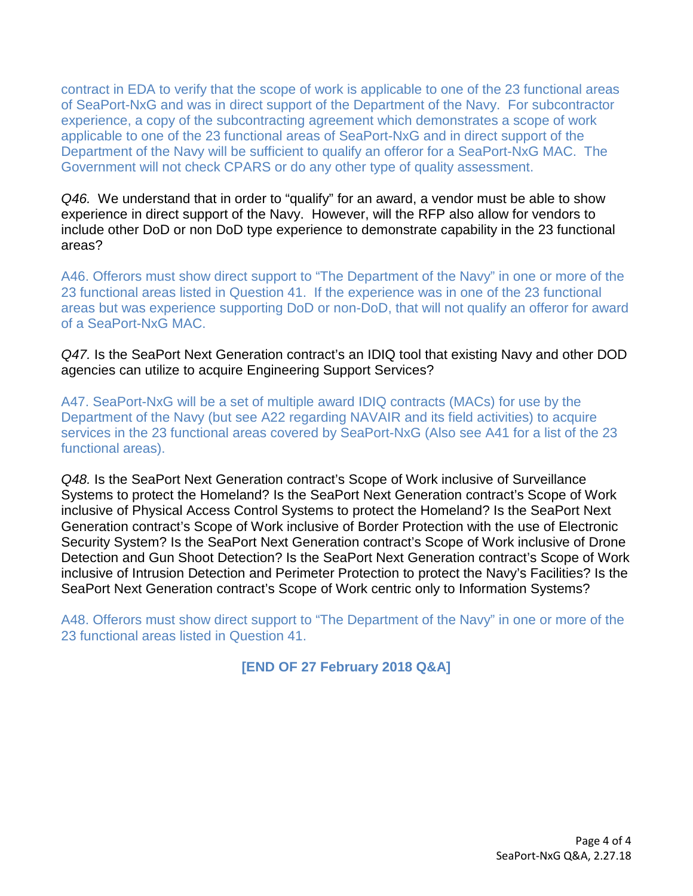contract in EDA to verify that the scope of work is applicable to one of the 23 functional areas of SeaPort-NxG and was in direct support of the Department of the Navy. For subcontractor experience, a copy of the subcontracting agreement which demonstrates a scope of work applicable to one of the 23 functional areas of SeaPort-NxG and in direct support of the Department of the Navy will be sufficient to qualify an offeror for a SeaPort-NxG MAC. The Government will not check CPARS or do any other type of quality assessment.

*Q46.* We understand that in order to "qualify" for an award, a vendor must be able to show experience in direct support of the Navy. However, will the RFP also allow for vendors to include other DoD or non DoD type experience to demonstrate capability in the 23 functional areas?

A46. Offerors must show direct support to "The Department of the Navy" in one or more of the 23 functional areas listed in Question 41. If the experience was in one of the 23 functional areas but was experience supporting DoD or non-DoD, that will not qualify an offeror for award of a SeaPort-NxG MAC.

*Q47.* Is the SeaPort Next Generation contract's an IDIQ tool that existing Navy and other DOD agencies can utilize to acquire Engineering Support Services?

A47. SeaPort-NxG will be a set of multiple award IDIQ contracts (MACs) for use by the Department of the Navy (but see A22 regarding NAVAIR and its field activities) to acquire services in the 23 functional areas covered by SeaPort-NxG (Also see A41 for a list of the 23 functional areas).

*Q48.* Is the SeaPort Next Generation contract's Scope of Work inclusive of Surveillance Systems to protect the Homeland? Is the SeaPort Next Generation contract's Scope of Work inclusive of Physical Access Control Systems to protect the Homeland? Is the SeaPort Next Generation contract's Scope of Work inclusive of Border Protection with the use of Electronic Security System? Is the SeaPort Next Generation contract's Scope of Work inclusive of Drone Detection and Gun Shoot Detection? Is the SeaPort Next Generation contract's Scope of Work inclusive of Intrusion Detection and Perimeter Protection to protect the Navy's Facilities? Is the SeaPort Next Generation contract's Scope of Work centric only to Information Systems?

A48. Offerors must show direct support to "The Department of the Navy" in one or more of the 23 functional areas listed in Question 41.

**[END OF 27 February 2018 Q&A]**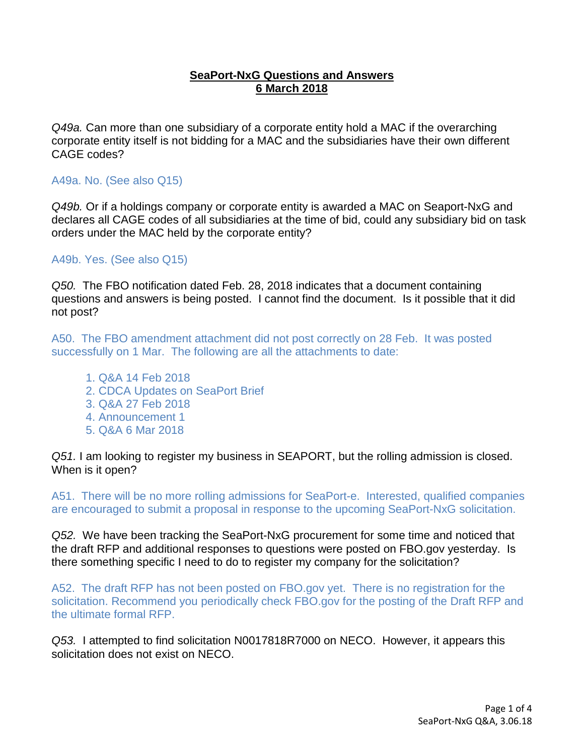# **SeaPort-NxG Questions and Answers**
## **6 March 2018**

*Q49a.* Can more than one subsidiary of a corporate entity hold a MAC if the overarching corporate entity itself is not bidding for a MAC and the subsidiaries have their own different CAGE codes?

A49a. No. (See also Q15)

*Q49b.* Or if a holdings company or corporate entity is awarded a MAC on Seaport-NxG and declares all CAGE codes of all subsidiaries at the time of bid, could any subsidiary bid on task orders under the MAC held by the corporate entity?

A49b. Yes. (See also Q15)

*Q50.* The FBO notification dated Feb. 28, 2018 indicates that a document containing questions and answers is being posted. I cannot find the document. Is it possible that it did not post?

A50. The FBO amendment attachment did not post correctly on 28 Feb. It was posted successfully on 1 Mar. The following are all the attachments to date:

1. Q&A 14 Feb 2018
2. CDCA Updates on SeaPort Brief
3. Q&A 27 Feb 2018
4. Announcement 1
5. Q&A 6 Mar 2018

*Q51.* I am looking to register my business in SEAPORT, but the rolling admission is closed. When is it open?

A51. There will be no more rolling admissions for SeaPort-e. Interested, qualified companies are encouraged to submit a proposal in response to the upcoming SeaPort-NxG solicitation.

*Q52.* We have been tracking the SeaPort-NxG procurement for some time and noticed that the draft RFP and additional responses to questions were posted on FBO.gov yesterday. Is there something specific I need to do to register my company for the solicitation?

A52. The draft RFP has not been posted on FBO.gov yet. There is no registration for the solicitation. Recommend you periodically check FBO.gov for the posting of the Draft RFP and the ultimate formal RFP.

*Q53.* I attempted to find solicitation N0017818R7000 on NECO. However, it appears this solicitation does not exist on NECO.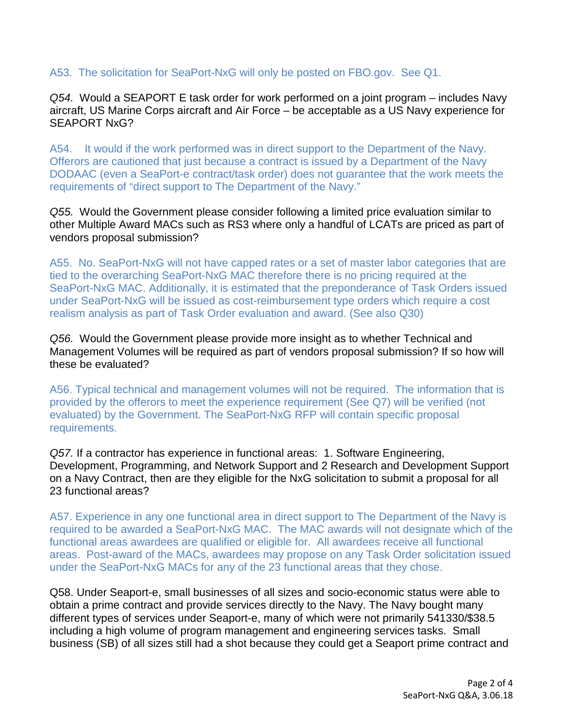A53. The solicitation for SeaPort-NxG will only be posted on FBO.gov. See Q1.

*Q54.* Would a SEAPORT E task order for work performed on a joint program – includes Navy aircraft, US Marine Corps aircraft and Air Force – be acceptable as a US Navy experience for SEAPORT NxG?

A54. It would if the work performed was in direct support to the Department of the Navy. Offerors are cautioned that just because a contract is issued by a Department of the Navy DODAAC (even a SeaPort-e contract/task order) does not guarantee that the work meets the requirements of "direct support to The Department of the Navy."

*Q55.* Would the Government please consider following a limited price evaluation similar to other Multiple Award MACs such as RS3 where only a handful of LCATs are priced as part of vendors proposal submission?

A55. No. SeaPort-NxG will not have capped rates or a set of master labor categories that are tied to the overarching SeaPort-NxG MAC therefore there is no pricing required at the SeaPort-NxG MAC. Additionally, it is estimated that the preponderance of Task Orders issued under SeaPort-NxG will be issued as cost-reimbursement type orders which require a cost realism analysis as part of Task Order evaluation and award. (See also Q30)

*Q56.* Would the Government please provide more insight as to whether Technical and Management Volumes will be required as part of vendors proposal submission? If so how will these be evaluated?

A56. Typical technical and management volumes will not be required. The information that is provided by the offerors to meet the experience requirement (See Q7) will be verified (not evaluated) by the Government. The SeaPort-NxG RFP will contain specific proposal requirements.

*Q57.* If a contractor has experience in functional areas: 1. Software Engineering, Development, Programming, and Network Support and 2 Research and Development Support on a Navy Contract, then are they eligible for the NxG solicitation to submit a proposal for all 23 functional areas?

A57. Experience in any one functional area in direct support to The Department of the Navy is required to be awarded a SeaPort-NxG MAC. The MAC awards will not designate which of the functional areas awardees are qualified or eligible for. All awardees receive all functional areas. Post-award of the MACs, awardees may propose on any Task Order solicitation issued under the SeaPort-NxG MACs for any of the 23 functional areas that they chose.

Q58. Under Seaport-e, small businesses of all sizes and socio-economic status were able to obtain a prime contract and provide services directly to the Navy. The Navy bought many different types of services under Seaport-e, many of which were not primarily 541330/$38.5 including a high volume of program management and engineering services tasks. Small business (SB) of all sizes still had a shot because they could get a Seaport prime contract and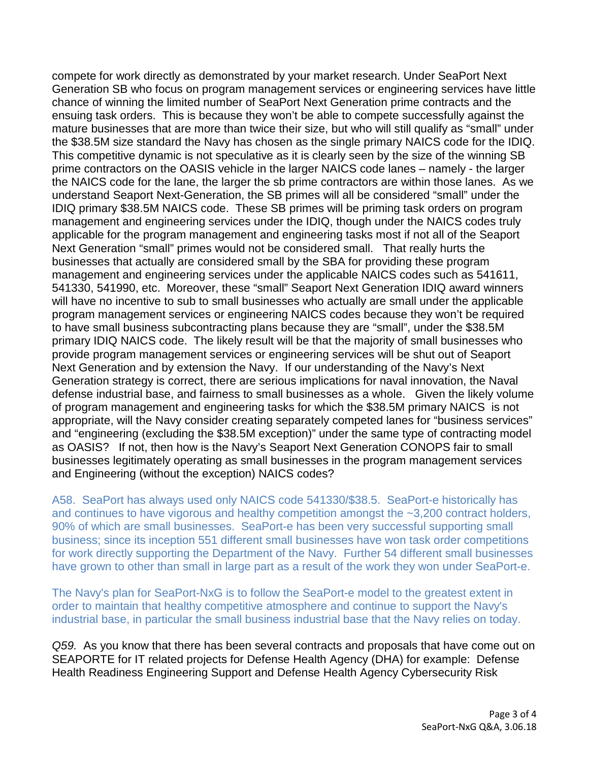compete for work directly as demonstrated by your market research. Under SeaPort Next Generation SB who focus on program management services or engineering services have little chance of winning the limited number of SeaPort Next Generation prime contracts and the ensuing task orders. This is because they won't be able to compete successfully against the mature businesses that are more than twice their size, but who will still qualify as "small" under the $38.5M size standard the Navy has chosen as the single primary NAICS code for the IDIQ. This competitive dynamic is not speculative as it is clearly seen by the size of the winning SB prime contractors on the OASIS vehicle in the larger NAICS code lanes – namely - the larger the NAICS code for the lane, the larger the sb prime contractors are within those lanes. As we understand Seaport Next-Generation, the SB primes will all be considered "small" under the IDIQ primary $38.5M NAICS code. These SB primes will be priming task orders on program management and engineering services under the IDIQ, though under the NAICS codes truly applicable for the program management and engineering tasks most if not all of the Seaport Next Generation "small" primes would not be considered small. That really hurts the businesses that actually are considered small by the SBA for providing these program management and engineering services under the applicable NAICS codes such as 541611, 541330, 541990, etc. Moreover, these "small" Seaport Next Generation IDIQ award winners will have no incentive to sub to small businesses who actually are small under the applicable program management services or engineering NAICS codes because they won't be required to have small business subcontracting plans because they are "small", under the $38.5M primary IDIQ NAICS code. The likely result will be that the majority of small businesses who provide program management services or engineering services will be shut out of Seaport Next Generation and by extension the Navy. If our understanding of the Navy's Next Generation strategy is correct, there are serious implications for naval innovation, the Naval defense industrial base, and fairness to small businesses as a whole. Given the likely volume of program management and engineering tasks for which the $38.5M primary NAICS is not appropriate, will the Navy consider creating separately competed lanes for "business services" and "engineering (excluding the $38.5M exception)" under the same type of contracting model as OASIS? If not, then how is the Navy's Seaport Next Generation CONOPS fair to small businesses legitimately operating as small businesses in the program management services and Engineering (without the exception) NAICS codes?

A58. SeaPort has always used only NAICS code 541330/$38.5. SeaPort-e historically has and continues to have vigorous and healthy competition amongst the ~3,200 contract holders, 90% of which are small businesses. SeaPort-e has been very successful supporting small business; since its inception 551 different small businesses have won task order competitions for work directly supporting the Department of the Navy. Further 54 different small businesses have grown to other than small in large part as a result of the work they won under SeaPort-e.

The Navy's plan for SeaPort-NxG is to follow the SeaPort-e model to the greatest extent in order to maintain that healthy competitive atmosphere and continue to support the Navy's industrial base, in particular the small business industrial base that the Navy relies on today.

*Q59.* As you know that there has been several contracts and proposals that have come out on SEAPORTE for IT related projects for Defense Health Agency (DHA) for example: Defense Health Readiness Engineering Support and Defense Health Agency Cybersecurity Risk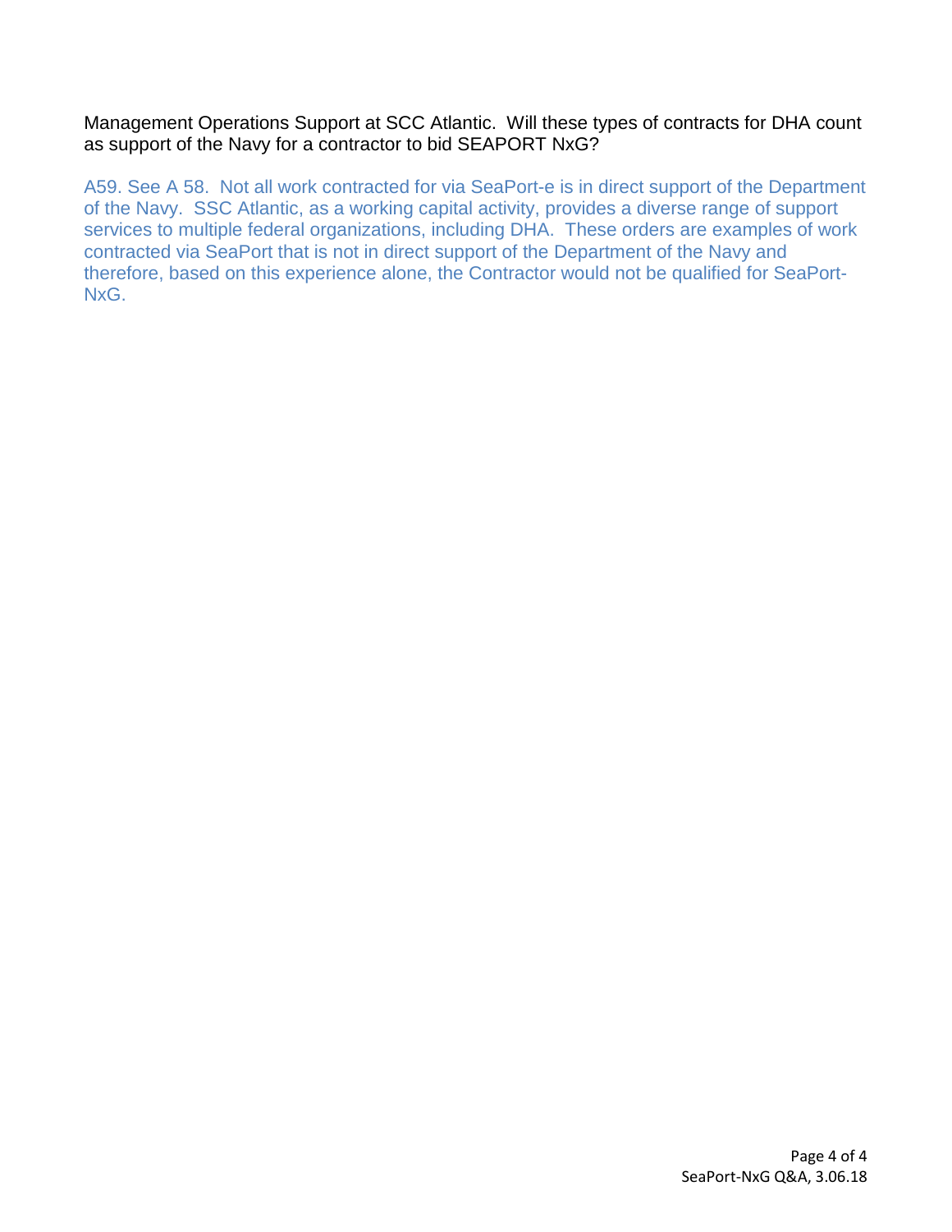Management Operations Support at SCC Atlantic. Will these types of contracts for DHA count as support of the Navy for a contractor to bid SEAPORT NxG?

A59. See A 58. Not all work contracted for via SeaPort-e is in direct support of the Department of the Navy. SSC Atlantic, as a working capital activity, provides a diverse range of support services to multiple federal organizations, including DHA. These orders are examples of work contracted via SeaPort that is not in direct support of the Department of the Navy and therefore, based on this experience alone, the Contractor would not be qualified for SeaPort-NxG.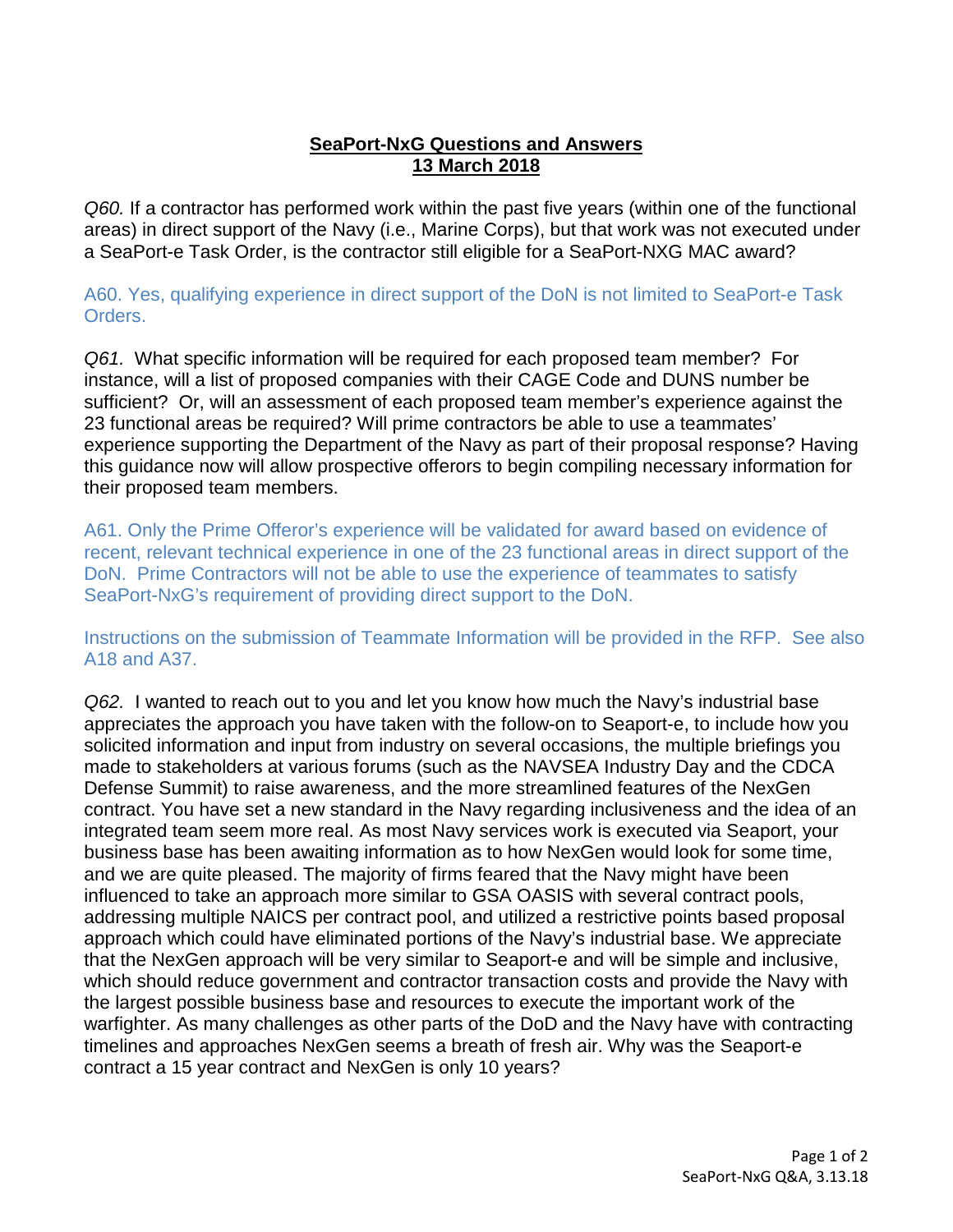# SeaPort-NxG Questions and Answers
## 13 March 2018

*Q60.* If a contractor has performed work within the past five years (within one of the functional areas) in direct support of the Navy (i.e., Marine Corps), but that work was not executed under a SeaPort-e Task Order, is the contractor still eligible for a SeaPort-NXG MAC award?

A60. Yes, qualifying experience in direct support of the DoN is not limited to SeaPort-e Task Orders.

*Q61.* What specific information will be required for each proposed team member? For instance, will a list of proposed companies with their CAGE Code and DUNS number be sufficient? Or, will an assessment of each proposed team member's experience against the 23 functional areas be required? Will prime contractors be able to use a teammates' experience supporting the Department of the Navy as part of their proposal response? Having this guidance now will allow prospective offerors to begin compiling necessary information for their proposed team members.

A61. Only the Prime Offeror's experience will be validated for award based on evidence of recent, relevant technical experience in one of the 23 functional areas in direct support of the DoN. Prime Contractors will not be able to use the experience of teammates to satisfy SeaPort-NxG's requirement of providing direct support to the DoN.

Instructions on the submission of Teammate Information will be provided in the RFP. See also A18 and A37.

*Q62.* I wanted to reach out to you and let you know how much the Navy's industrial base appreciates the approach you have taken with the follow-on to Seaport-e, to include how you solicited information and input from industry on several occasions, the multiple briefings you made to stakeholders at various forums (such as the NAVSEA Industry Day and the CDCA Defense Summit) to raise awareness, and the more streamlined features of the NexGen contract. You have set a new standard in the Navy regarding inclusiveness and the idea of an integrated team seem more real. As most Navy services work is executed via Seaport, your business base has been awaiting information as to how NexGen would look for some time, and we are quite pleased. The majority of firms feared that the Navy might have been influenced to take an approach more similar to GSA OASIS with several contract pools, addressing multiple NAICS per contract pool, and utilized a restrictive points based proposal approach which could have eliminated portions of the Navy's industrial base. We appreciate that the NexGen approach will be very similar to Seaport-e and will be simple and inclusive, which should reduce government and contractor transaction costs and provide the Navy with the largest possible business base and resources to execute the important work of the warfighter. As many challenges as other parts of the DoD and the Navy have with contracting timelines and approaches NexGen seems a breath of fresh air. Why was the Seaport-e contract a 15 year contract and NexGen is only 10 years?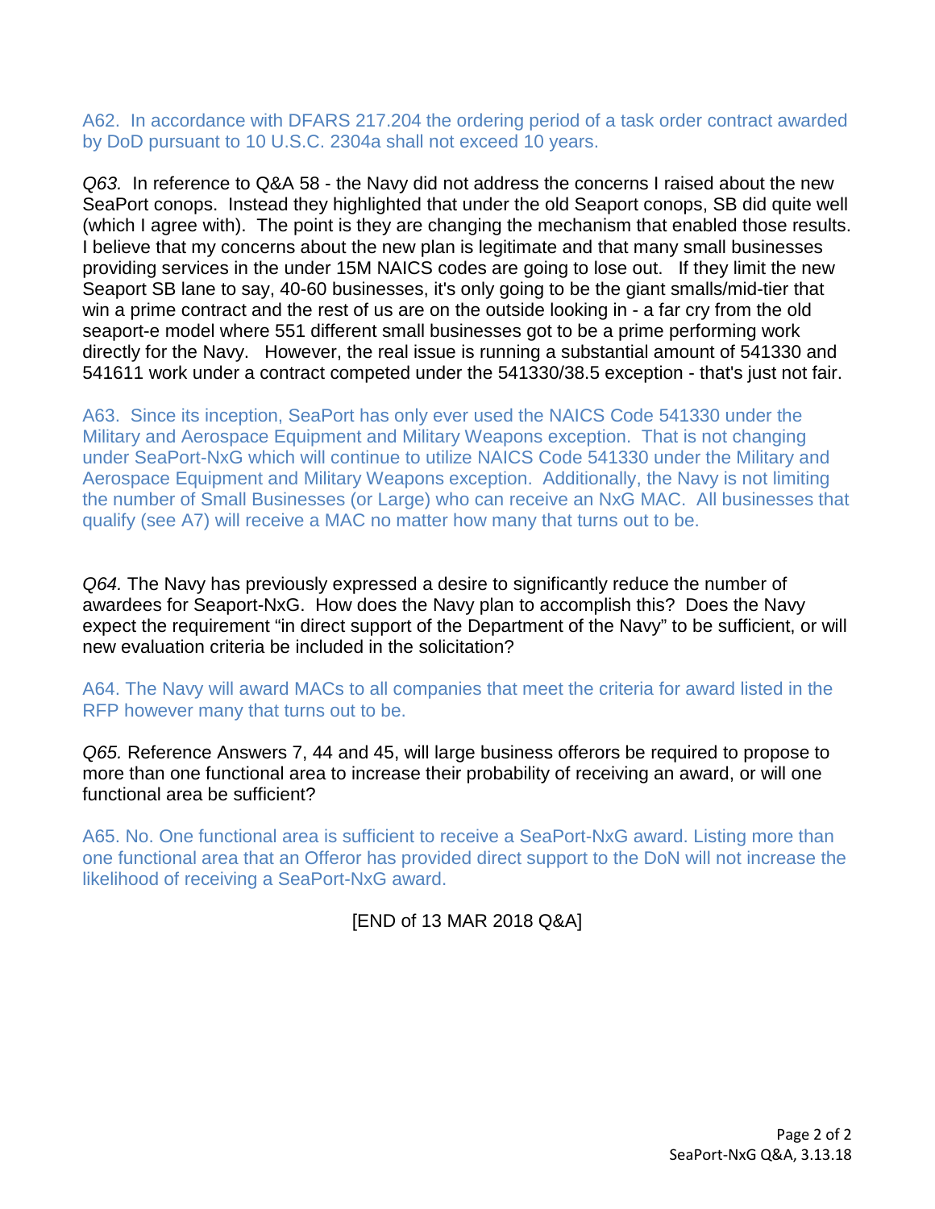A62. In accordance with DFARS 217.204 the ordering period of a task order contract awarded by DoD pursuant to 10 U.S.C. 2304a shall not exceed 10 years.

*Q63.* In reference to Q&A 58 - the Navy did not address the concerns I raised about the new SeaPort conops. Instead they highlighted that under the old Seaport conops, SB did quite well (which I agree with). The point is they are changing the mechanism that enabled those results. I believe that my concerns about the new plan is legitimate and that many small businesses providing services in the under 15M NAICS codes are going to lose out. If they limit the new Seaport SB lane to say, 40-60 businesses, it's only going to be the giant smalls/mid-tier that win a prime contract and the rest of us are on the outside looking in - a far cry from the old seaport-e model where 551 different small businesses got to be a prime performing work directly for the Navy. However, the real issue is running a substantial amount of 541330 and 541611 work under a contract competed under the 541330/38.5 exception - that's just not fair.

A63. Since its inception, SeaPort has only ever used the NAICS Code 541330 under the Military and Aerospace Equipment and Military Weapons exception. That is not changing under SeaPort-NxG which will continue to utilize NAICS Code 541330 under the Military and Aerospace Equipment and Military Weapons exception. Additionally, the Navy is not limiting the number of Small Businesses (or Large) who can receive an NxG MAC. All businesses that qualify (see A7) will receive a MAC no matter how many that turns out to be.

*Q64.* The Navy has previously expressed a desire to significantly reduce the number of awardees for Seaport-NxG. How does the Navy plan to accomplish this? Does the Navy expect the requirement "in direct support of the Department of the Navy" to be sufficient, or will new evaluation criteria be included in the solicitation?

A64. The Navy will award MACs to all companies that meet the criteria for award listed in the RFP however many that turns out to be.

*Q65.* Reference Answers 7, 44 and 45, will large business offerors be required to propose to more than one functional area to increase their probability of receiving an award, or will one functional area be sufficient?

A65. No. One functional area is sufficient to receive a SeaPort-NxG award. Listing more than one functional area that an Offeror has provided direct support to the DoN will not increase the likelihood of receiving a SeaPort-NxG award.

[END of 13 MAR 2018 Q&A]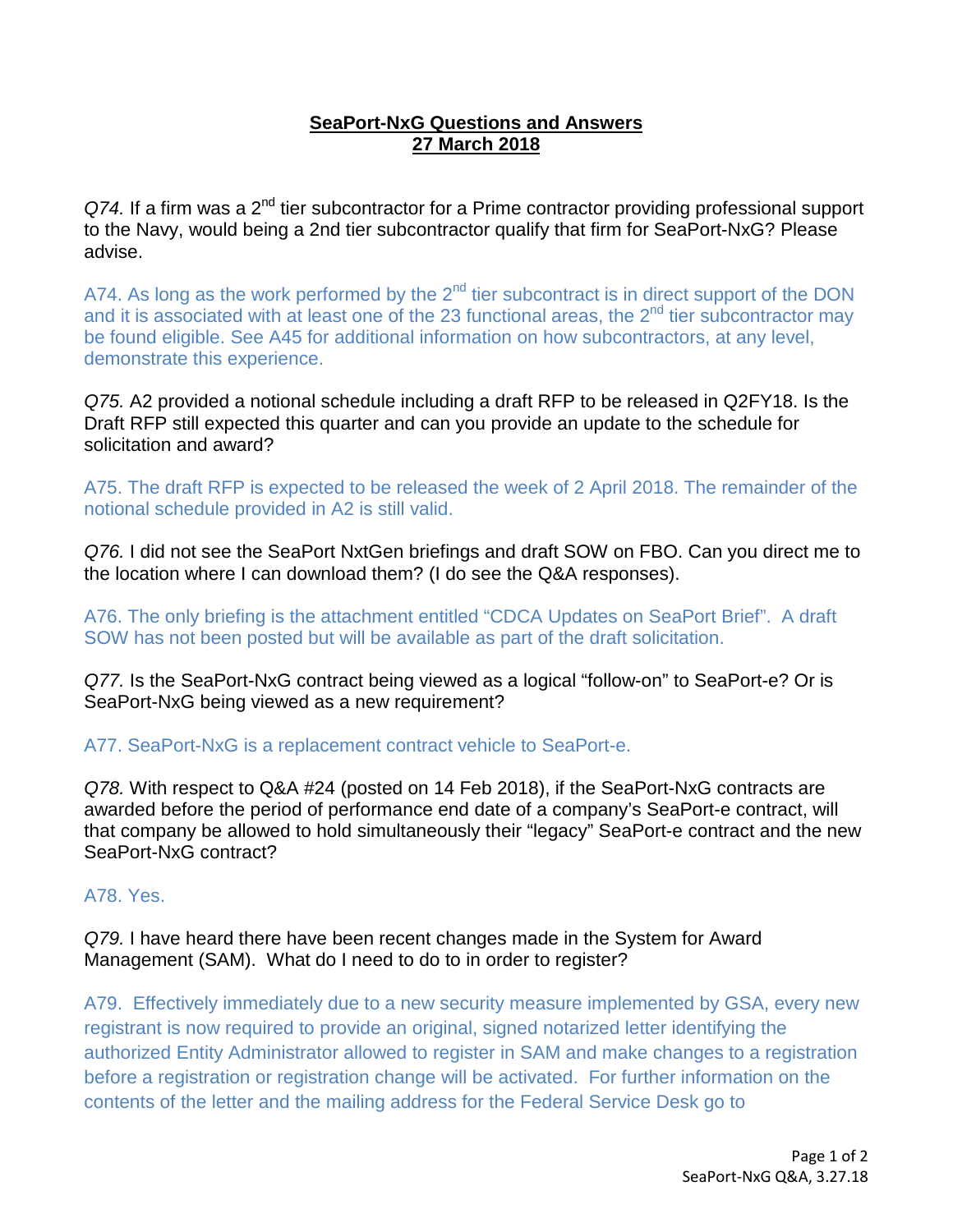**SeaPort-NxG Questions and Answers**
**27 March 2018**

*Q74.* If a firm was a 2nd tier subcontractor for a Prime contractor providing professional support to the Navy, would being a 2nd tier subcontractor qualify that firm for SeaPort-NxG? Please advise.

A74. As long as the work performed by the 2nd tier subcontract is in direct support of the DON and it is associated with at least one of the 23 functional areas, the 2nd tier subcontractor may be found eligible. See A45 for additional information on how subcontractors, at any level, demonstrate this experience.

*Q75.* A2 provided a notional schedule including a draft RFP to be released in Q2FY18. Is the Draft RFP still expected this quarter and can you provide an update to the schedule for solicitation and award?

A75. The draft RFP is expected to be released the week of 2 April 2018. The remainder of the notional schedule provided in A2 is still valid.

*Q76.* I did not see the SeaPort NxtGen briefings and draft SOW on FBO. Can you direct me to the location where I can download them? (I do see the Q&A responses).

A76. The only briefing is the attachment entitled "CDCA Updates on SeaPort Brief". A draft SOW has not been posted but will be available as part of the draft solicitation.

*Q77.* Is the SeaPort-NxG contract being viewed as a logical "follow-on" to SeaPort-e? Or is SeaPort-NxG being viewed as a new requirement?

A77. SeaPort-NxG is a replacement contract vehicle to SeaPort-e.

*Q78.* With respect to Q&A #24 (posted on 14 Feb 2018), if the SeaPort-NxG contracts are awarded before the period of performance end date of a company's SeaPort-e contract, will that company be allowed to hold simultaneously their "legacy" SeaPort-e contract and the new SeaPort-NxG contract?

A78. Yes.

*Q79.* I have heard there have been recent changes made in the System for Award Management (SAM). What do I need to do to in order to register?

A79. Effectively immediately due to a new security measure implemented by GSA, every new registrant is now required to provide an original, signed notarized letter identifying the authorized Entity Administrator allowed to register in SAM and make changes to a registration before a registration or registration change will be activated. For further information on the contents of the letter and the mailing address for the Federal Service Desk go to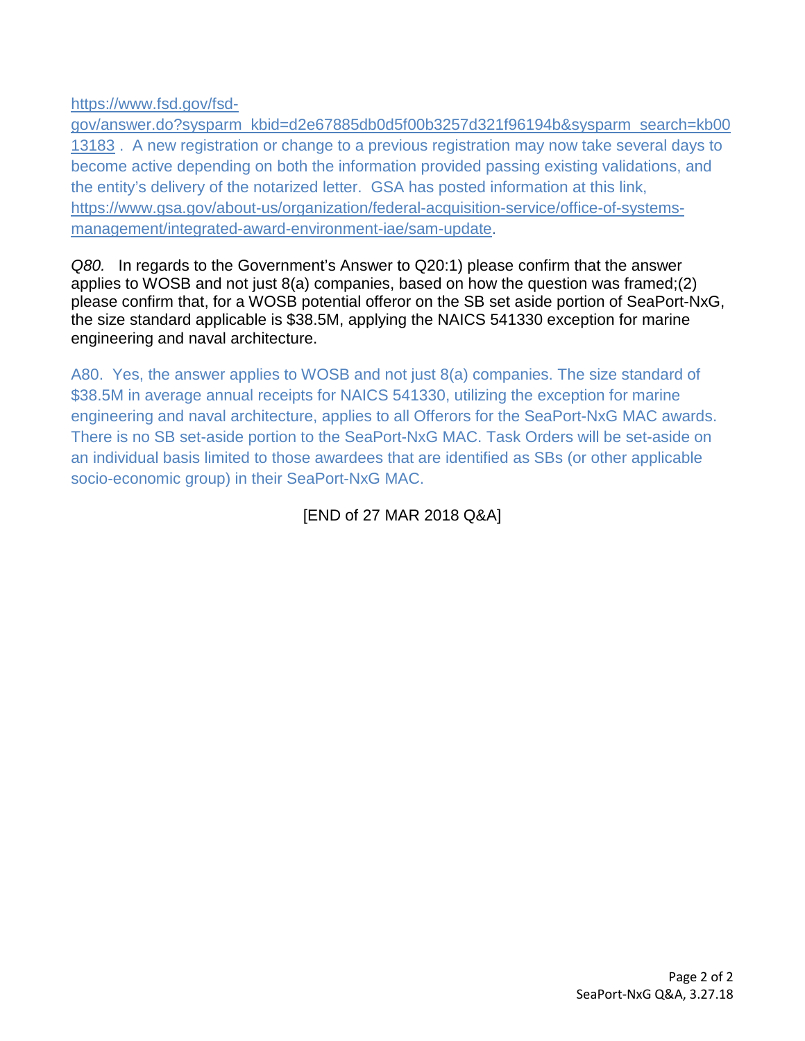https://www.fsd.gov/fsd-gov/answer.do?sysparm_kbid=d2e67885db0d5f00b3257d321f96194b&sysparm_search=kb0013183 . A new registration or change to a previous registration may now take several days to become active depending on both the information provided passing existing validations, and the entity's delivery of the notarized letter. GSA has posted information at this link, https://www.gsa.gov/about-us/organization/federal-acquisition-service/office-of-systems-management/integrated-award-environment-iae/sam-update.

*Q80.* In regards to the Government's Answer to Q20:1) please confirm that the answer applies to WOSB and not just 8(a) companies, based on how the question was framed;(2) please confirm that, for a WOSB potential offeror on the SB set aside portion of SeaPort-NxG, the size standard applicable is $38.5M, applying the NAICS 541330 exception for marine engineering and naval architecture.

A80. Yes, the answer applies to WOSB and not just 8(a) companies. The size standard of $38.5M in average annual receipts for NAICS 541330, utilizing the exception for marine engineering and naval architecture, applies to all Offerors for the SeaPort-NxG MAC awards. There is no SB set-aside portion to the SeaPort-NxG MAC. Task Orders will be set-aside on an individual basis limited to those awardees that are identified as SBs (or other applicable socio-economic group) in their SeaPort-NxG MAC.

[END of 27 MAR 2018 Q&A]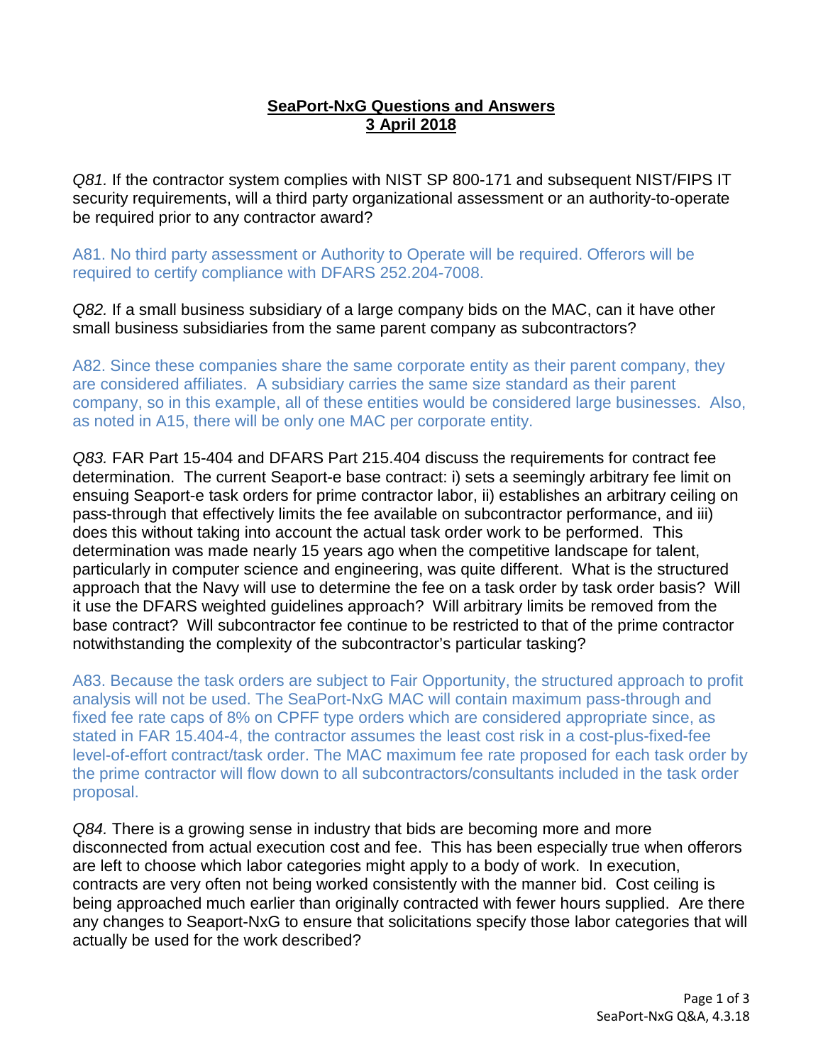## SeaPort-NxG Questions and Answers
## 3 April 2018

*Q81.* If the contractor system complies with NIST SP 800-171 and subsequent NIST/FIPS IT security requirements, will a third party organizational assessment or an authority-to-operate be required prior to any contractor award?

A81. No third party assessment or Authority to Operate will be required. Offerors will be required to certify compliance with DFARS 252.204-7008.

*Q82.* If a small business subsidiary of a large company bids on the MAC, can it have other small business subsidiaries from the same parent company as subcontractors?

A82. Since these companies share the same corporate entity as their parent company, they are considered affiliates. A subsidiary carries the same size standard as their parent company, so in this example, all of these entities would be considered large businesses. Also, as noted in A15, there will be only one MAC per corporate entity.

*Q83.* FAR Part 15-404 and DFARS Part 215.404 discuss the requirements for contract fee determination. The current Seaport-e base contract: i) sets a seemingly arbitrary fee limit on ensuing Seaport-e task orders for prime contractor labor, ii) establishes an arbitrary ceiling on pass-through that effectively limits the fee available on subcontractor performance, and iii) does this without taking into account the actual task order work to be performed. This determination was made nearly 15 years ago when the competitive landscape for talent, particularly in computer science and engineering, was quite different. What is the structured approach that the Navy will use to determine the fee on a task order by task order basis? Will it use the DFARS weighted guidelines approach? Will arbitrary limits be removed from the base contract? Will subcontractor fee continue to be restricted to that of the prime contractor notwithstanding the complexity of the subcontractor's particular tasking?

A83. Because the task orders are subject to Fair Opportunity, the structured approach to profit analysis will not be used. The SeaPort-NxG MAC will contain maximum pass-through and fixed fee rate caps of 8% on CPFF type orders which are considered appropriate since, as stated in FAR 15.404-4, the contractor assumes the least cost risk in a cost-plus-fixed-fee level-of-effort contract/task order. The MAC maximum fee rate proposed for each task order by the prime contractor will flow down to all subcontractors/consultants included in the task order proposal.

*Q84.* There is a growing sense in industry that bids are becoming more and more disconnected from actual execution cost and fee. This has been especially true when offerors are left to choose which labor categories might apply to a body of work. In execution, contracts are very often not being worked consistently with the manner bid. Cost ceiling is being approached much earlier than originally contracted with fewer hours supplied. Are there any changes to Seaport-NxG to ensure that solicitations specify those labor categories that will actually be used for the work described?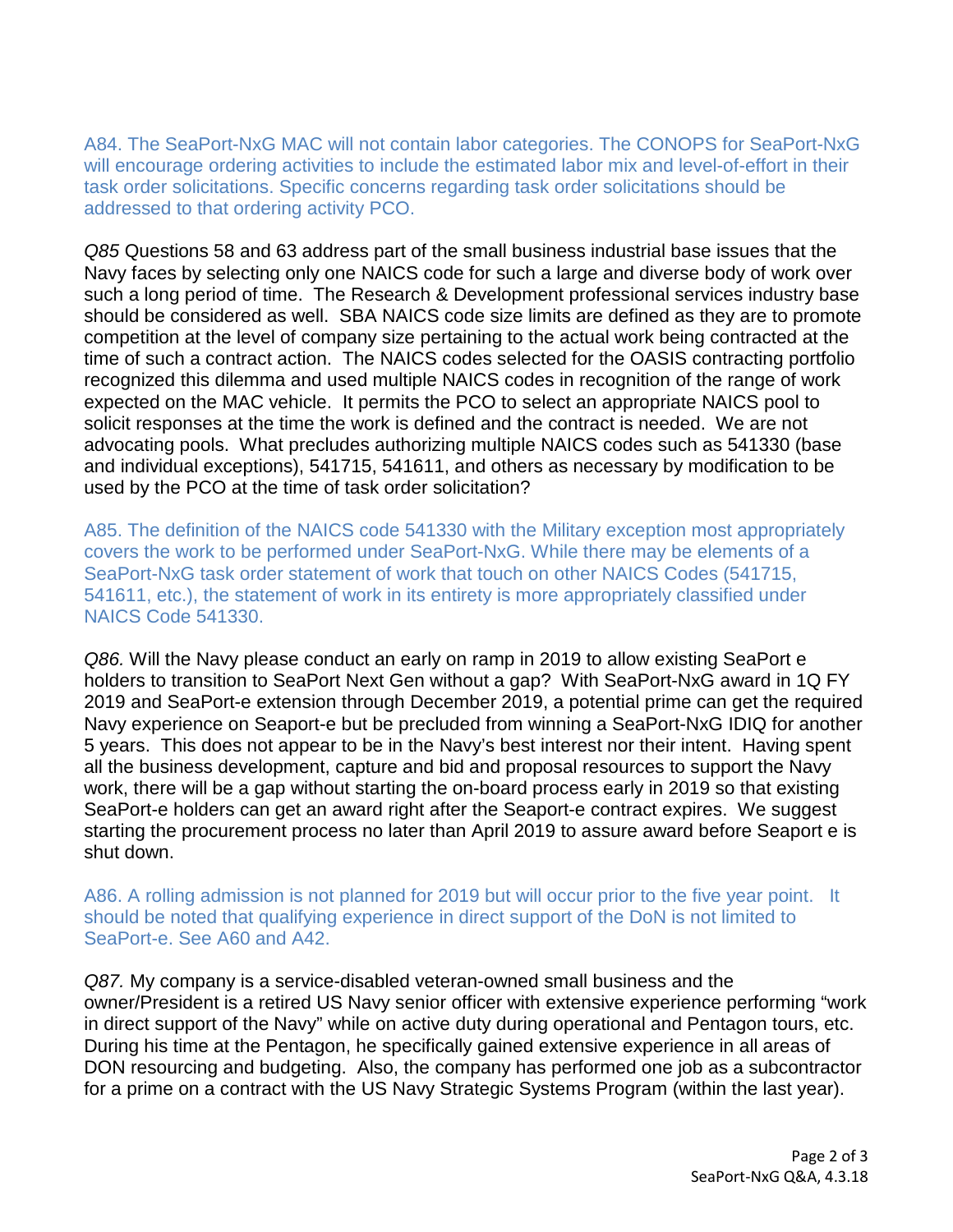A84. The SeaPort-NxG MAC will not contain labor categories. The CONOPS for SeaPort-NxG will encourage ordering activities to include the estimated labor mix and level-of-effort in their task order solicitations. Specific concerns regarding task order solicitations should be addressed to that ordering activity PCO.

*Q85* Questions 58 and 63 address part of the small business industrial base issues that the Navy faces by selecting only one NAICS code for such a large and diverse body of work over such a long period of time. The Research & Development professional services industry base should be considered as well. SBA NAICS code size limits are defined as they are to promote competition at the level of company size pertaining to the actual work being contracted at the time of such a contract action. The NAICS codes selected for the OASIS contracting portfolio recognized this dilemma and used multiple NAICS codes in recognition of the range of work expected on the MAC vehicle. It permits the PCO to select an appropriate NAICS pool to solicit responses at the time the work is defined and the contract is needed. We are not advocating pools. What precludes authorizing multiple NAICS codes such as 541330 (base and individual exceptions), 541715, 541611, and others as necessary by modification to be used by the PCO at the time of task order solicitation?

A85. The definition of the NAICS code 541330 with the Military exception most appropriately covers the work to be performed under SeaPort-NxG. While there may be elements of a SeaPort-NxG task order statement of work that touch on other NAICS Codes (541715, 541611, etc.), the statement of work in its entirety is more appropriately classified under NAICS Code 541330.

*Q86.* Will the Navy please conduct an early on ramp in 2019 to allow existing SeaPort e holders to transition to SeaPort Next Gen without a gap? With SeaPort-NxG award in 1Q FY 2019 and SeaPort-e extension through December 2019, a potential prime can get the required Navy experience on Seaport-e but be precluded from winning a SeaPort-NxG IDIQ for another 5 years. This does not appear to be in the Navy's best interest nor their intent. Having spent all the business development, capture and bid and proposal resources to support the Navy work, there will be a gap without starting the on-board process early in 2019 so that existing SeaPort-e holders can get an award right after the Seaport-e contract expires. We suggest starting the procurement process no later than April 2019 to assure award before Seaport e is shut down.

A86. A rolling admission is not planned for 2019 but will occur prior to the five year point. It should be noted that qualifying experience in direct support of the DoN is not limited to SeaPort-e. See A60 and A42.

*Q87.* My company is a service-disabled veteran-owned small business and the owner/President is a retired US Navy senior officer with extensive experience performing "work in direct support of the Navy" while on active duty during operational and Pentagon tours, etc. During his time at the Pentagon, he specifically gained extensive experience in all areas of DON resourcing and budgeting. Also, the company has performed one job as a subcontractor for a prime on a contract with the US Navy Strategic Systems Program (within the last year).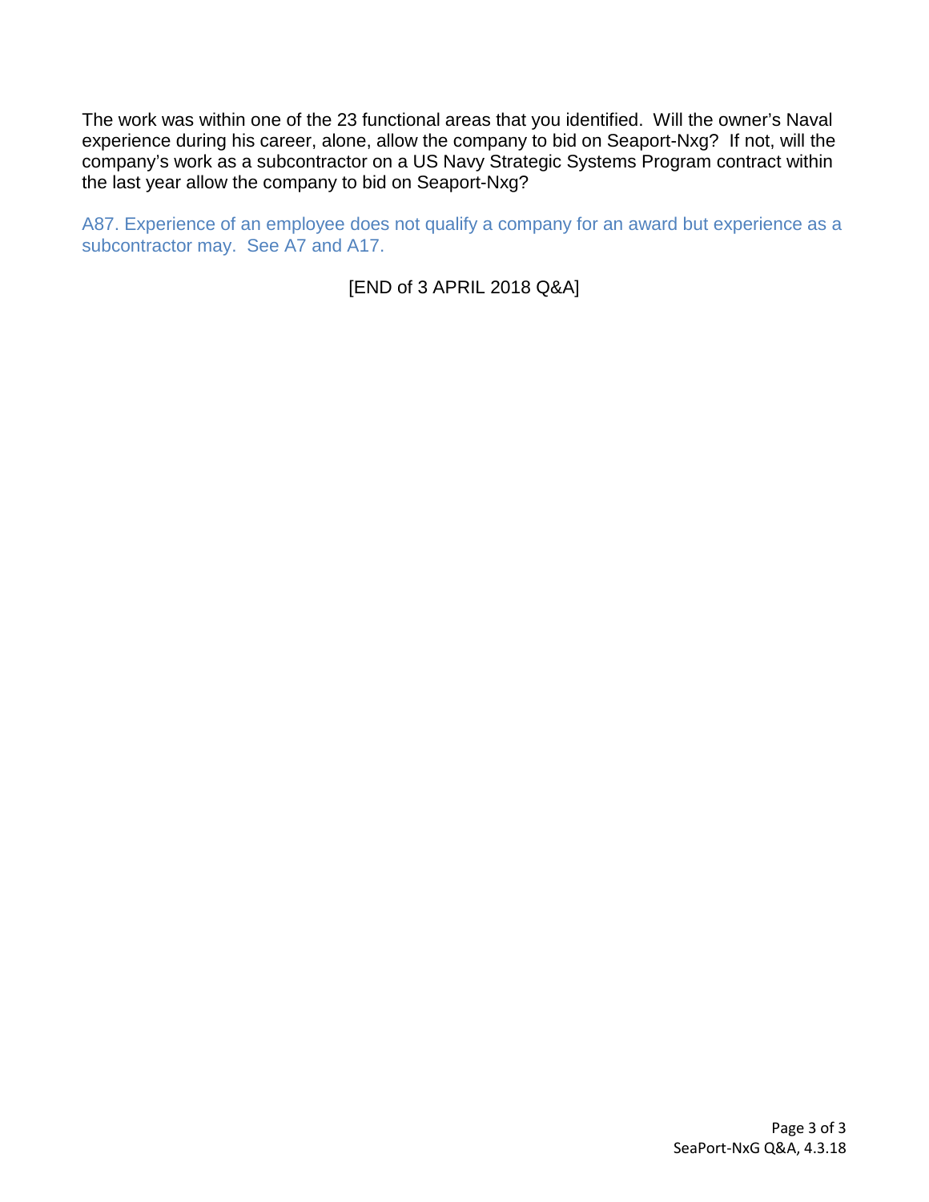The work was within one of the 23 functional areas that you identified. Will the owner's Naval experience during his career, alone, allow the company to bid on Seaport-Nxg? If not, will the company's work as a subcontractor on a US Navy Strategic Systems Program contract within the last year allow the company to bid on Seaport-Nxg?

A87. Experience of an employee does not qualify a company for an award but experience as a subcontractor may. See A7 and A17.

[END of 3 APRIL 2018 Q&A]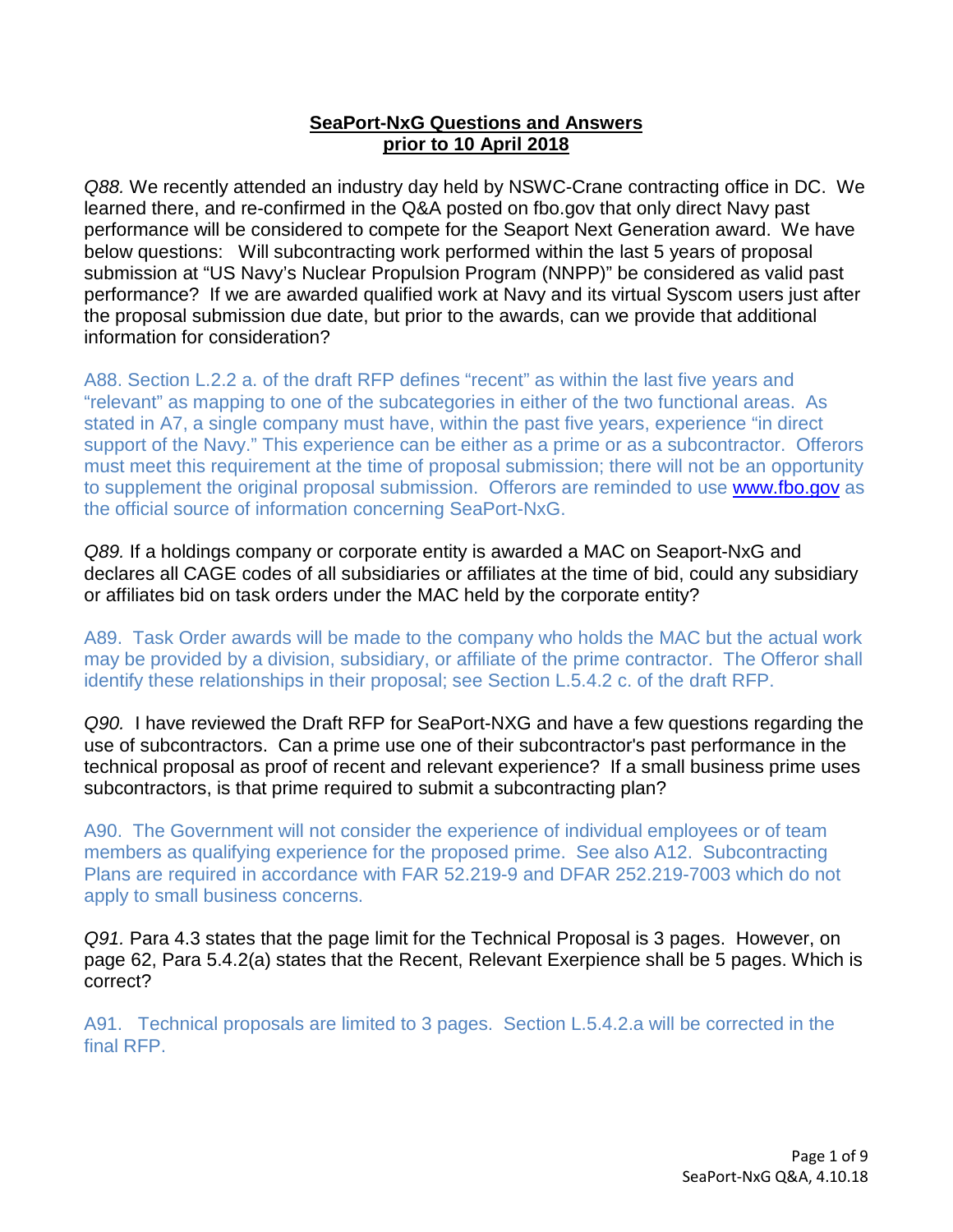# SeaPort-NxG Questions and Answers prior to 10 April 2018

*Q88.* We recently attended an industry day held by NSWC-Crane contracting office in DC. We learned there, and re-confirmed in the Q&A posted on fbo.gov that only direct Navy past performance will be considered to compete for the Seaport Next Generation award. We have below questions: Will subcontracting work performed within the last 5 years of proposal submission at "US Navy's Nuclear Propulsion Program (NNPP)" be considered as valid past performance? If we are awarded qualified work at Navy and its virtual Syscom users just after the proposal submission due date, but prior to the awards, can we provide that additional information for consideration?

A88. Section L.2.2 a. of the draft RFP defines "recent" as within the last five years and "relevant" as mapping to one of the subcategories in either of the two functional areas. As stated in A7, a single company must have, within the past five years, experience "in direct support of the Navy." This experience can be either as a prime or as a subcontractor. Offerors must meet this requirement at the time of proposal submission; there will not be an opportunity to supplement the original proposal submission. Offerors are reminded to use [www.fbo.gov](www.fbo.gov) as the official source of information concerning SeaPort-NxG.

*Q89.* If a holdings company or corporate entity is awarded a MAC on Seaport-NxG and declares all CAGE codes of all subsidiaries or affiliates at the time of bid, could any subsidiary or affiliates bid on task orders under the MAC held by the corporate entity?

A89. Task Order awards will be made to the company who holds the MAC but the actual work may be provided by a division, subsidiary, or affiliate of the prime contractor. The Offeror shall identify these relationships in their proposal; see Section L.5.4.2 c. of the draft RFP.

*Q90.* I have reviewed the Draft RFP for SeaPort-NXG and have a few questions regarding the use of subcontractors. Can a prime use one of their subcontractor's past performance in the technical proposal as proof of recent and relevant experience? If a small business prime uses subcontractors, is that prime required to submit a subcontracting plan?

A90. The Government will not consider the experience of individual employees or of team members as qualifying experience for the proposed prime. See also A12. Subcontracting Plans are required in accordance with FAR 52.219-9 and DFAR 252.219-7003 which do not apply to small business concerns.

*Q91.* Para 4.3 states that the page limit for the Technical Proposal is 3 pages. However, on page 62, Para 5.4.2(a) states that the Recent, Relevant Exerpience shall be 5 pages. Which is correct?

A91. Technical proposals are limited to 3 pages. Section L.5.4.2.a will be corrected in the final RFP.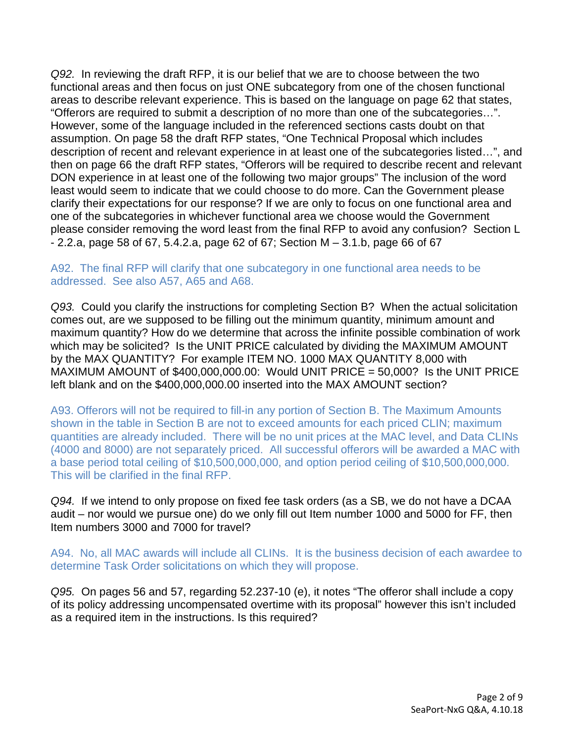*Q92.* In reviewing the draft RFP, it is our belief that we are to choose between the two functional areas and then focus on just ONE subcategory from one of the chosen functional areas to describe relevant experience. This is based on the language on page 62 that states, "Offerors are required to submit a description of no more than one of the subcategories…". However, some of the language included in the referenced sections casts doubt on that assumption. On page 58 the draft RFP states, "One Technical Proposal which includes description of recent and relevant experience in at least one of the subcategories listed…", and then on page 66 the draft RFP states, "Offerors will be required to describe recent and relevant DON experience in at least one of the following two major groups" The inclusion of the word least would seem to indicate that we could choose to do more. Can the Government please clarify their expectations for our response? If we are only to focus on one functional area and one of the subcategories in whichever functional area we choose would the Government please consider removing the word least from the final RFP to avoid any confusion? Section L - 2.2.a, page 58 of 67, 5.4.2.a, page 62 of 67; Section M – 3.1.b, page 66 of 67

A92. The final RFP will clarify that one subcategory in one functional area needs to be addressed. See also A57, A65 and A68.

*Q93.* Could you clarify the instructions for completing Section B? When the actual solicitation comes out, are we supposed to be filling out the minimum quantity, minimum amount and maximum quantity? How do we determine that across the infinite possible combination of work which may be solicited? Is the UNIT PRICE calculated by dividing the MAXIMUM AMOUNT by the MAX QUANTITY? For example ITEM NO. 1000 MAX QUANTITY 8,000 with MAXIMUM AMOUNT of $400,000,000.00: Would UNIT PRICE = 50,000? Is the UNIT PRICE left blank and on the $400,000,000.00 inserted into the MAX AMOUNT section?

A93. Offerors will not be required to fill-in any portion of Section B. The Maximum Amounts shown in the table in Section B are not to exceed amounts for each priced CLIN; maximum quantities are already included. There will be no unit prices at the MAC level, and Data CLINs (4000 and 8000) are not separately priced. All successful offerors will be awarded a MAC with a base period total ceiling of $10,500,000,000, and option period ceiling of $10,500,000,000. This will be clarified in the final RFP.

*Q94.* If we intend to only propose on fixed fee task orders (as a SB, we do not have a DCAA audit – nor would we pursue one) do we only fill out Item number 1000 and 5000 for FF, then Item numbers 3000 and 7000 for travel?

A94. No, all MAC awards will include all CLINs. It is the business decision of each awardee to determine Task Order solicitations on which they will propose.

*Q95.* On pages 56 and 57, regarding 52.237-10 (e), it notes "The offeror shall include a copy of its policy addressing uncompensated overtime with its proposal" however this isn't included as a required item in the instructions. Is this required?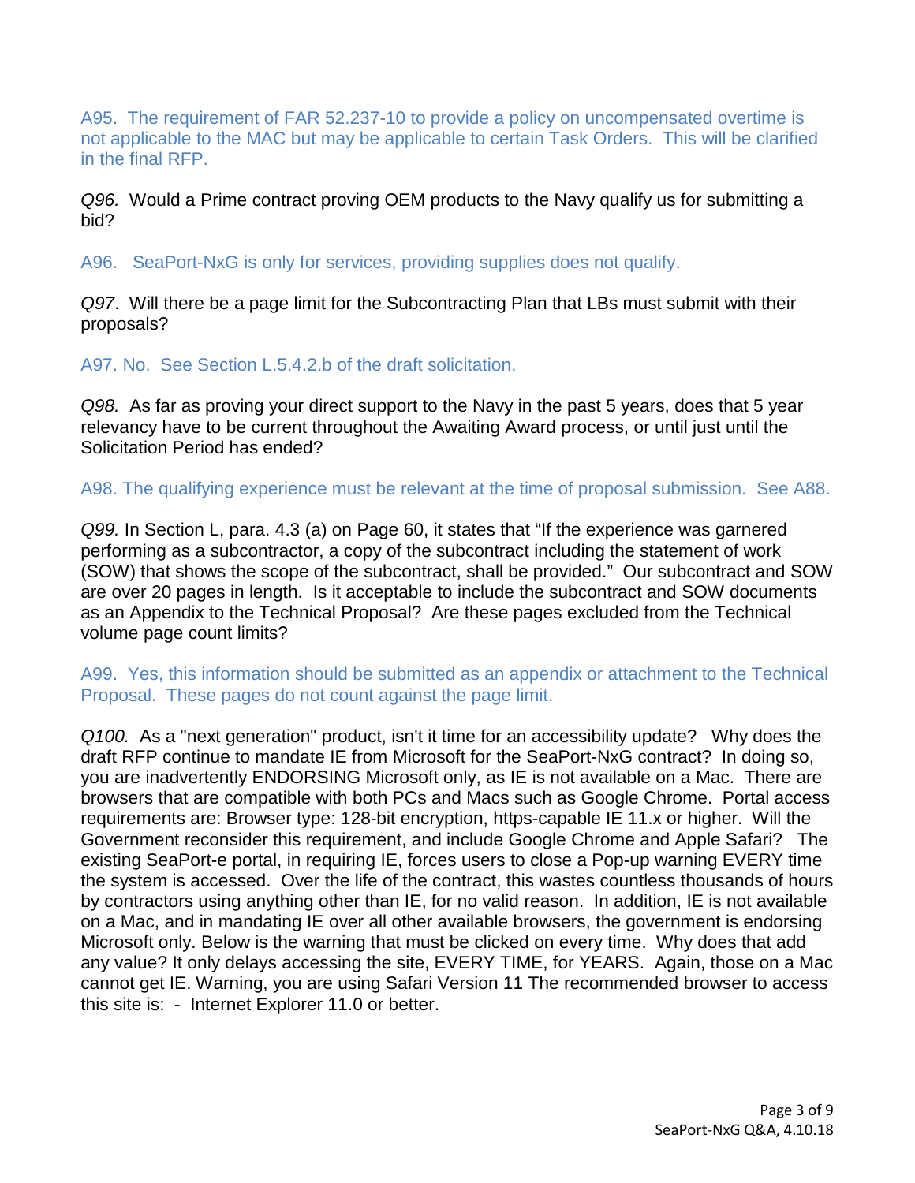A95. The requirement of FAR 52.237-10 to provide a policy on uncompensated overtime is not applicable to the MAC but may be applicable to certain Task Orders. This will be clarified in the final RFP.

*Q96.* Would a Prime contract proving OEM products to the Navy qualify us for submitting a bid?

A96. SeaPort-NxG is only for services, providing supplies does not qualify.

*Q97*. Will there be a page limit for the Subcontracting Plan that LBs must submit with their proposals?

A97. No. See Section L.5.4.2.b of the draft solicitation.

*Q98.* As far as proving your direct support to the Navy in the past 5 years, does that 5 year relevancy have to be current throughout the Awaiting Award process, or until just until the Solicitation Period has ended?

A98. The qualifying experience must be relevant at the time of proposal submission. See A88.

*Q99.* In Section L, para. 4.3 (a) on Page 60, it states that "If the experience was garnered performing as a subcontractor, a copy of the subcontract including the statement of work (SOW) that shows the scope of the subcontract, shall be provided." Our subcontract and SOW are over 20 pages in length. Is it acceptable to include the subcontract and SOW documents as an Appendix to the Technical Proposal? Are these pages excluded from the Technical volume page count limits?

A99. Yes, this information should be submitted as an appendix or attachment to the Technical Proposal. These pages do not count against the page limit.

*Q100.* As a "next generation" product, isn't it time for an accessibility update? Why does the draft RFP continue to mandate IE from Microsoft for the SeaPort-NxG contract? In doing so, you are inadvertently ENDORSING Microsoft only, as IE is not available on a Mac. There are browsers that are compatible with both PCs and Macs such as Google Chrome. Portal access requirements are: Browser type: 128-bit encryption, https-capable IE 11.x or higher. Will the Government reconsider this requirement, and include Google Chrome and Apple Safari? The existing SeaPort-e portal, in requiring IE, forces users to close a Pop-up warning EVERY time the system is accessed. Over the life of the contract, this wastes countless thousands of hours by contractors using anything other than IE, for no valid reason. In addition, IE is not available on a Mac, and in mandating IE over all other available browsers, the government is endorsing Microsoft only. Below is the warning that must be clicked on every time. Why does that add any value? It only delays accessing the site, EVERY TIME, for YEARS. Again, those on a Mac cannot get IE. Warning, you are using Safari Version 11 The recommended browser to access this site is: - Internet Explorer 11.0 or better.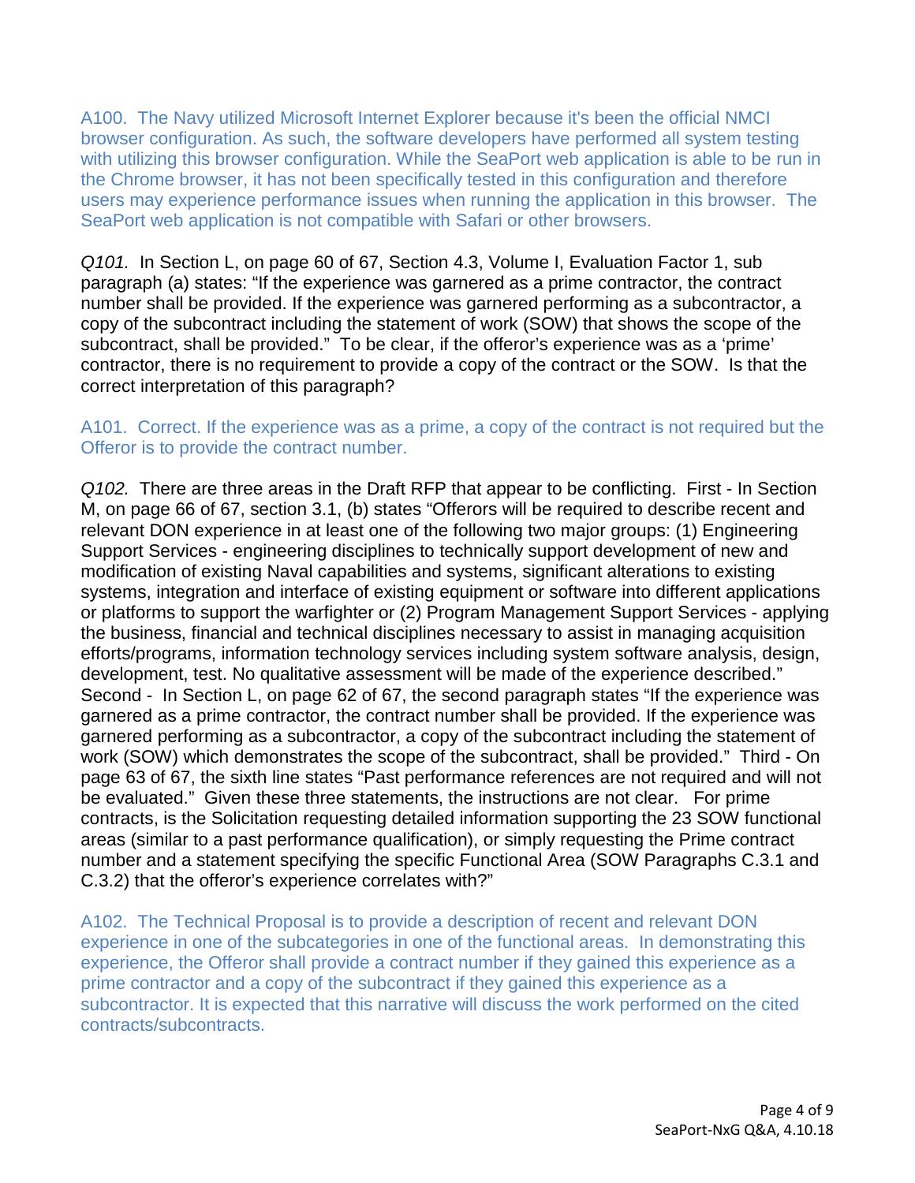A100. The Navy utilized Microsoft Internet Explorer because it's been the official NMCI browser configuration. As such, the software developers have performed all system testing with utilizing this browser configuration. While the SeaPort web application is able to be run in the Chrome browser, it has not been specifically tested in this configuration and therefore users may experience performance issues when running the application in this browser. The SeaPort web application is not compatible with Safari or other browsers.

*Q101.* In Section L, on page 60 of 67, Section 4.3, Volume I, Evaluation Factor 1, sub paragraph (a) states: "If the experience was garnered as a prime contractor, the contract number shall be provided. If the experience was garnered performing as a subcontractor, a copy of the subcontract including the statement of work (SOW) that shows the scope of the subcontract, shall be provided." To be clear, if the offeror's experience was as a 'prime' contractor, there is no requirement to provide a copy of the contract or the SOW. Is that the correct interpretation of this paragraph?

A101. Correct. If the experience was as a prime, a copy of the contract is not required but the Offeror is to provide the contract number.

*Q102.* There are three areas in the Draft RFP that appear to be conflicting. First - In Section M, on page 66 of 67, section 3.1, (b) states "Offerors will be required to describe recent and relevant DON experience in at least one of the following two major groups: (1) Engineering Support Services - engineering disciplines to technically support development of new and modification of existing Naval capabilities and systems, significant alterations to existing systems, integration and interface of existing equipment or software into different applications or platforms to support the warfighter or (2) Program Management Support Services - applying the business, financial and technical disciplines necessary to assist in managing acquisition efforts/programs, information technology services including system software analysis, design, development, test. No qualitative assessment will be made of the experience described." Second - In Section L, on page 62 of 67, the second paragraph states "If the experience was garnered as a prime contractor, the contract number shall be provided. If the experience was garnered performing as a subcontractor, a copy of the subcontract including the statement of work (SOW) which demonstrates the scope of the subcontract, shall be provided." Third - On page 63 of 67, the sixth line states "Past performance references are not required and will not be evaluated." Given these three statements, the instructions are not clear. For prime contracts, is the Solicitation requesting detailed information supporting the 23 SOW functional areas (similar to a past performance qualification), or simply requesting the Prime contract number and a statement specifying the specific Functional Area (SOW Paragraphs C.3.1 and C.3.2) that the offeror's experience correlates with?"

A102. The Technical Proposal is to provide a description of recent and relevant DON experience in one of the subcategories in one of the functional areas. In demonstrating this experience, the Offeror shall provide a contract number if they gained this experience as a prime contractor and a copy of the subcontract if they gained this experience as a subcontractor. It is expected that this narrative will discuss the work performed on the cited contracts/subcontracts.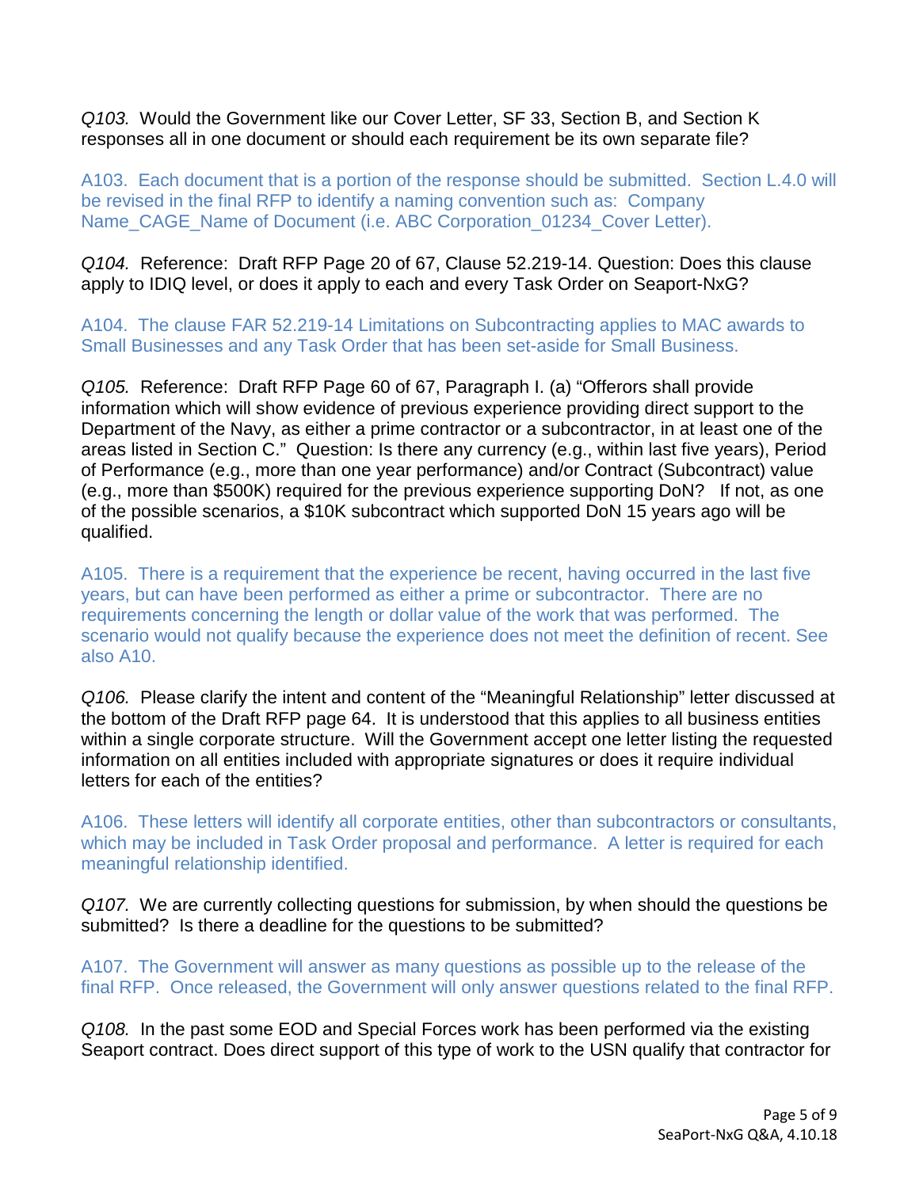*Q103.* Would the Government like our Cover Letter, SF 33, Section B, and Section K responses all in one document or should each requirement be its own separate file?

A103. Each document that is a portion of the response should be submitted. Section L.4.0 will be revised in the final RFP to identify a naming convention such as: Company Name_CAGE_Name of Document (i.e. ABC Corporation_01234_Cover Letter).

*Q104.* Reference: Draft RFP Page 20 of 67, Clause 52.219-14. Question: Does this clause apply to IDIQ level, or does it apply to each and every Task Order on Seaport-NxG?

A104. The clause FAR 52.219-14 Limitations on Subcontracting applies to MAC awards to Small Businesses and any Task Order that has been set-aside for Small Business.

*Q105.* Reference: Draft RFP Page 60 of 67, Paragraph I. (a) "Offerors shall provide information which will show evidence of previous experience providing direct support to the Department of the Navy, as either a prime contractor or a subcontractor, in at least one of the areas listed in Section C." Question: Is there any currency (e.g., within last five years), Period of Performance (e.g., more than one year performance) and/or Contract (Subcontract) value (e.g., more than $500K) required for the previous experience supporting DoN? If not, as one of the possible scenarios, a $10K subcontract which supported DoN 15 years ago will be qualified.

A105. There is a requirement that the experience be recent, having occurred in the last five years, but can have been performed as either a prime or subcontractor. There are no requirements concerning the length or dollar value of the work that was performed. The scenario would not qualify because the experience does not meet the definition of recent. See also A10.

*Q106.* Please clarify the intent and content of the "Meaningful Relationship" letter discussed at the bottom of the Draft RFP page 64. It is understood that this applies to all business entities within a single corporate structure. Will the Government accept one letter listing the requested information on all entities included with appropriate signatures or does it require individual letters for each of the entities?

A106. These letters will identify all corporate entities, other than subcontractors or consultants, which may be included in Task Order proposal and performance. A letter is required for each meaningful relationship identified.

*Q107.* We are currently collecting questions for submission, by when should the questions be submitted? Is there a deadline for the questions to be submitted?

A107. The Government will answer as many questions as possible up to the release of the final RFP. Once released, the Government will only answer questions related to the final RFP.

*Q108.* In the past some EOD and Special Forces work has been performed via the existing Seaport contract. Does direct support of this type of work to the USN qualify that contractor for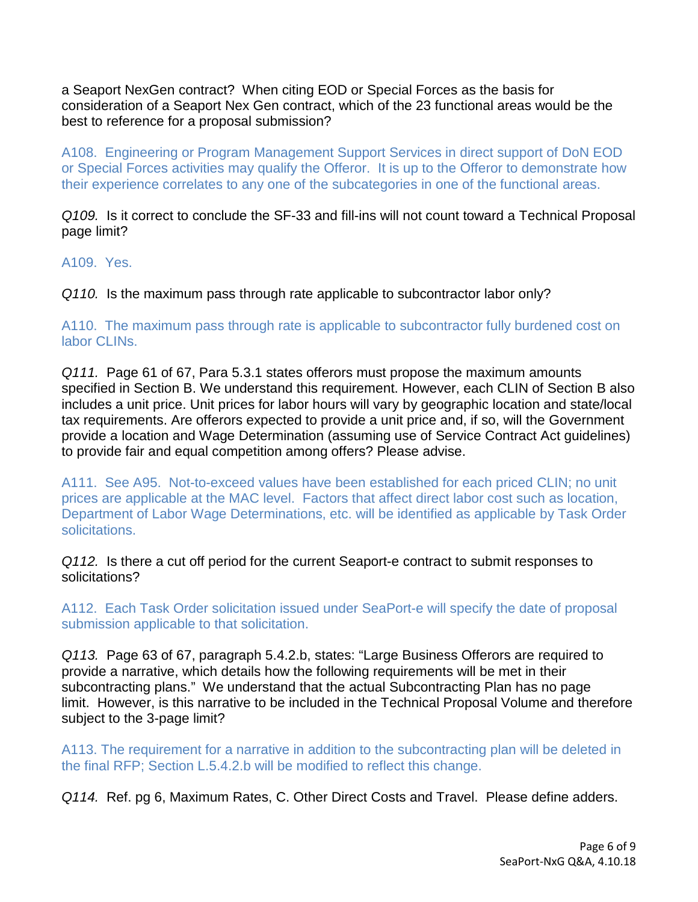a Seaport NexGen contract? When citing EOD or Special Forces as the basis for consideration of a Seaport Nex Gen contract, which of the 23 functional areas would be the best to reference for a proposal submission?

A108. Engineering or Program Management Support Services in direct support of DoN EOD or Special Forces activities may qualify the Offeror. It is up to the Offeror to demonstrate how their experience correlates to any one of the subcategories in one of the functional areas.

*Q109.* Is it correct to conclude the SF-33 and fill-ins will not count toward a Technical Proposal page limit?

A109. Yes.

*Q110.* Is the maximum pass through rate applicable to subcontractor labor only?

A110. The maximum pass through rate is applicable to subcontractor fully burdened cost on labor CLINs.

*Q111.* Page 61 of 67, Para 5.3.1 states offerors must propose the maximum amounts specified in Section B. We understand this requirement. However, each CLIN of Section B also includes a unit price. Unit prices for labor hours will vary by geographic location and state/local tax requirements. Are offerors expected to provide a unit price and, if so, will the Government provide a location and Wage Determination (assuming use of Service Contract Act guidelines) to provide fair and equal competition among offers? Please advise.

A111. See A95. Not-to-exceed values have been established for each priced CLIN; no unit prices are applicable at the MAC level. Factors that affect direct labor cost such as location, Department of Labor Wage Determinations, etc. will be identified as applicable by Task Order solicitations.

*Q112.* Is there a cut off period for the current Seaport-e contract to submit responses to solicitations?

A112. Each Task Order solicitation issued under SeaPort-e will specify the date of proposal submission applicable to that solicitation.

*Q113.* Page 63 of 67, paragraph 5.4.2.b, states: "Large Business Offerors are required to provide a narrative, which details how the following requirements will be met in their subcontracting plans." We understand that the actual Subcontracting Plan has no page limit. However, is this narrative to be included in the Technical Proposal Volume and therefore subject to the 3-page limit?

A113. The requirement for a narrative in addition to the subcontracting plan will be deleted in the final RFP; Section L.5.4.2.b will be modified to reflect this change.

*Q114.* Ref. pg 6, Maximum Rates, C. Other Direct Costs and Travel. Please define adders.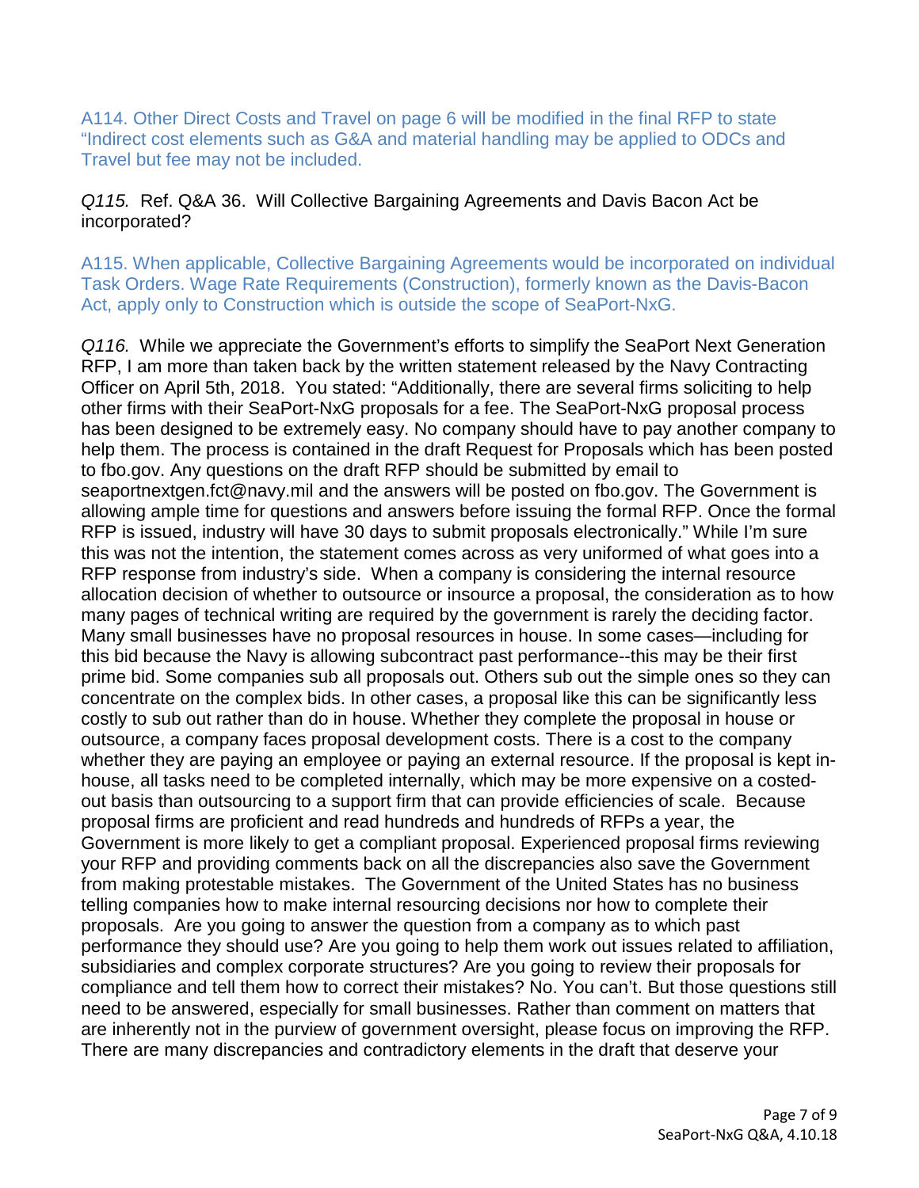A114. Other Direct Costs and Travel on page 6 will be modified in the final RFP to state "Indirect cost elements such as G&A and material handling may be applied to ODCs and Travel but fee may not be included.

*Q115.* Ref. Q&A 36. Will Collective Bargaining Agreements and Davis Bacon Act be incorporated?

A115. When applicable, Collective Bargaining Agreements would be incorporated on individual Task Orders. Wage Rate Requirements (Construction), formerly known as the Davis-Bacon Act, apply only to Construction which is outside the scope of SeaPort-NxG.

*Q116.* While we appreciate the Government's efforts to simplify the SeaPort Next Generation RFP, I am more than taken back by the written statement released by the Navy Contracting Officer on April 5th, 2018. You stated: "Additionally, there are several firms soliciting to help other firms with their SeaPort-NxG proposals for a fee. The SeaPort-NxG proposal process has been designed to be extremely easy. No company should have to pay another company to help them. The process is contained in the draft Request for Proposals which has been posted to fbo.gov. Any questions on the draft RFP should be submitted by email to seaportnextgen.fct@navy.mil and the answers will be posted on fbo.gov. The Government is allowing ample time for questions and answers before issuing the formal RFP. Once the formal RFP is issued, industry will have 30 days to submit proposals electronically." While I'm sure this was not the intention, the statement comes across as very uniformed of what goes into a RFP response from industry's side. When a company is considering the internal resource allocation decision of whether to outsource or insource a proposal, the consideration as to how many pages of technical writing are required by the government is rarely the deciding factor. Many small businesses have no proposal resources in house. In some cases—including for this bid because the Navy is allowing subcontract past performance--this may be their first prime bid. Some companies sub all proposals out. Others sub out the simple ones so they can concentrate on the complex bids. In other cases, a proposal like this can be significantly less costly to sub out rather than do in house. Whether they complete the proposal in house or outsource, a company faces proposal development costs. There is a cost to the company whether they are paying an employee or paying an external resource. If the proposal is kept in-house, all tasks need to be completed internally, which may be more expensive on a costed-out basis than outsourcing to a support firm that can provide efficiencies of scale. Because proposal firms are proficient and read hundreds and hundreds of RFPs a year, the Government is more likely to get a compliant proposal. Experienced proposal firms reviewing your RFP and providing comments back on all the discrepancies also save the Government from making protestable mistakes. The Government of the United States has no business telling companies how to make internal resourcing decisions nor how to complete their proposals. Are you going to answer the question from a company as to which past performance they should use? Are you going to help them work out issues related to affiliation, subsidiaries and complex corporate structures? Are you going to review their proposals for compliance and tell them how to correct their mistakes? No. You can't. But those questions still need to be answered, especially for small businesses. Rather than comment on matters that are inherently not in the purview of government oversight, please focus on improving the RFP. There are many discrepancies and contradictory elements in the draft that deserve your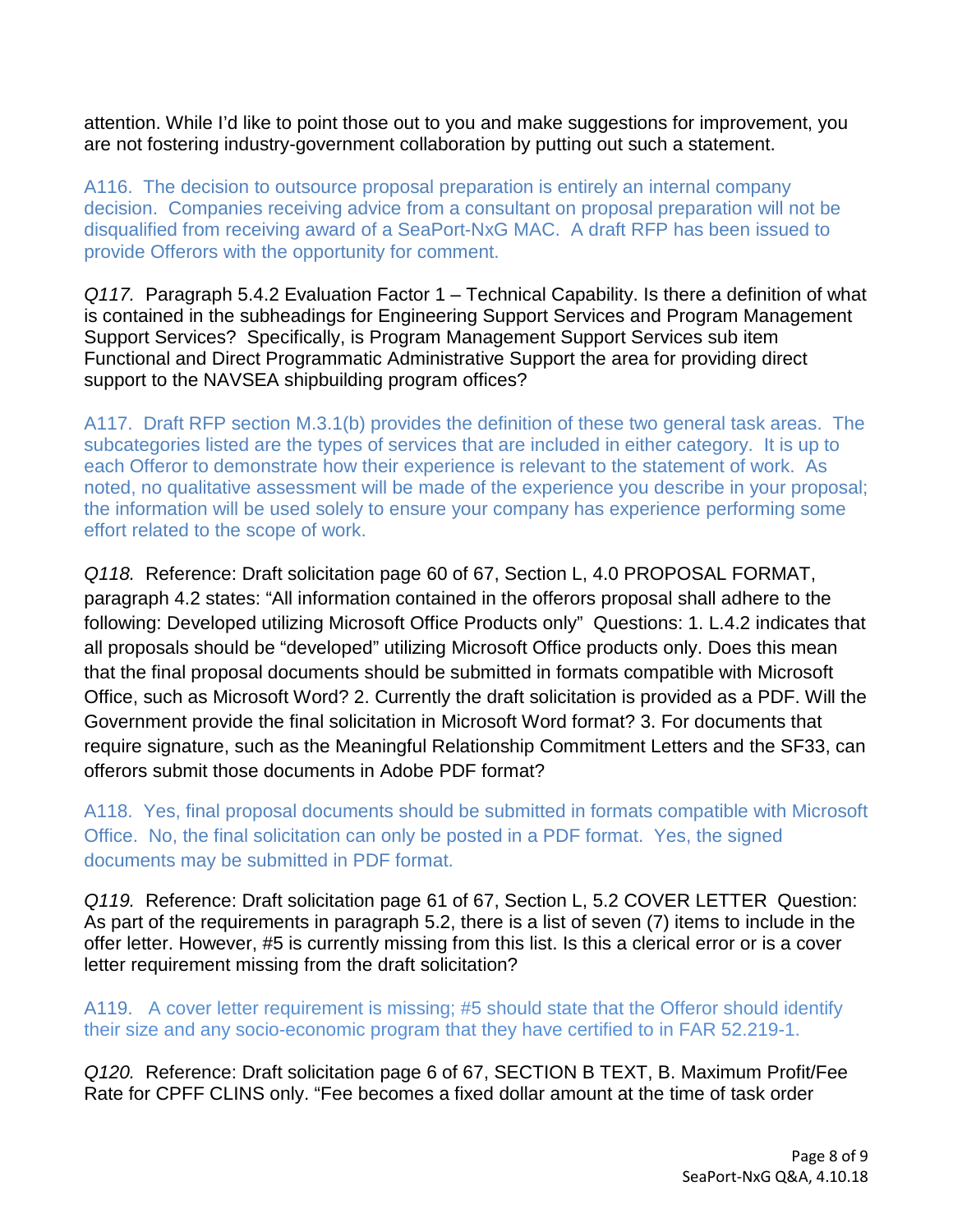attention. While I'd like to point those out to you and make suggestions for improvement, you are not fostering industry-government collaboration by putting out such a statement.

A116. The decision to outsource proposal preparation is entirely an internal company decision. Companies receiving advice from a consultant on proposal preparation will not be disqualified from receiving award of a SeaPort-NxG MAC. A draft RFP has been issued to provide Offerors with the opportunity for comment.

*Q117.* Paragraph 5.4.2 Evaluation Factor 1 – Technical Capability. Is there a definition of what is contained in the subheadings for Engineering Support Services and Program Management Support Services? Specifically, is Program Management Support Services sub item Functional and Direct Programmatic Administrative Support the area for providing direct support to the NAVSEA shipbuilding program offices?

A117. Draft RFP section M.3.1(b) provides the definition of these two general task areas. The subcategories listed are the types of services that are included in either category. It is up to each Offeror to demonstrate how their experience is relevant to the statement of work. As noted, no qualitative assessment will be made of the experience you describe in your proposal; the information will be used solely to ensure your company has experience performing some effort related to the scope of work.

*Q118.* Reference: Draft solicitation page 60 of 67, Section L, 4.0 PROPOSAL FORMAT, paragraph 4.2 states: "All information contained in the offerors proposal shall adhere to the following: Developed utilizing Microsoft Office Products only" Questions: 1. L.4.2 indicates that all proposals should be "developed" utilizing Microsoft Office products only. Does this mean that the final proposal documents should be submitted in formats compatible with Microsoft Office, such as Microsoft Word? 2. Currently the draft solicitation is provided as a PDF. Will the Government provide the final solicitation in Microsoft Word format? 3. For documents that require signature, such as the Meaningful Relationship Commitment Letters and the SF33, can offerors submit those documents in Adobe PDF format?

A118. Yes, final proposal documents should be submitted in formats compatible with Microsoft Office. No, the final solicitation can only be posted in a PDF format. Yes, the signed documents may be submitted in PDF format.

*Q119.* Reference: Draft solicitation page 61 of 67, Section L, 5.2 COVER LETTER Question: As part of the requirements in paragraph 5.2, there is a list of seven (7) items to include in the offer letter. However, #5 is currently missing from this list. Is this a clerical error or is a cover letter requirement missing from the draft solicitation?

A119. A cover letter requirement is missing; #5 should state that the Offeror should identify their size and any socio-economic program that they have certified to in FAR 52.219-1.

*Q120.* Reference: Draft solicitation page 6 of 67, SECTION B TEXT, B. Maximum Profit/Fee Rate for CPFF CLINS only. "Fee becomes a fixed dollar amount at the time of task order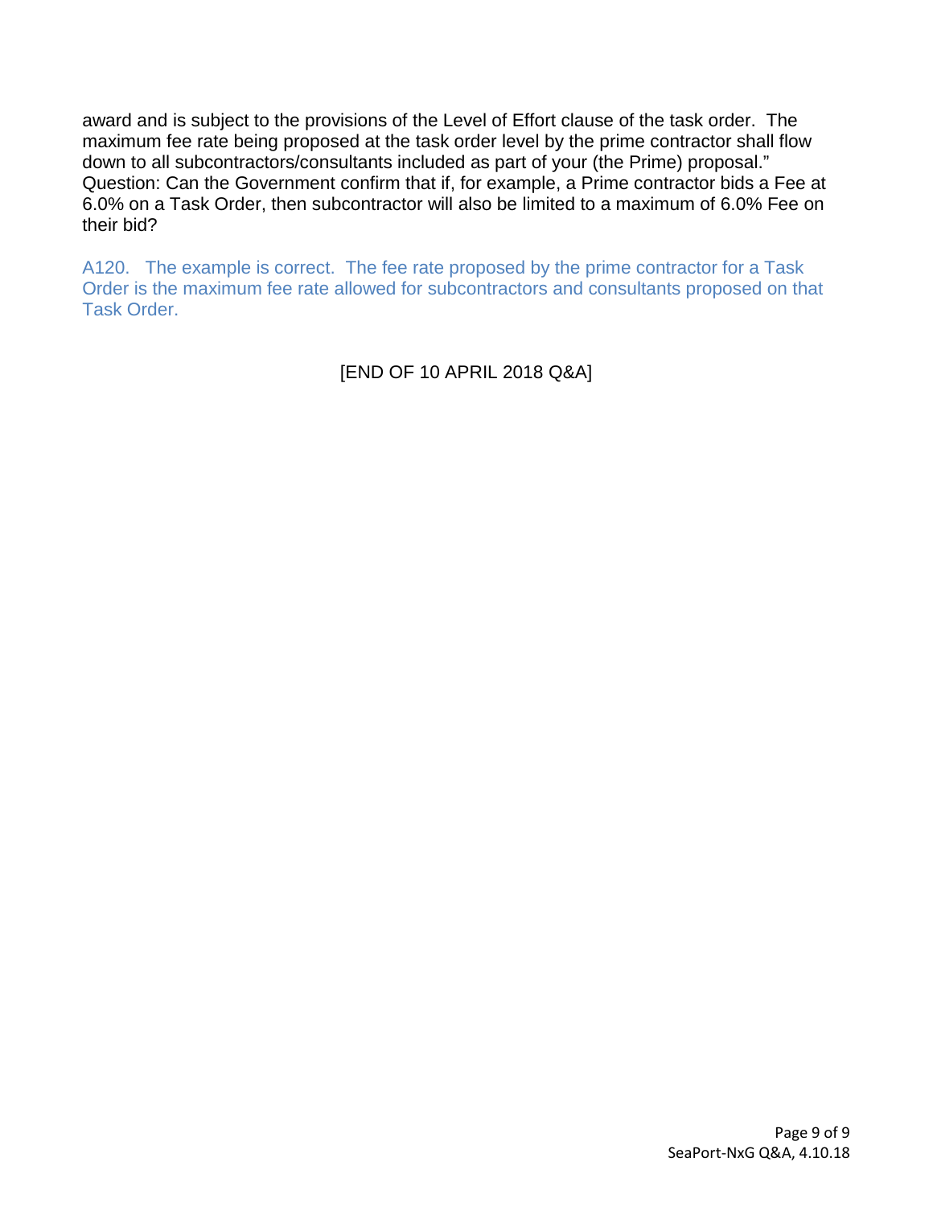award and is subject to the provisions of the Level of Effort clause of the task order. The maximum fee rate being proposed at the task order level by the prime contractor shall flow down to all subcontractors/consultants included as part of your (the Prime) proposal."
Question: Can the Government confirm that if, for example, a Prime contractor bids a Fee at 6.0% on a Task Order, then subcontractor will also be limited to a maximum of 6.0% Fee on their bid?

A120. The example is correct. The fee rate proposed by the prime contractor for a Task Order is the maximum fee rate allowed for subcontractors and consultants proposed on that Task Order.

[END OF 10 APRIL 2018 Q&A]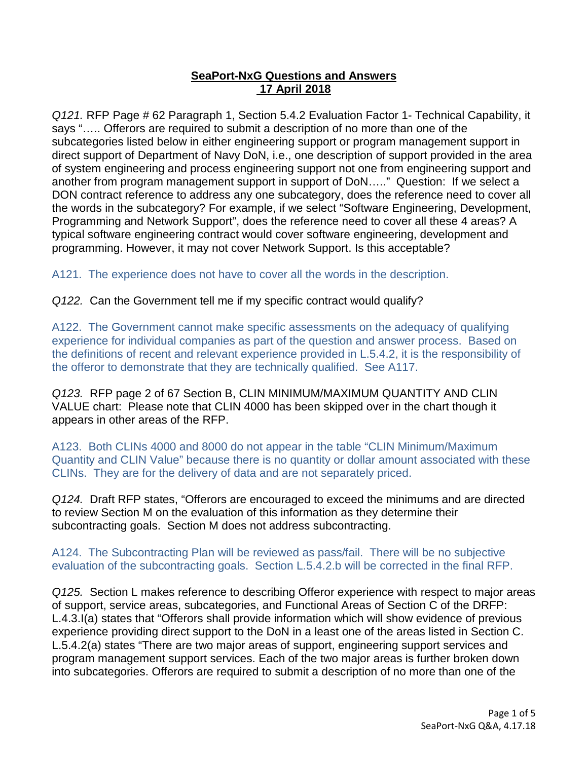**SeaPort-NxG Questions and Answers**
**17 April 2018**

*Q121.* RFP Page # 62 Paragraph 1, Section 5.4.2 Evaluation Factor 1- Technical Capability, it says "….. Offerors are required to submit a description of no more than one of the subcategories listed below in either engineering support or program management support in direct support of Department of Navy DoN, i.e., one description of support provided in the area of system engineering and process engineering support not one from engineering support and another from program management support in support of DoN….." Question: If we select a DON contract reference to address any one subcategory, does the reference need to cover all the words in the subcategory? For example, if we select "Software Engineering, Development, Programming and Network Support", does the reference need to cover all these 4 areas? A typical software engineering contract would cover software engineering, development and programming. However, it may not cover Network Support. Is this acceptable?

A121. The experience does not have to cover all the words in the description.

*Q122.* Can the Government tell me if my specific contract would qualify?

A122. The Government cannot make specific assessments on the adequacy of qualifying experience for individual companies as part of the question and answer process. Based on the definitions of recent and relevant experience provided in L.5.4.2, it is the responsibility of the offeror to demonstrate that they are technically qualified. See A117.

*Q123.* RFP page 2 of 67 Section B, CLIN MINIMUM/MAXIMUM QUANTITY AND CLIN VALUE chart: Please note that CLIN 4000 has been skipped over in the chart though it appears in other areas of the RFP.

A123. Both CLINs 4000 and 8000 do not appear in the table "CLIN Minimum/Maximum Quantity and CLIN Value" because there is no quantity or dollar amount associated with these CLINs. They are for the delivery of data and are not separately priced.

*Q124.* Draft RFP states, "Offerors are encouraged to exceed the minimums and are directed to review Section M on the evaluation of this information as they determine their subcontracting goals. Section M does not address subcontracting.

A124. The Subcontracting Plan will be reviewed as pass/fail. There will be no subjective evaluation of the subcontracting goals. Section L.5.4.2.b will be corrected in the final RFP.

*Q125.* Section L makes reference to describing Offeror experience with respect to major areas of support, service areas, subcategories, and Functional Areas of Section C of the DRFP: L.4.3.I(a) states that "Offerors shall provide information which will show evidence of previous experience providing direct support to the DoN in a least one of the areas listed in Section C. L.5.4.2(a) states "There are two major areas of support, engineering support services and program management support services. Each of the two major areas is further broken down into subcategories. Offerors are required to submit a description of no more than one of the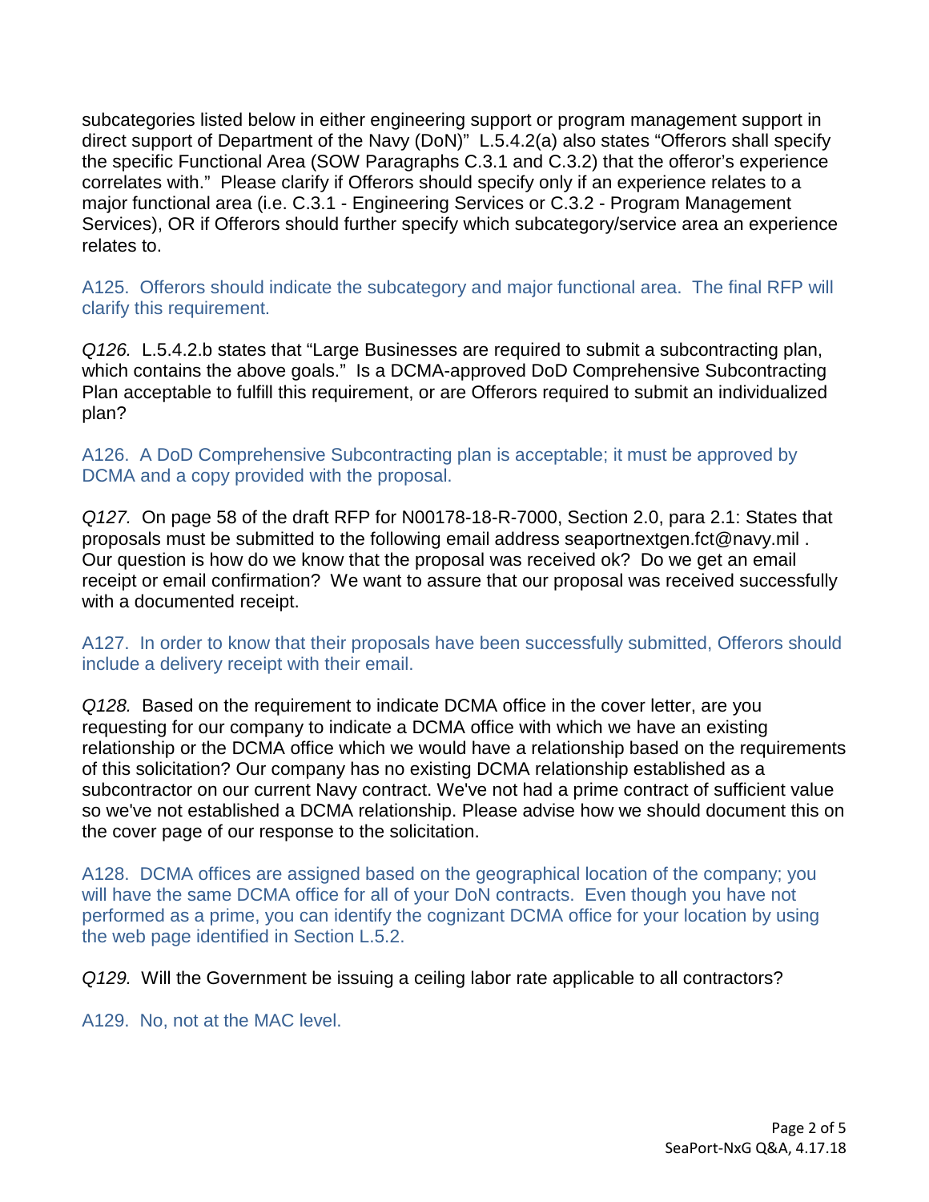subcategories listed below in either engineering support or program management support in direct support of Department of the Navy (DoN)" L.5.4.2(a) also states "Offerors shall specify the specific Functional Area (SOW Paragraphs C.3.1 and C.3.2) that the offeror's experience correlates with." Please clarify if Offerors should specify only if an experience relates to a major functional area (i.e. C.3.1 - Engineering Services or C.3.2 - Program Management Services), OR if Offerors should further specify which subcategory/service area an experience relates to.

A125. Offerors should indicate the subcategory and major functional area. The final RFP will clarify this requirement.

*Q126.* L.5.4.2.b states that "Large Businesses are required to submit a subcontracting plan, which contains the above goals." Is a DCMA-approved DoD Comprehensive Subcontracting Plan acceptable to fulfill this requirement, or are Offerors required to submit an individualized plan?

A126. A DoD Comprehensive Subcontracting plan is acceptable; it must be approved by DCMA and a copy provided with the proposal.

*Q127.* On page 58 of the draft RFP for N00178-18-R-7000, Section 2.0, para 2.1: States that proposals must be submitted to the following email address seaportnextgen.fct@navy.mil . Our question is how do we know that the proposal was received ok? Do we get an email receipt or email confirmation? We want to assure that our proposal was received successfully with a documented receipt.

A127. In order to know that their proposals have been successfully submitted, Offerors should include a delivery receipt with their email.

*Q128.* Based on the requirement to indicate DCMA office in the cover letter, are you requesting for our company to indicate a DCMA office with which we have an existing relationship or the DCMA office which we would have a relationship based on the requirements of this solicitation? Our company has no existing DCMA relationship established as a subcontractor on our current Navy contract. We've not had a prime contract of sufficient value so we've not established a DCMA relationship. Please advise how we should document this on the cover page of our response to the solicitation.

A128. DCMA offices are assigned based on the geographical location of the company; you will have the same DCMA office for all of your DoN contracts. Even though you have not performed as a prime, you can identify the cognizant DCMA office for your location by using the web page identified in Section L.5.2.

*Q129.* Will the Government be issuing a ceiling labor rate applicable to all contractors?

A129. No, not at the MAC level.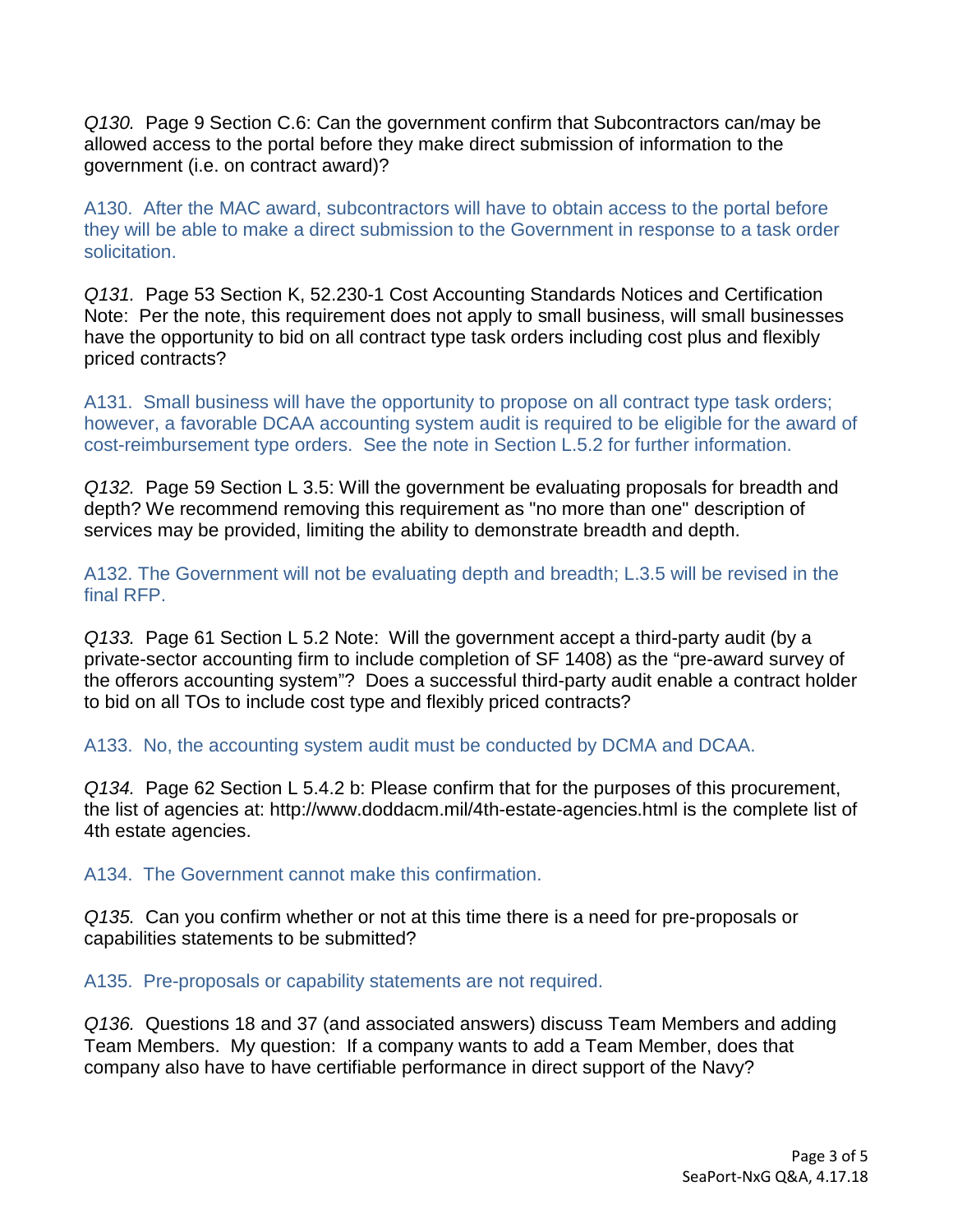*Q130.* Page 9 Section C.6: Can the government confirm that Subcontractors can/may be allowed access to the portal before they make direct submission of information to the government (i.e. on contract award)?

A130. After the MAC award, subcontractors will have to obtain access to the portal before they will be able to make a direct submission to the Government in response to a task order solicitation.

*Q131.* Page 53 Section K, 52.230-1 Cost Accounting Standards Notices and Certification Note: Per the note, this requirement does not apply to small business, will small businesses have the opportunity to bid on all contract type task orders including cost plus and flexibly priced contracts?

A131. Small business will have the opportunity to propose on all contract type task orders; however, a favorable DCAA accounting system audit is required to be eligible for the award of cost-reimbursement type orders. See the note in Section L.5.2 for further information.

*Q132.* Page 59 Section L 3.5: Will the government be evaluating proposals for breadth and depth? We recommend removing this requirement as "no more than one" description of services may be provided, limiting the ability to demonstrate breadth and depth.

A132. The Government will not be evaluating depth and breadth; L.3.5 will be revised in the final RFP.

*Q133.* Page 61 Section L 5.2 Note: Will the government accept a third-party audit (by a private-sector accounting firm to include completion of SF 1408) as the "pre-award survey of the offerors accounting system"? Does a successful third-party audit enable a contract holder to bid on all TOs to include cost type and flexibly priced contracts?

A133. No, the accounting system audit must be conducted by DCMA and DCAA.

*Q134.* Page 62 Section L 5.4.2 b: Please confirm that for the purposes of this procurement, the list of agencies at: http://www.doddacm.mil/4th-estate-agencies.html is the complete list of 4th estate agencies.

A134. The Government cannot make this confirmation.

*Q135.* Can you confirm whether or not at this time there is a need for pre-proposals or capabilities statements to be submitted?

A135. Pre-proposals or capability statements are not required.

*Q136.* Questions 18 and 37 (and associated answers) discuss Team Members and adding Team Members. My question: If a company wants to add a Team Member, does that company also have to have certifiable performance in direct support of the Navy?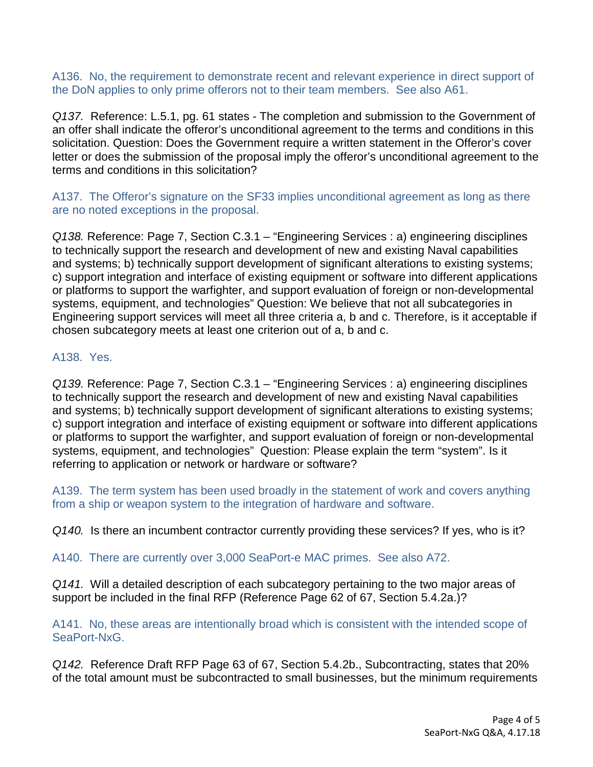A136. No, the requirement to demonstrate recent and relevant experience in direct support of the DoN applies to only prime offerors not to their team members. See also A61.

*Q137.* Reference: L.5.1, pg. 61 states - The completion and submission to the Government of an offer shall indicate the offeror's unconditional agreement to the terms and conditions in this solicitation. Question: Does the Government require a written statement in the Offeror's cover letter or does the submission of the proposal imply the offeror's unconditional agreement to the terms and conditions in this solicitation?

A137. The Offeror's signature on the SF33 implies unconditional agreement as long as there are no noted exceptions in the proposal.

*Q138.* Reference: Page 7, Section C.3.1 – "Engineering Services : a) engineering disciplines to technically support the research and development of new and existing Naval capabilities and systems; b) technically support development of significant alterations to existing systems; c) support integration and interface of existing equipment or software into different applications or platforms to support the warfighter, and support evaluation of foreign or non-developmental systems, equipment, and technologies" Question: We believe that not all subcategories in Engineering support services will meet all three criteria a, b and c. Therefore, is it acceptable if chosen subcategory meets at least one criterion out of a, b and c.

A138. Yes.

*Q139.* Reference: Page 7, Section C.3.1 – "Engineering Services : a) engineering disciplines to technically support the research and development of new and existing Naval capabilities and systems; b) technically support development of significant alterations to existing systems; c) support integration and interface of existing equipment or software into different applications or platforms to support the warfighter, and support evaluation of foreign or non-developmental systems, equipment, and technologies" Question: Please explain the term "system". Is it referring to application or network or hardware or software?

A139. The term system has been used broadly in the statement of work and covers anything from a ship or weapon system to the integration of hardware and software.

*Q140.* Is there an incumbent contractor currently providing these services? If yes, who is it?

A140. There are currently over 3,000 SeaPort-e MAC primes. See also A72.

*Q141.* Will a detailed description of each subcategory pertaining to the two major areas of support be included in the final RFP (Reference Page 62 of 67, Section 5.4.2a.)?

A141. No, these areas are intentionally broad which is consistent with the intended scope of SeaPort-NxG.

*Q142.* Reference Draft RFP Page 63 of 67, Section 5.4.2b., Subcontracting, states that 20% of the total amount must be subcontracted to small businesses, but the minimum requirements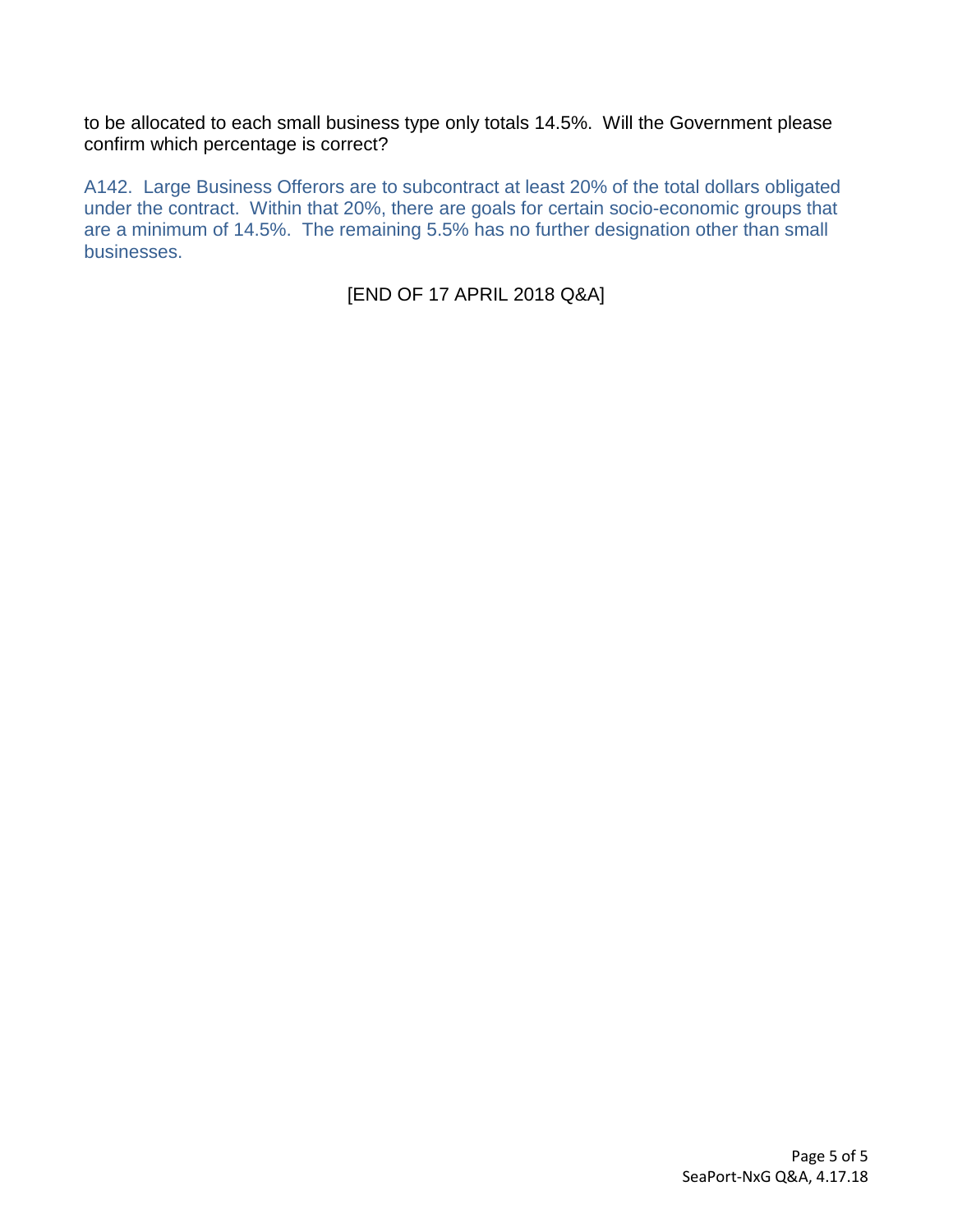to be allocated to each small business type only totals 14.5%. Will the Government please confirm which percentage is correct?

A142. Large Business Offerors are to subcontract at least 20% of the total dollars obligated under the contract. Within that 20%, there are goals for certain socio-economic groups that are a minimum of 14.5%. The remaining 5.5% has no further designation other than small businesses.

[END OF 17 APRIL 2018 Q&A]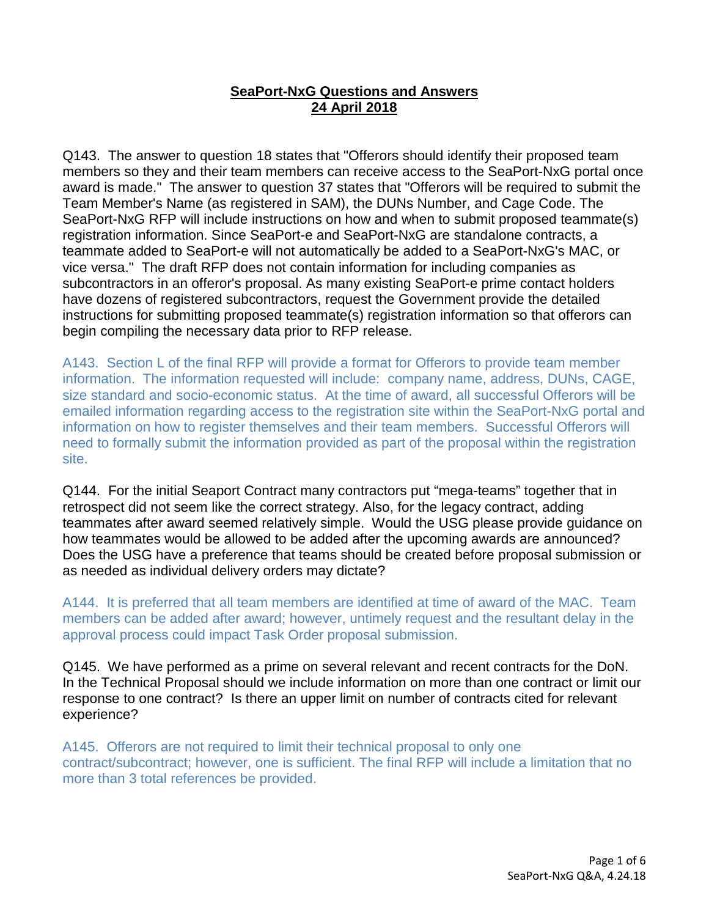**SeaPort-NxG Questions and Answers**
**24 April 2018**

Q143. The answer to question 18 states that "Offerors should identify their proposed team members so they and their team members can receive access to the SeaPort-NxG portal once award is made." The answer to question 37 states that "Offerors will be required to submit the Team Member's Name (as registered in SAM), the DUNs Number, and Cage Code. The SeaPort-NxG RFP will include instructions on how and when to submit proposed teammate(s) registration information. Since SeaPort-e and SeaPort-NxG are standalone contracts, a teammate added to SeaPort-e will not automatically be added to a SeaPort-NxG's MAC, or vice versa." The draft RFP does not contain information for including companies as subcontractors in an offeror's proposal. As many existing SeaPort-e prime contact holders have dozens of registered subcontractors, request the Government provide the detailed instructions for submitting proposed teammate(s) registration information so that offerors can begin compiling the necessary data prior to RFP release.

A143. Section L of the final RFP will provide a format for Offerors to provide team member information. The information requested will include: company name, address, DUNs, CAGE, size standard and socio-economic status. At the time of award, all successful Offerors will be emailed information regarding access to the registration site within the SeaPort-NxG portal and information on how to register themselves and their team members. Successful Offerors will need to formally submit the information provided as part of the proposal within the registration site.

Q144. For the initial Seaport Contract many contractors put "mega-teams" together that in retrospect did not seem like the correct strategy. Also, for the legacy contract, adding teammates after award seemed relatively simple. Would the USG please provide guidance on how teammates would be allowed to be added after the upcoming awards are announced? Does the USG have a preference that teams should be created before proposal submission or as needed as individual delivery orders may dictate?

A144. It is preferred that all team members are identified at time of award of the MAC. Team members can be added after award; however, untimely request and the resultant delay in the approval process could impact Task Order proposal submission.

Q145. We have performed as a prime on several relevant and recent contracts for the DoN. In the Technical Proposal should we include information on more than one contract or limit our response to one contract? Is there an upper limit on number of contracts cited for relevant experience?

A145. Offerors are not required to limit their technical proposal to only one contract/subcontract; however, one is sufficient. The final RFP will include a limitation that no more than 3 total references be provided.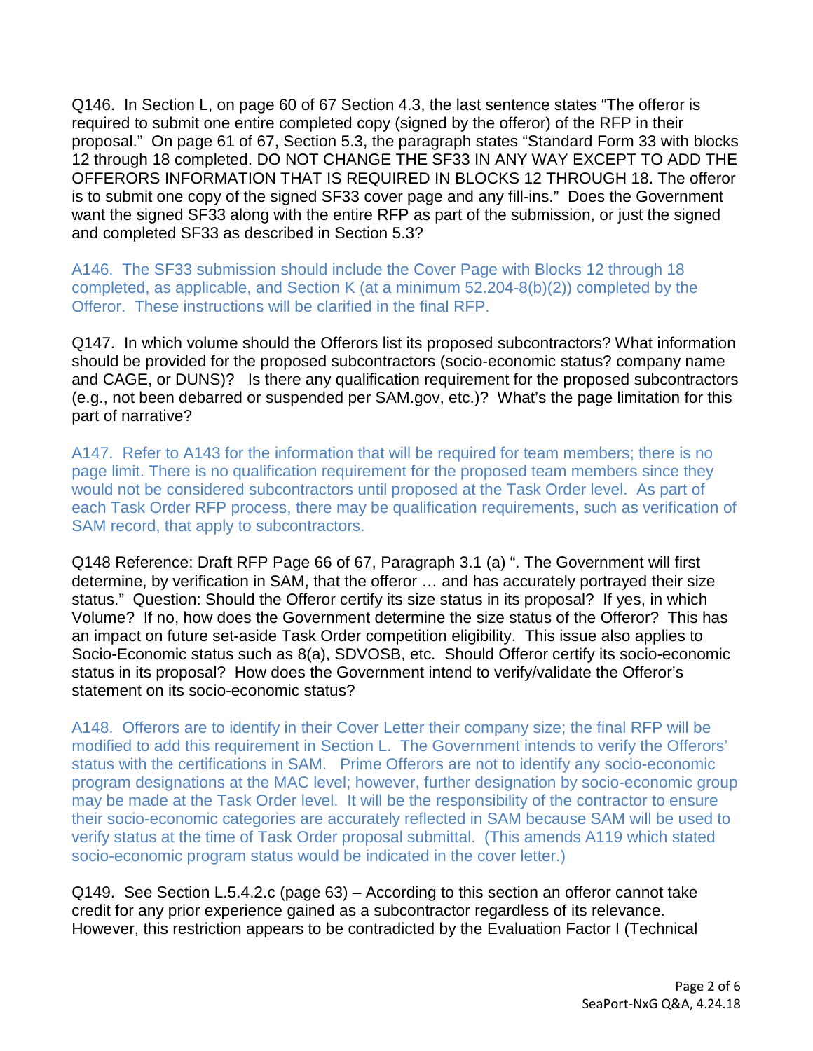Q146. In Section L, on page 60 of 67 Section 4.3, the last sentence states "The offeror is required to submit one entire completed copy (signed by the offeror) of the RFP in their proposal." On page 61 of 67, Section 5.3, the paragraph states "Standard Form 33 with blocks 12 through 18 completed. DO NOT CHANGE THE SF33 IN ANY WAY EXCEPT TO ADD THE OFFERORS INFORMATION THAT IS REQUIRED IN BLOCKS 12 THROUGH 18. The offeror is to submit one copy of the signed SF33 cover page and any fill-ins." Does the Government want the signed SF33 along with the entire RFP as part of the submission, or just the signed and completed SF33 as described in Section 5.3?

A146. The SF33 submission should include the Cover Page with Blocks 12 through 18 completed, as applicable, and Section K (at a minimum 52.204-8(b)(2)) completed by the Offeror. These instructions will be clarified in the final RFP.

Q147. In which volume should the Offerors list its proposed subcontractors? What information should be provided for the proposed subcontractors (socio-economic status? company name and CAGE, or DUNS)? Is there any qualification requirement for the proposed subcontractors (e.g., not been debarred or suspended per SAM.gov, etc.)? What's the page limitation for this part of narrative?

A147. Refer to A143 for the information that will be required for team members; there is no page limit. There is no qualification requirement for the proposed team members since they would not be considered subcontractors until proposed at the Task Order level. As part of each Task Order RFP process, there may be qualification requirements, such as verification of SAM record, that apply to subcontractors.

Q148 Reference: Draft RFP Page 66 of 67, Paragraph 3.1 (a) ". The Government will first determine, by verification in SAM, that the offeror … and has accurately portrayed their size status." Question: Should the Offeror certify its size status in its proposal? If yes, in which Volume? If no, how does the Government determine the size status of the Offeror? This has an impact on future set-aside Task Order competition eligibility. This issue also applies to Socio-Economic status such as 8(a), SDVOSB, etc. Should Offeror certify its socio-economic status in its proposal? How does the Government intend to verify/validate the Offeror's statement on its socio-economic status?

A148. Offerors are to identify in their Cover Letter their company size; the final RFP will be modified to add this requirement in Section L. The Government intends to verify the Offerors' status with the certifications in SAM. Prime Offerors are not to identify any socio-economic program designations at the MAC level; however, further designation by socio-economic group may be made at the Task Order level. It will be the responsibility of the contractor to ensure their socio-economic categories are accurately reflected in SAM because SAM will be used to verify status at the time of Task Order proposal submittal. (This amends A119 which stated socio-economic program status would be indicated in the cover letter.)

Q149. See Section L.5.4.2.c (page 63) – According to this section an offeror cannot take credit for any prior experience gained as a subcontractor regardless of its relevance. However, this restriction appears to be contradicted by the Evaluation Factor I (Technical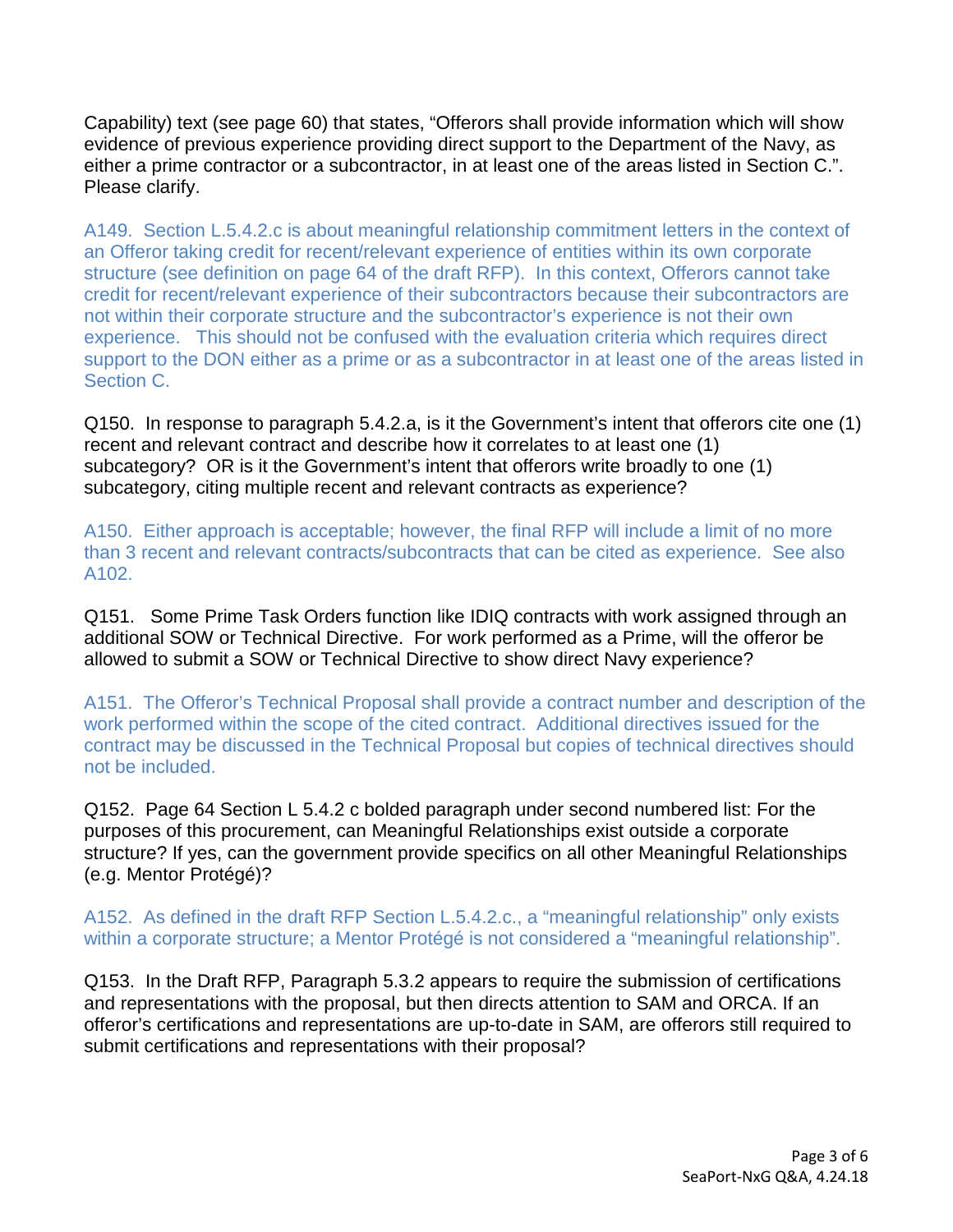Capability) text (see page 60) that states, "Offerors shall provide information which will show evidence of previous experience providing direct support to the Department of the Navy, as either a prime contractor or a subcontractor, in at least one of the areas listed in Section C.". Please clarify.

A149. Section L.5.4.2.c is about meaningful relationship commitment letters in the context of an Offeror taking credit for recent/relevant experience of entities within its own corporate structure (see definition on page 64 of the draft RFP). In this context, Offerors cannot take credit for recent/relevant experience of their subcontractors because their subcontractors are not within their corporate structure and the subcontractor's experience is not their own experience. This should not be confused with the evaluation criteria which requires direct support to the DON either as a prime or as a subcontractor in at least one of the areas listed in Section C.

Q150. In response to paragraph 5.4.2.a, is it the Government's intent that offerors cite one (1) recent and relevant contract and describe how it correlates to at least one (1) subcategory? OR is it the Government's intent that offerors write broadly to one (1) subcategory, citing multiple recent and relevant contracts as experience?

A150. Either approach is acceptable; however, the final RFP will include a limit of no more than 3 recent and relevant contracts/subcontracts that can be cited as experience. See also A102.

Q151. Some Prime Task Orders function like IDIQ contracts with work assigned through an additional SOW or Technical Directive. For work performed as a Prime, will the offeror be allowed to submit a SOW or Technical Directive to show direct Navy experience?

A151. The Offeror's Technical Proposal shall provide a contract number and description of the work performed within the scope of the cited contract. Additional directives issued for the contract may be discussed in the Technical Proposal but copies of technical directives should not be included.

Q152. Page 64 Section L 5.4.2 c bolded paragraph under second numbered list: For the purposes of this procurement, can Meaningful Relationships exist outside a corporate structure? If yes, can the government provide specifics on all other Meaningful Relationships (e.g. Mentor Protégé)?

A152. As defined in the draft RFP Section L.5.4.2.c., a "meaningful relationship" only exists within a corporate structure; a Mentor Protégé is not considered a "meaningful relationship".

Q153. In the Draft RFP, Paragraph 5.3.2 appears to require the submission of certifications and representations with the proposal, but then directs attention to SAM and ORCA. If an offeror's certifications and representations are up-to-date in SAM, are offerors still required to submit certifications and representations with their proposal?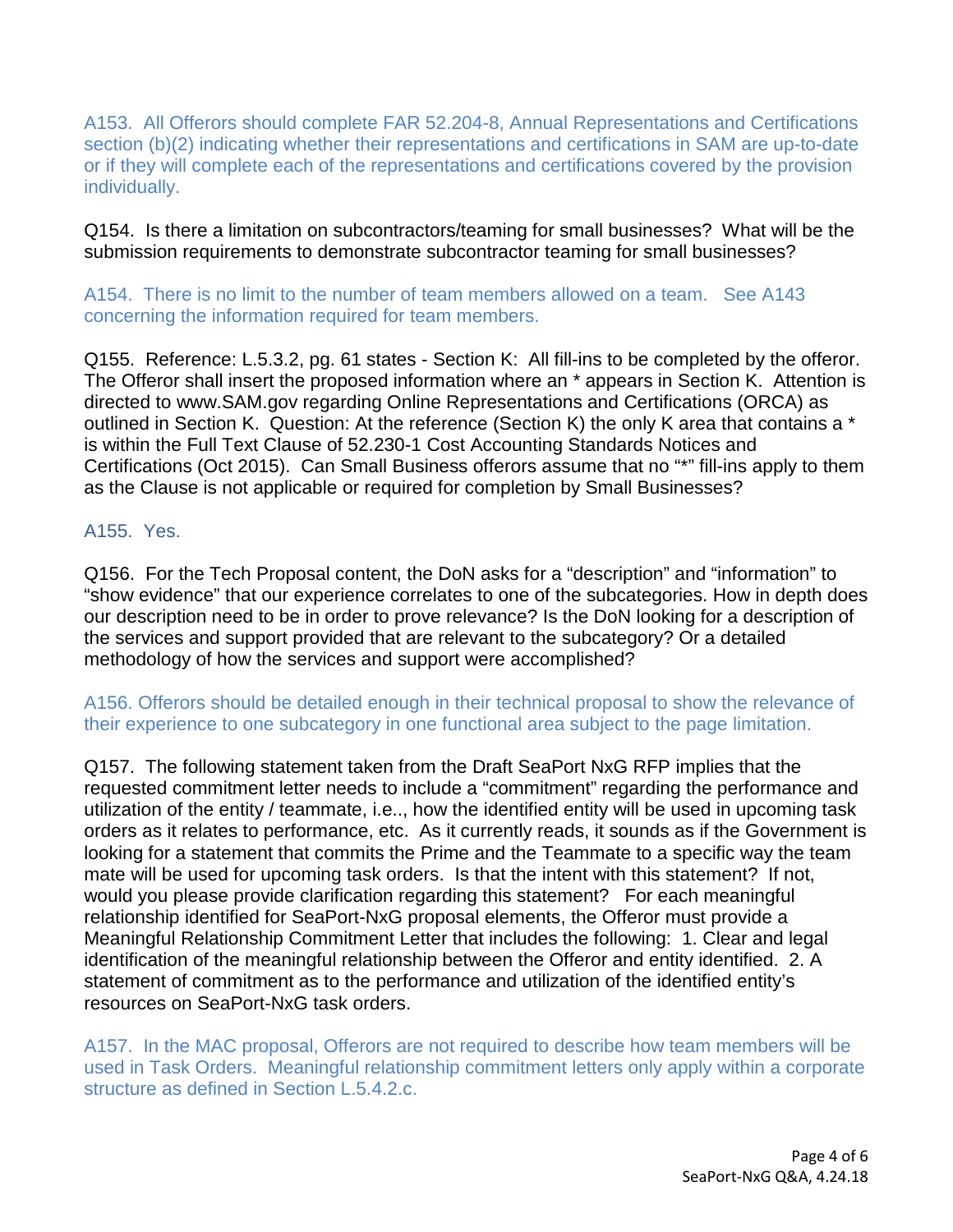A153. All Offerors should complete FAR 52.204-8, Annual Representations and Certifications section (b)(2) indicating whether their representations and certifications in SAM are up-to-date or if they will complete each of the representations and certifications covered by the provision individually.

Q154. Is there a limitation on subcontractors/teaming for small businesses? What will be the submission requirements to demonstrate subcontractor teaming for small businesses?

A154. There is no limit to the number of team members allowed on a team. See A143 concerning the information required for team members.

Q155. Reference: L.5.3.2, pg. 61 states - Section K: All fill-ins to be completed by the offeror. The Offeror shall insert the proposed information where an * appears in Section K. Attention is directed to www.SAM.gov regarding Online Representations and Certifications (ORCA) as outlined in Section K. Question: At the reference (Section K) the only K area that contains a * is within the Full Text Clause of 52.230-1 Cost Accounting Standards Notices and Certifications (Oct 2015). Can Small Business offerors assume that no "*" fill-ins apply to them as the Clause is not applicable or required for completion by Small Businesses?

A155. Yes.

Q156. For the Tech Proposal content, the DoN asks for a "description" and "information" to "show evidence" that our experience correlates to one of the subcategories. How in depth does our description need to be in order to prove relevance? Is the DoN looking for a description of the services and support provided that are relevant to the subcategory? Or a detailed methodology of how the services and support were accomplished?

A156. Offerors should be detailed enough in their technical proposal to show the relevance of their experience to one subcategory in one functional area subject to the page limitation.

Q157. The following statement taken from the Draft SeaPort NxG RFP implies that the requested commitment letter needs to include a "commitment" regarding the performance and utilization of the entity / teammate, i.e.., how the identified entity will be used in upcoming task orders as it relates to performance, etc. As it currently reads, it sounds as if the Government is looking for a statement that commits the Prime and the Teammate to a specific way the team mate will be used for upcoming task orders. Is that the intent with this statement? If not, would you please provide clarification regarding this statement? For each meaningful relationship identified for SeaPort-NxG proposal elements, the Offeror must provide a Meaningful Relationship Commitment Letter that includes the following: 1. Clear and legal identification of the meaningful relationship between the Offeror and entity identified. 2. A statement of commitment as to the performance and utilization of the identified entity's resources on SeaPort-NxG task orders.

A157. In the MAC proposal, Offerors are not required to describe how team members will be used in Task Orders. Meaningful relationship commitment letters only apply within a corporate structure as defined in Section L.5.4.2.c.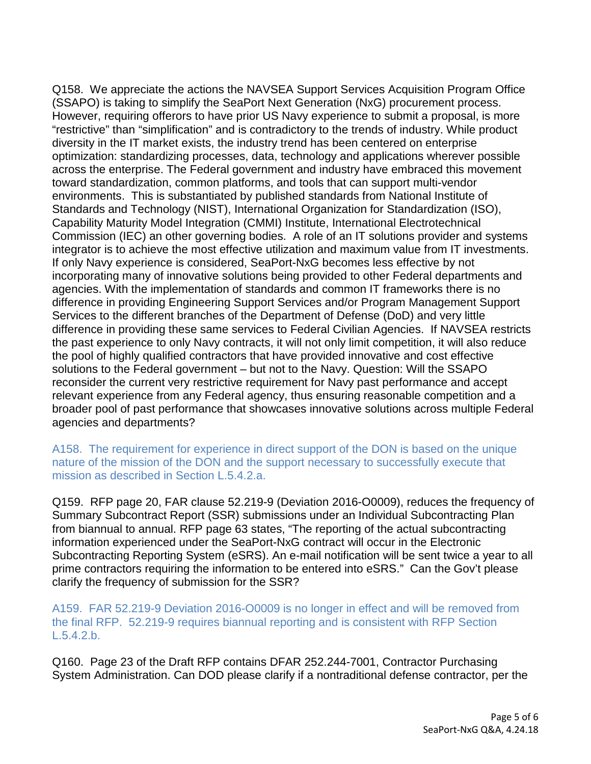Q158. We appreciate the actions the NAVSEA Support Services Acquisition Program Office (SSAPO) is taking to simplify the SeaPort Next Generation (NxG) procurement process. However, requiring offerors to have prior US Navy experience to submit a proposal, is more "restrictive" than "simplification" and is contradictory to the trends of industry. While product diversity in the IT market exists, the industry trend has been centered on enterprise optimization: standardizing processes, data, technology and applications wherever possible across the enterprise. The Federal government and industry have embraced this movement toward standardization, common platforms, and tools that can support multi-vendor environments. This is substantiated by published standards from National Institute of Standards and Technology (NIST), International Organization for Standardization (ISO), Capability Maturity Model Integration (CMMI) Institute, International Electrotechnical Commission (IEC) an other governing bodies. A role of an IT solutions provider and systems integrator is to achieve the most effective utilization and maximum value from IT investments. If only Navy experience is considered, SeaPort-NxG becomes less effective by not incorporating many of innovative solutions being provided to other Federal departments and agencies. With the implementation of standards and common IT frameworks there is no difference in providing Engineering Support Services and/or Program Management Support Services to the different branches of the Department of Defense (DoD) and very little difference in providing these same services to Federal Civilian Agencies. If NAVSEA restricts the past experience to only Navy contracts, it will not only limit competition, it will also reduce the pool of highly qualified contractors that have provided innovative and cost effective solutions to the Federal government – but not to the Navy. Question: Will the SSAPO reconsider the current very restrictive requirement for Navy past performance and accept relevant experience from any Federal agency, thus ensuring reasonable competition and a broader pool of past performance that showcases innovative solutions across multiple Federal agencies and departments?

A158. The requirement for experience in direct support of the DON is based on the unique nature of the mission of the DON and the support necessary to successfully execute that mission as described in Section L.5.4.2.a.

Q159. RFP page 20, FAR clause 52.219-9 (Deviation 2016-O0009), reduces the frequency of Summary Subcontract Report (SSR) submissions under an Individual Subcontracting Plan from biannual to annual. RFP page 63 states, "The reporting of the actual subcontracting information experienced under the SeaPort-NxG contract will occur in the Electronic Subcontracting Reporting System (eSRS). An e-mail notification will be sent twice a year to all prime contractors requiring the information to be entered into eSRS." Can the Gov't please clarify the frequency of submission for the SSR?

A159. FAR 52.219-9 Deviation 2016-O0009 is no longer in effect and will be removed from the final RFP. 52.219-9 requires biannual reporting and is consistent with RFP Section L.5.4.2.b.

Q160. Page 23 of the Draft RFP contains DFAR 252.244-7001, Contractor Purchasing System Administration. Can DOD please clarify if a nontraditional defense contractor, per the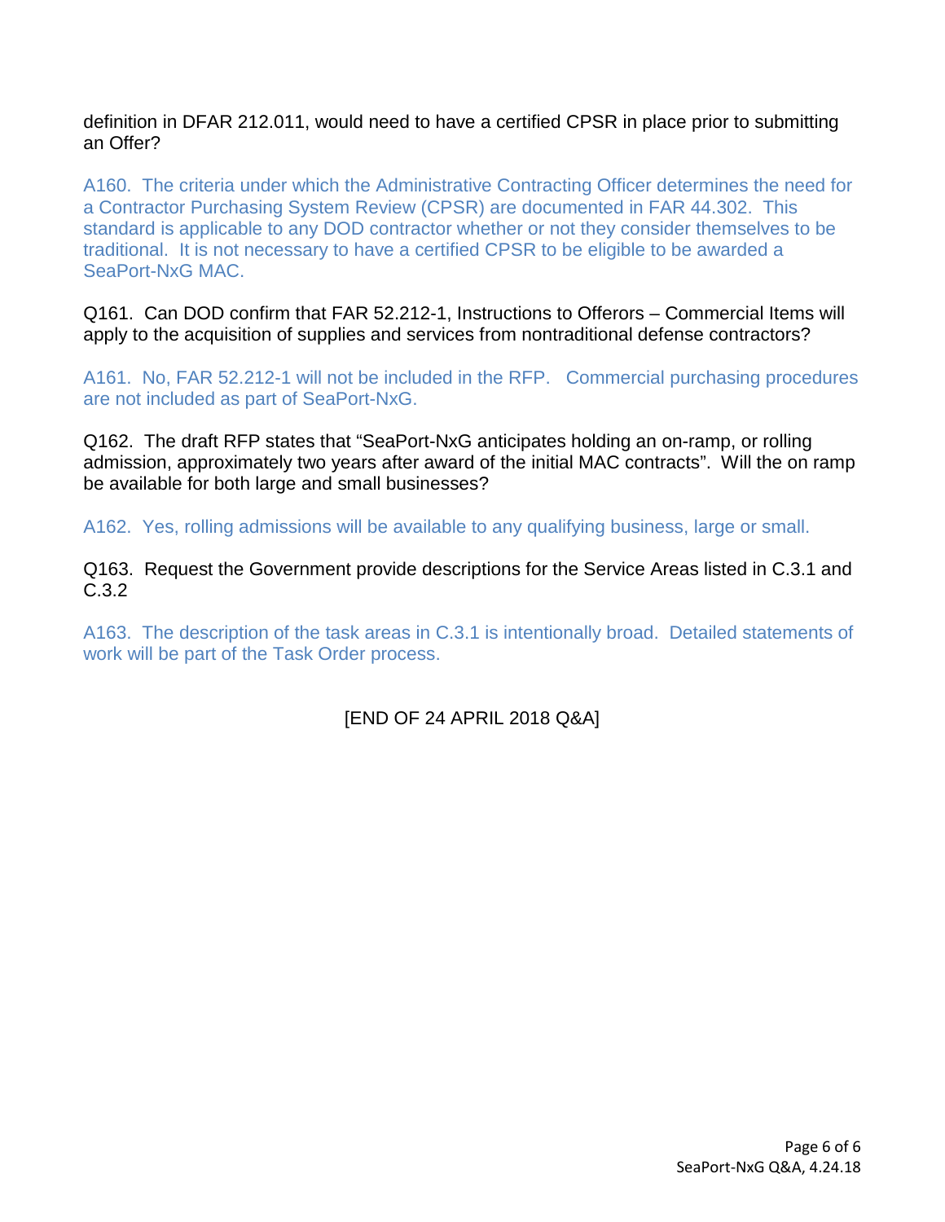definition in DFAR 212.011, would need to have a certified CPSR in place prior to submitting an Offer?

A160. The criteria under which the Administrative Contracting Officer determines the need for a Contractor Purchasing System Review (CPSR) are documented in FAR 44.302. This standard is applicable to any DOD contractor whether or not they consider themselves to be traditional. It is not necessary to have a certified CPSR to be eligible to be awarded a SeaPort-NxG MAC.

Q161. Can DOD confirm that FAR 52.212-1, Instructions to Offerors – Commercial Items will apply to the acquisition of supplies and services from nontraditional defense contractors?

A161. No, FAR 52.212-1 will not be included in the RFP. Commercial purchasing procedures are not included as part of SeaPort-NxG.

Q162. The draft RFP states that "SeaPort-NxG anticipates holding an on-ramp, or rolling admission, approximately two years after award of the initial MAC contracts". Will the on ramp be available for both large and small businesses?

A162. Yes, rolling admissions will be available to any qualifying business, large or small.

Q163. Request the Government provide descriptions for the Service Areas listed in C.3.1 and C.3.2

A163. The description of the task areas in C.3.1 is intentionally broad. Detailed statements of work will be part of the Task Order process.

[END OF 24 APRIL 2018 Q&A]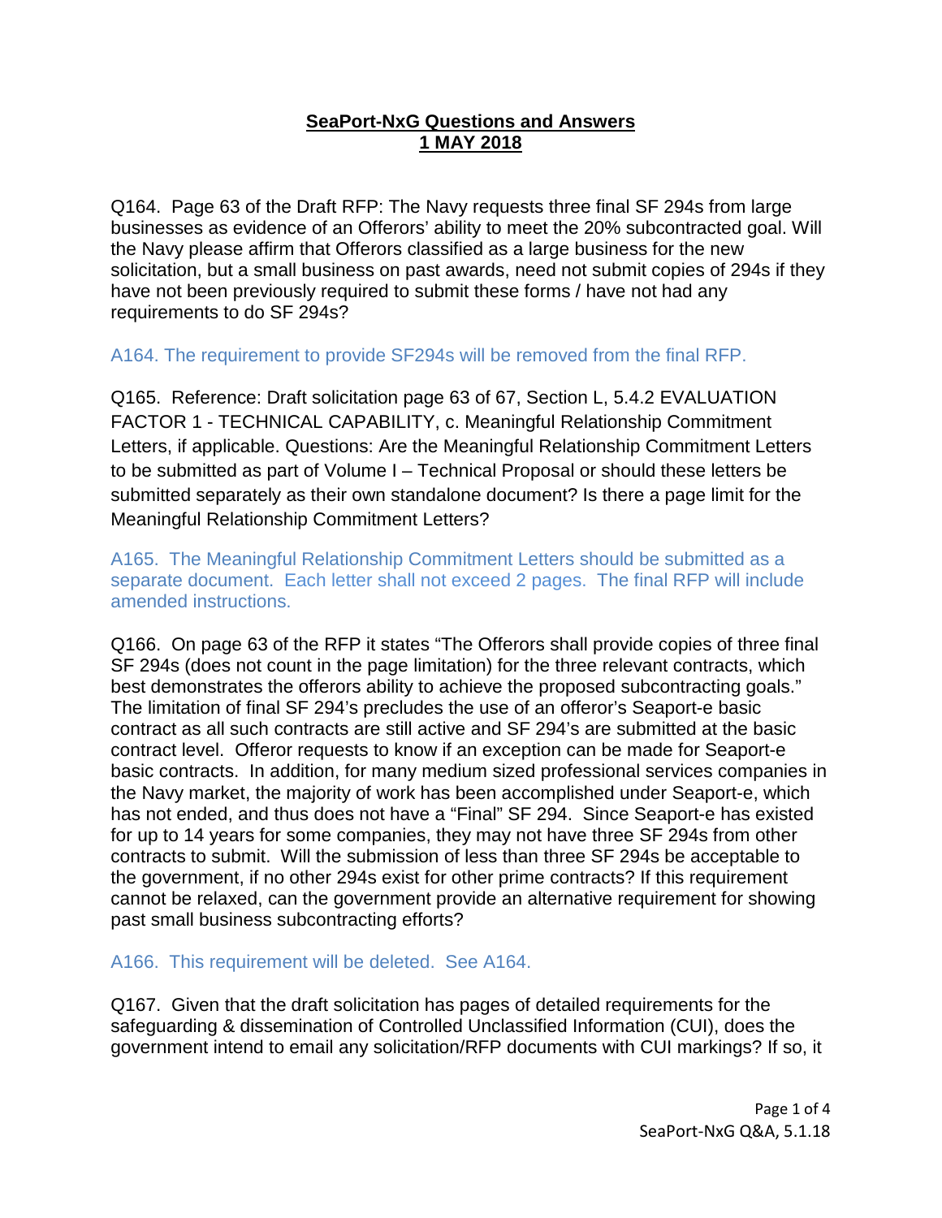**SeaPort-NxG Questions and Answers**
**1 MAY 2018**

Q164. Page 63 of the Draft RFP: The Navy requests three final SF 294s from large businesses as evidence of an Offerors' ability to meet the 20% subcontracted goal. Will the Navy please affirm that Offerors classified as a large business for the new solicitation, but a small business on past awards, need not submit copies of 294s if they have not been previously required to submit these forms / have not had any requirements to do SF 294s?

A164. The requirement to provide SF294s will be removed from the final RFP.

Q165. Reference: Draft solicitation page 63 of 67, Section L, 5.4.2 EVALUATION FACTOR 1 - TECHNICAL CAPABILITY, c. Meaningful Relationship Commitment Letters, if applicable. Questions: Are the Meaningful Relationship Commitment Letters to be submitted as part of Volume I – Technical Proposal or should these letters be submitted separately as their own standalone document? Is there a page limit for the Meaningful Relationship Commitment Letters?

A165. The Meaningful Relationship Commitment Letters should be submitted as a separate document. Each letter shall not exceed 2 pages. The final RFP will include amended instructions.

Q166. On page 63 of the RFP it states "The Offerors shall provide copies of three final SF 294s (does not count in the page limitation) for the three relevant contracts, which best demonstrates the offerors ability to achieve the proposed subcontracting goals." The limitation of final SF 294's precludes the use of an offeror's Seaport-e basic contract as all such contracts are still active and SF 294's are submitted at the basic contract level. Offeror requests to know if an exception can be made for Seaport-e basic contracts. In addition, for many medium sized professional services companies in the Navy market, the majority of work has been accomplished under Seaport-e, which has not ended, and thus does not have a "Final" SF 294. Since Seaport-e has existed for up to 14 years for some companies, they may not have three SF 294s from other contracts to submit. Will the submission of less than three SF 294s be acceptable to the government, if no other 294s exist for other prime contracts? If this requirement cannot be relaxed, can the government provide an alternative requirement for showing past small business subcontracting efforts?

A166. This requirement will be deleted. See A164.

Q167. Given that the draft solicitation has pages of detailed requirements for the safeguarding & dissemination of Controlled Unclassified Information (CUI), does the government intend to email any solicitation/RFP documents with CUI markings? If so, it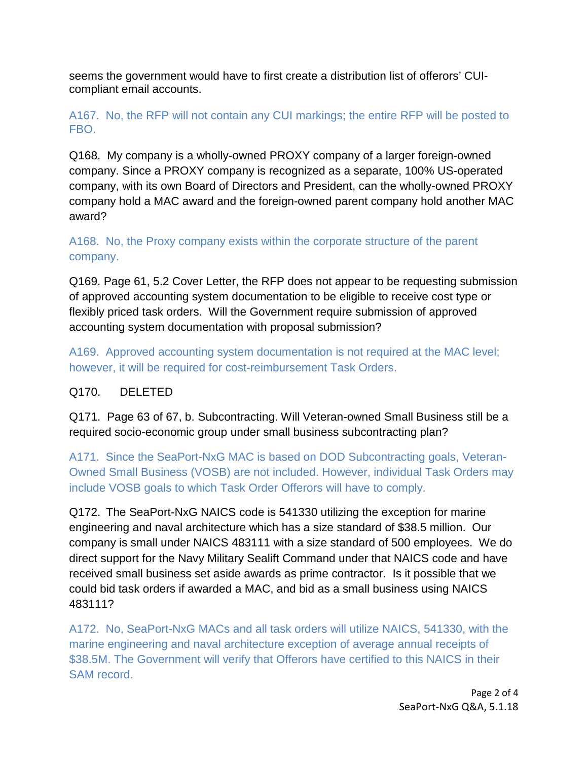seems the government would have to first create a distribution list of offerors' CUI-compliant email accounts.

A167. No, the RFP will not contain any CUI markings; the entire RFP will be posted to FBO.

Q168. My company is a wholly-owned PROXY company of a larger foreign-owned company. Since a PROXY company is recognized as a separate, 100% US-operated company, with its own Board of Directors and President, can the wholly-owned PROXY company hold a MAC award and the foreign-owned parent company hold another MAC award?

A168. No, the Proxy company exists within the corporate structure of the parent company.

Q169. Page 61, 5.2 Cover Letter, the RFP does not appear to be requesting submission of approved accounting system documentation to be eligible to receive cost type or flexibly priced task orders. Will the Government require submission of approved accounting system documentation with proposal submission?

A169. Approved accounting system documentation is not required at the MAC level; however, it will be required for cost-reimbursement Task Orders.

Q170. DELETED

Q171. Page 63 of 67, b. Subcontracting. Will Veteran-owned Small Business still be a required socio-economic group under small business subcontracting plan?

A171. Since the SeaPort-NxG MAC is based on DOD Subcontracting goals, Veteran-Owned Small Business (VOSB) are not included. However, individual Task Orders may include VOSB goals to which Task Order Offerors will have to comply.

Q172. The SeaPort-NxG NAICS code is 541330 utilizing the exception for marine engineering and naval architecture which has a size standard of $38.5 million. Our company is small under NAICS 483111 with a size standard of 500 employees. We do direct support for the Navy Military Sealift Command under that NAICS code and have received small business set aside awards as prime contractor. Is it possible that we could bid task orders if awarded a MAC, and bid as a small business using NAICS 483111?

A172. No, SeaPort-NxG MACs and all task orders will utilize NAICS, 541330, with the marine engineering and naval architecture exception of average annual receipts of $38.5M. The Government will verify that Offerors have certified to this NAICS in their SAM record.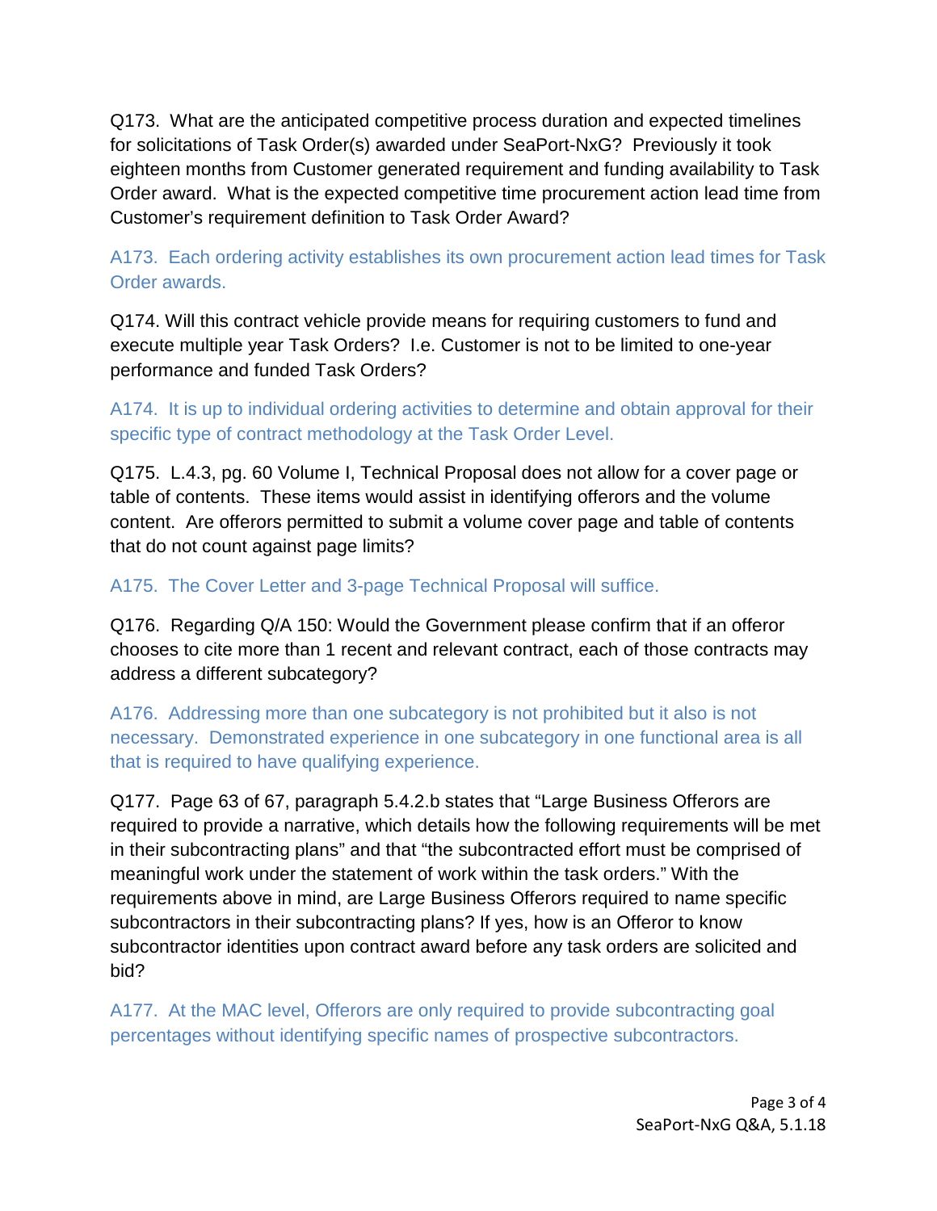Q173. What are the anticipated competitive process duration and expected timelines for solicitations of Task Order(s) awarded under SeaPort-NxG? Previously it took eighteen months from Customer generated requirement and funding availability to Task Order award. What is the expected competitive time procurement action lead time from Customer's requirement definition to Task Order Award?

A173. Each ordering activity establishes its own procurement action lead times for Task Order awards.

Q174. Will this contract vehicle provide means for requiring customers to fund and execute multiple year Task Orders? I.e. Customer is not to be limited to one-year performance and funded Task Orders?

A174. It is up to individual ordering activities to determine and obtain approval for their specific type of contract methodology at the Task Order Level.

Q175. L.4.3, pg. 60 Volume I, Technical Proposal does not allow for a cover page or table of contents. These items would assist in identifying offerors and the volume content. Are offerors permitted to submit a volume cover page and table of contents that do not count against page limits?

A175. The Cover Letter and 3-page Technical Proposal will suffice.

Q176. Regarding Q/A 150: Would the Government please confirm that if an offeror chooses to cite more than 1 recent and relevant contract, each of those contracts may address a different subcategory?

A176. Addressing more than one subcategory is not prohibited but it also is not necessary. Demonstrated experience in one subcategory in one functional area is all that is required to have qualifying experience.

Q177. Page 63 of 67, paragraph 5.4.2.b states that "Large Business Offerors are required to provide a narrative, which details how the following requirements will be met in their subcontracting plans" and that "the subcontracted effort must be comprised of meaningful work under the statement of work within the task orders." With the requirements above in mind, are Large Business Offerors required to name specific subcontractors in their subcontracting plans? If yes, how is an Offeror to know subcontractor identities upon contract award before any task orders are solicited and bid?

A177. At the MAC level, Offerors are only required to provide subcontracting goal percentages without identifying specific names of prospective subcontractors.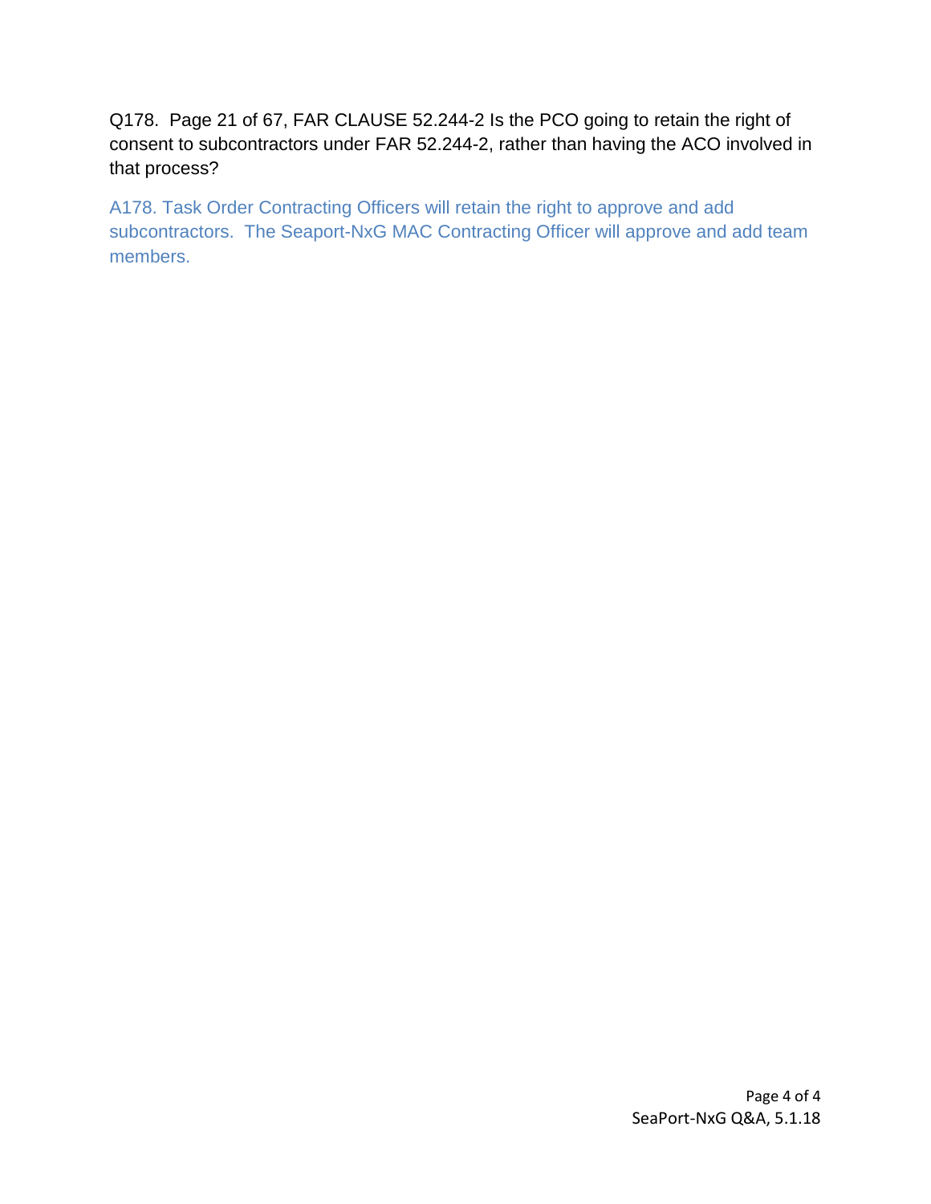Q178. Page 21 of 67, FAR CLAUSE 52.244-2 Is the PCO going to retain the right of consent to subcontractors under FAR 52.244-2, rather than having the ACO involved in that process?

A178. Task Order Contracting Officers will retain the right to approve and add subcontractors. The Seaport-NxG MAC Contracting Officer will approve and add team members.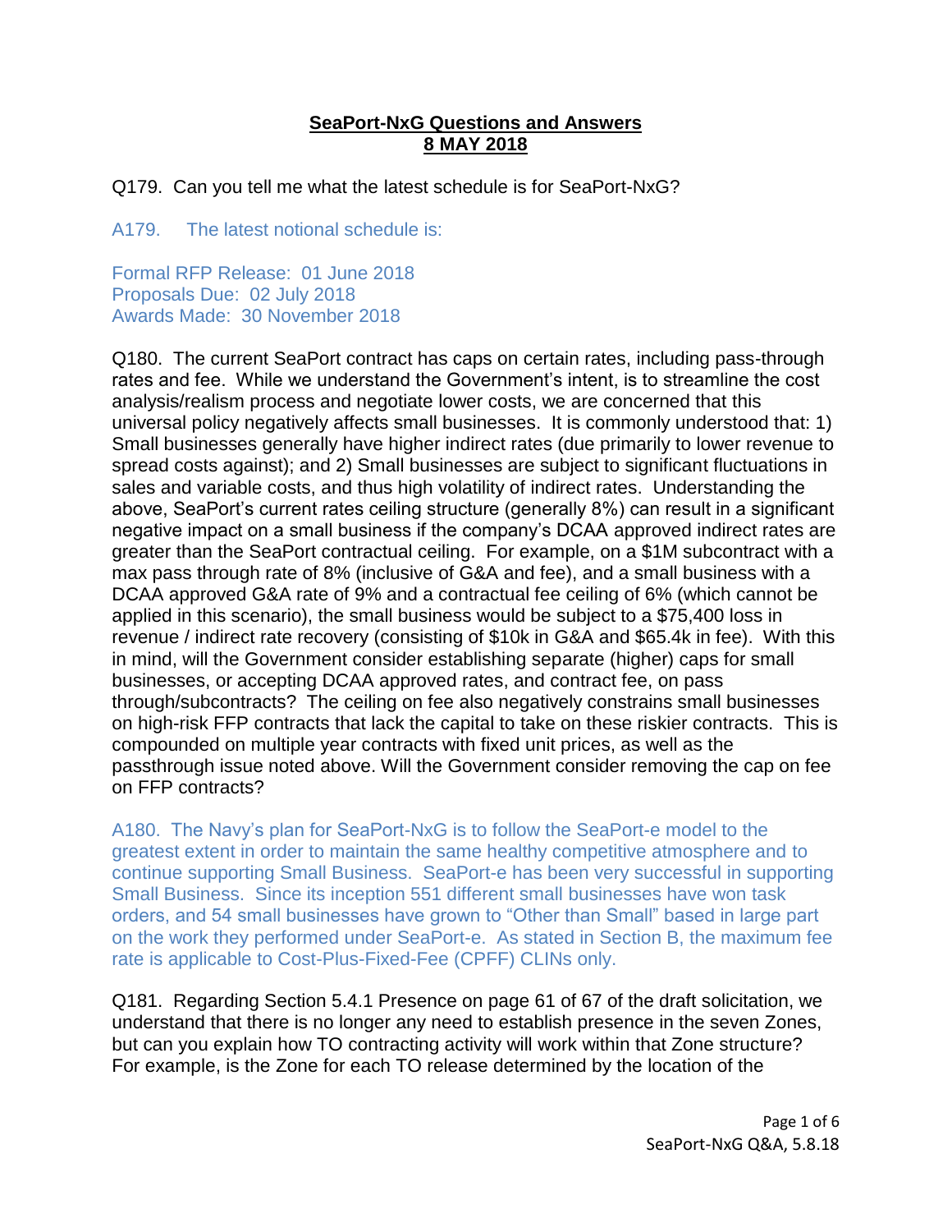# SeaPort-NxG Questions and Answers
# 8 MAY 2018

Q179. Can you tell me what the latest schedule is for SeaPort-NxG?

A179. The latest notional schedule is:

Formal RFP Release: 01 June 2018
Proposals Due: 02 July 2018
Awards Made: 30 November 2018

Q180. The current SeaPort contract has caps on certain rates, including pass-through rates and fee. While we understand the Government's intent, is to streamline the cost analysis/realism process and negotiate lower costs, we are concerned that this universal policy negatively affects small businesses. It is commonly understood that: 1) Small businesses generally have higher indirect rates (due primarily to lower revenue to spread costs against); and 2) Small businesses are subject to significant fluctuations in sales and variable costs, and thus high volatility of indirect rates. Understanding the above, SeaPort's current rates ceiling structure (generally 8%) can result in a significant negative impact on a small business if the company's DCAA approved indirect rates are greater than the SeaPort contractual ceiling. For example, on a $1M subcontract with a max pass through rate of 8% (inclusive of G&A and fee), and a small business with a DCAA approved G&A rate of 9% and a contractual fee ceiling of 6% (which cannot be applied in this scenario), the small business would be subject to a $75,400 loss in revenue / indirect rate recovery (consisting of $10k in G&A and $65.4k in fee). With this in mind, will the Government consider establishing separate (higher) caps for small businesses, or accepting DCAA approved rates, and contract fee, on pass through/subcontracts? The ceiling on fee also negatively constrains small businesses on high-risk FFP contracts that lack the capital to take on these riskier contracts. This is compounded on multiple year contracts with fixed unit prices, as well as the passthrough issue noted above. Will the Government consider removing the cap on fee on FFP contracts?

A180. The Navy's plan for SeaPort-NxG is to follow the SeaPort-e model to the greatest extent in order to maintain the same healthy competitive atmosphere and to continue supporting Small Business. SeaPort-e has been very successful in supporting Small Business. Since its inception 551 different small businesses have won task orders, and 54 small businesses have grown to "Other than Small" based in large part on the work they performed under SeaPort-e. As stated in Section B, the maximum fee rate is applicable to Cost-Plus-Fixed-Fee (CPFF) CLINs only.

Q181. Regarding Section 5.4.1 Presence on page 61 of 67 of the draft solicitation, we understand that there is no longer any need to establish presence in the seven Zones, but can you explain how TO contracting activity will work within that Zone structure? For example, is the Zone for each TO release determined by the location of the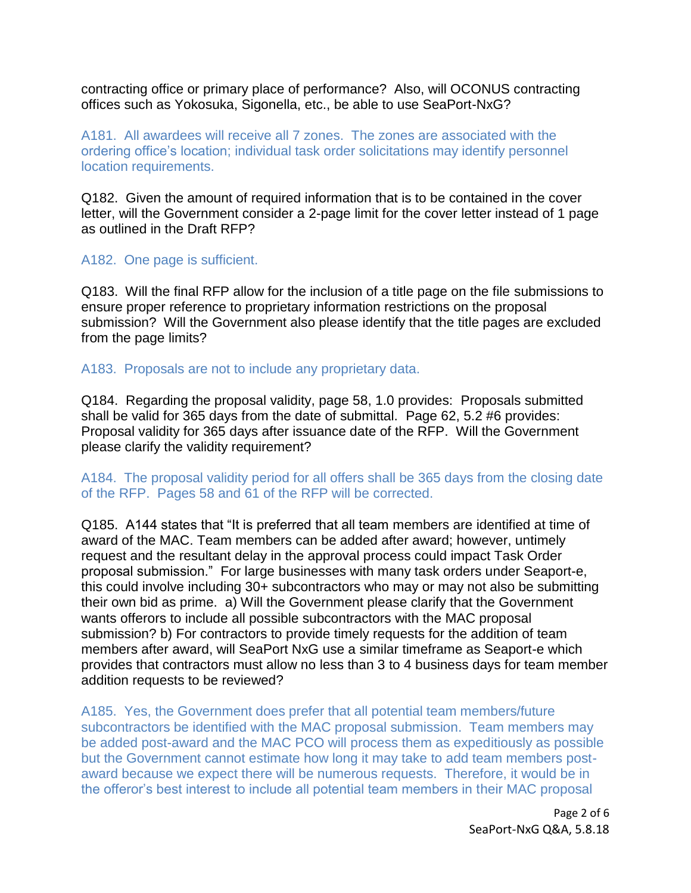contracting office or primary place of performance? Also, will OCONUS contracting offices such as Yokosuka, Sigonella, etc., be able to use SeaPort-NxG?

A181. All awardees will receive all 7 zones. The zones are associated with the ordering office's location; individual task order solicitations may identify personnel location requirements.

Q182. Given the amount of required information that is to be contained in the cover letter, will the Government consider a 2-page limit for the cover letter instead of 1 page as outlined in the Draft RFP?

A182. One page is sufficient.

Q183. Will the final RFP allow for the inclusion of a title page on the file submissions to ensure proper reference to proprietary information restrictions on the proposal submission? Will the Government also please identify that the title pages are excluded from the page limits?

A183. Proposals are not to include any proprietary data.

Q184. Regarding the proposal validity, page 58, 1.0 provides: Proposals submitted shall be valid for 365 days from the date of submittal. Page 62, 5.2 #6 provides: Proposal validity for 365 days after issuance date of the RFP. Will the Government please clarify the validity requirement?

A184. The proposal validity period for all offers shall be 365 days from the closing date of the RFP. Pages 58 and 61 of the RFP will be corrected.

Q185. A144 states that "It is preferred that all team members are identified at time of award of the MAC. Team members can be added after award; however, untimely request and the resultant delay in the approval process could impact Task Order proposal submission." For large businesses with many task orders under Seaport-e, this could involve including 30+ subcontractors who may or may not also be submitting their own bid as prime. a) Will the Government please clarify that the Government wants offerors to include all possible subcontractors with the MAC proposal submission? b) For contractors to provide timely requests for the addition of team members after award, will SeaPort NxG use a similar timeframe as Seaport-e which provides that contractors must allow no less than 3 to 4 business days for team member addition requests to be reviewed?

A185. Yes, the Government does prefer that all potential team members/future subcontractors be identified with the MAC proposal submission. Team members may be added post-award and the MAC PCO will process them as expeditiously as possible but the Government cannot estimate how long it may take to add team members post-award because we expect there will be numerous requests. Therefore, it would be in the offeror's best interest to include all potential team members in their MAC proposal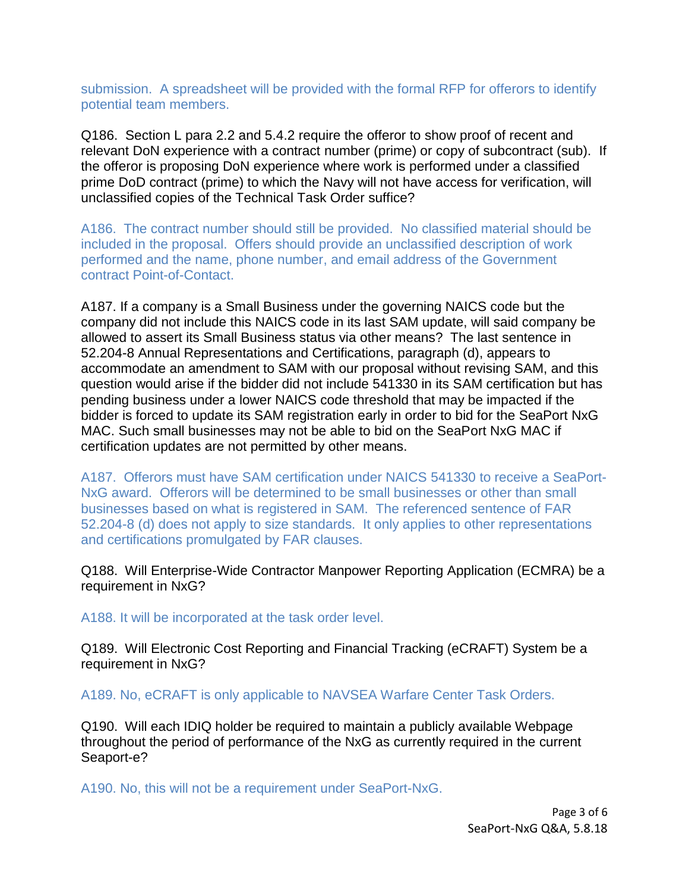submission. A spreadsheet will be provided with the formal RFP for offerors to identify potential team members.

Q186. Section L para 2.2 and 5.4.2 require the offeror to show proof of recent and relevant DoN experience with a contract number (prime) or copy of subcontract (sub). If the offeror is proposing DoN experience where work is performed under a classified prime DoD contract (prime) to which the Navy will not have access for verification, will unclassified copies of the Technical Task Order suffice?

A186. The contract number should still be provided. No classified material should be included in the proposal. Offers should provide an unclassified description of work performed and the name, phone number, and email address of the Government contract Point-of-Contact.

A187. If a company is a Small Business under the governing NAICS code but the company did not include this NAICS code in its last SAM update, will said company be allowed to assert its Small Business status via other means? The last sentence in 52.204-8 Annual Representations and Certifications, paragraph (d), appears to accommodate an amendment to SAM with our proposal without revising SAM, and this question would arise if the bidder did not include 541330 in its SAM certification but has pending business under a lower NAICS code threshold that may be impacted if the bidder is forced to update its SAM registration early in order to bid for the SeaPort NxG MAC. Such small businesses may not be able to bid on the SeaPort NxG MAC if certification updates are not permitted by other means.

A187. Offerors must have SAM certification under NAICS 541330 to receive a SeaPort-NxG award. Offerors will be determined to be small businesses or other than small businesses based on what is registered in SAM. The referenced sentence of FAR 52.204-8 (d) does not apply to size standards. It only applies to other representations and certifications promulgated by FAR clauses.

Q188. Will Enterprise-Wide Contractor Manpower Reporting Application (ECMRA) be a requirement in NxG?

A188. It will be incorporated at the task order level.

Q189. Will Electronic Cost Reporting and Financial Tracking (eCRAFT) System be a requirement in NxG?

A189. No, eCRAFT is only applicable to NAVSEA Warfare Center Task Orders.

Q190. Will each IDIQ holder be required to maintain a publicly available Webpage throughout the period of performance of the NxG as currently required in the current Seaport-e?

A190. No, this will not be a requirement under SeaPort-NxG.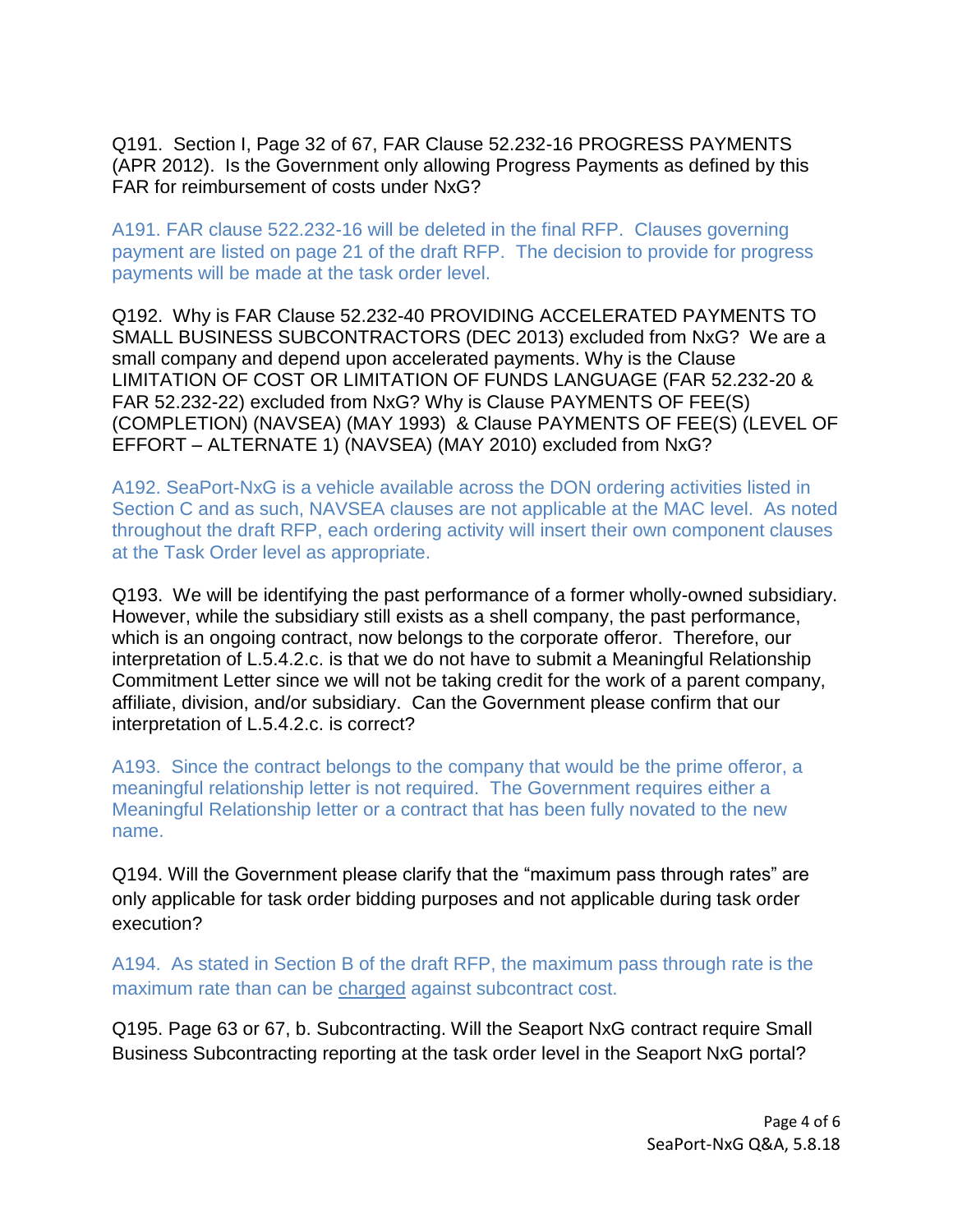Q191. Section I, Page 32 of 67, FAR Clause 52.232-16 PROGRESS PAYMENTS (APR 2012). Is the Government only allowing Progress Payments as defined by this FAR for reimbursement of costs under NxG?

A191. FAR clause 522.232-16 will be deleted in the final RFP. Clauses governing payment are listed on page 21 of the draft RFP. The decision to provide for progress payments will be made at the task order level.

Q192. Why is FAR Clause 52.232-40 PROVIDING ACCELERATED PAYMENTS TO SMALL BUSINESS SUBCONTRACTORS (DEC 2013) excluded from NxG? We are a small company and depend upon accelerated payments. Why is the Clause LIMITATION OF COST OR LIMITATION OF FUNDS LANGUAGE (FAR 52.232-20 & FAR 52.232-22) excluded from NxG? Why is Clause PAYMENTS OF FEE(S) (COMPLETION) (NAVSEA) (MAY 1993) & Clause PAYMENTS OF FEE(S) (LEVEL OF EFFORT – ALTERNATE 1) (NAVSEA) (MAY 2010) excluded from NxG?

A192. SeaPort-NxG is a vehicle available across the DON ordering activities listed in Section C and as such, NAVSEA clauses are not applicable at the MAC level. As noted throughout the draft RFP, each ordering activity will insert their own component clauses at the Task Order level as appropriate.

Q193. We will be identifying the past performance of a former wholly-owned subsidiary. However, while the subsidiary still exists as a shell company, the past performance, which is an ongoing contract, now belongs to the corporate offeror. Therefore, our interpretation of L.5.4.2.c. is that we do not have to submit a Meaningful Relationship Commitment Letter since we will not be taking credit for the work of a parent company, affiliate, division, and/or subsidiary. Can the Government please confirm that our interpretation of L.5.4.2.c. is correct?

A193. Since the contract belongs to the company that would be the prime offeror, a meaningful relationship letter is not required. The Government requires either a Meaningful Relationship letter or a contract that has been fully novated to the new name.

Q194. Will the Government please clarify that the "maximum pass through rates" are only applicable for task order bidding purposes and not applicable during task order execution?

A194. As stated in Section B of the draft RFP, the maximum pass through rate is the maximum rate than can be <u>charged</u> against subcontract cost.

Q195. Page 63 or 67, b. Subcontracting. Will the Seaport NxG contract require Small Business Subcontracting reporting at the task order level in the Seaport NxG portal?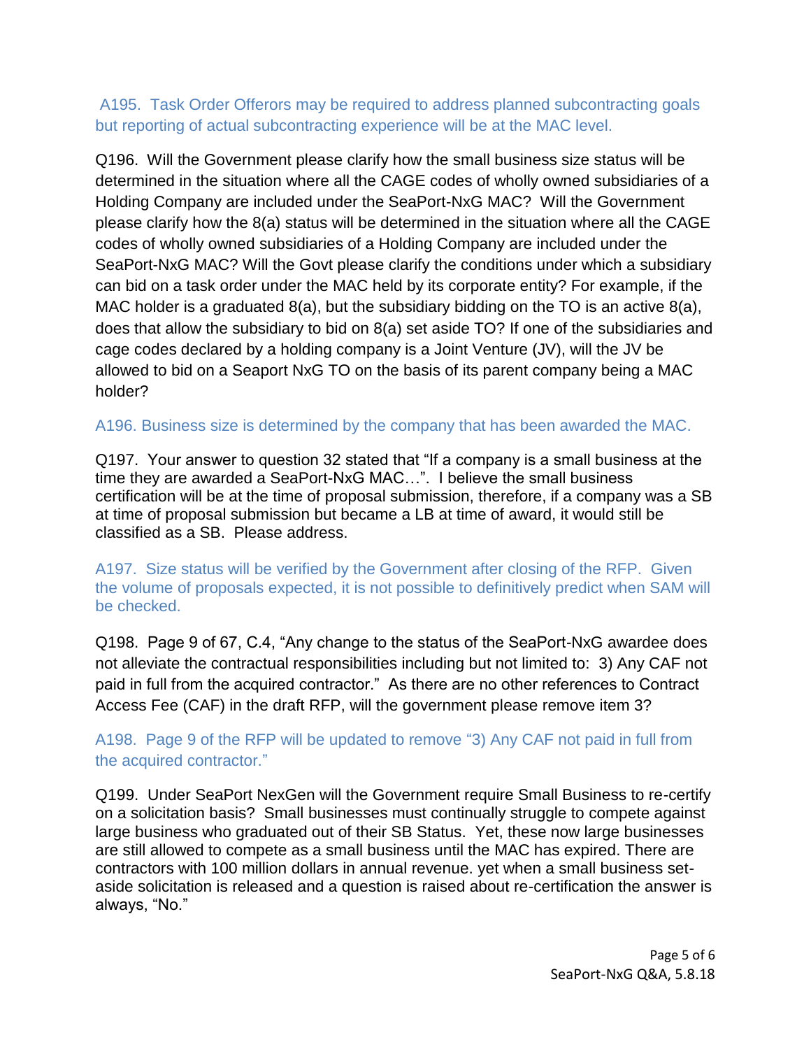A195. Task Order Offerors may be required to address planned subcontracting goals but reporting of actual subcontracting experience will be at the MAC level.

Q196. Will the Government please clarify how the small business size status will be determined in the situation where all the CAGE codes of wholly owned subsidiaries of a Holding Company are included under the SeaPort-NxG MAC? Will the Government please clarify how the 8(a) status will be determined in the situation where all the CAGE codes of wholly owned subsidiaries of a Holding Company are included under the SeaPort-NxG MAC? Will the Govt please clarify the conditions under which a subsidiary can bid on a task order under the MAC held by its corporate entity? For example, if the MAC holder is a graduated 8(a), but the subsidiary bidding on the TO is an active 8(a), does that allow the subsidiary to bid on 8(a) set aside TO? If one of the subsidiaries and cage codes declared by a holding company is a Joint Venture (JV), will the JV be allowed to bid on a Seaport NxG TO on the basis of its parent company being a MAC holder?

A196. Business size is determined by the company that has been awarded the MAC.

Q197. Your answer to question 32 stated that "If a company is a small business at the time they are awarded a SeaPort-NxG MAC…". I believe the small business certification will be at the time of proposal submission, therefore, if a company was a SB at time of proposal submission but became a LB at time of award, it would still be classified as a SB. Please address.

A197. Size status will be verified by the Government after closing of the RFP. Given the volume of proposals expected, it is not possible to definitively predict when SAM will be checked.

Q198. Page 9 of 67, C.4, "Any change to the status of the SeaPort-NxG awardee does not alleviate the contractual responsibilities including but not limited to: 3) Any CAF not paid in full from the acquired contractor." As there are no other references to Contract Access Fee (CAF) in the draft RFP, will the government please remove item 3?

A198. Page 9 of the RFP will be updated to remove "3) Any CAF not paid in full from the acquired contractor."

Q199. Under SeaPort NexGen will the Government require Small Business to re-certify on a solicitation basis? Small businesses must continually struggle to compete against large business who graduated out of their SB Status. Yet, these now large businesses are still allowed to compete as a small business until the MAC has expired. There are contractors with 100 million dollars in annual revenue. yet when a small business set-aside solicitation is released and a question is raised about re-certification the answer is always, "No."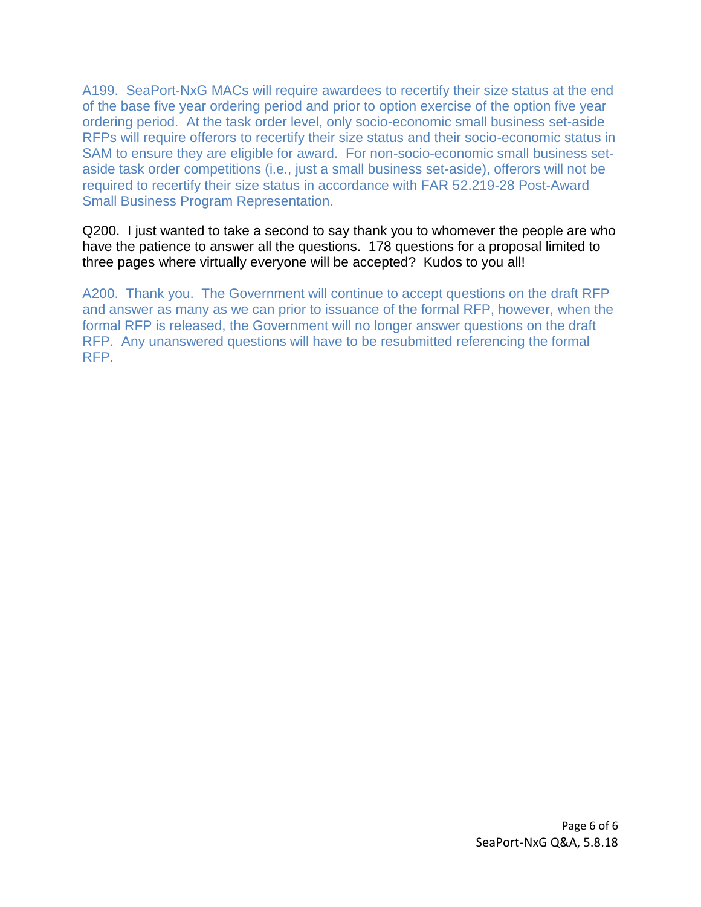A199. SeaPort-NxG MACs will require awardees to recertify their size status at the end of the base five year ordering period and prior to option exercise of the option five year ordering period. At the task order level, only socio-economic small business set-aside RFPs will require offerors to recertify their size status and their socio-economic status in SAM to ensure they are eligible for award. For non-socio-economic small business set-aside task order competitions (i.e., just a small business set-aside), offerors will not be required to recertify their size status in accordance with FAR 52.219-28 Post-Award Small Business Program Representation.

Q200. I just wanted to take a second to say thank you to whomever the people are who have the patience to answer all the questions. 178 questions for a proposal limited to three pages where virtually everyone will be accepted? Kudos to you all!

A200. Thank you. The Government will continue to accept questions on the draft RFP and answer as many as we can prior to issuance of the formal RFP, however, when the formal RFP is released, the Government will no longer answer questions on the draft RFP. Any unanswered questions will have to be resubmitted referencing the formal RFP.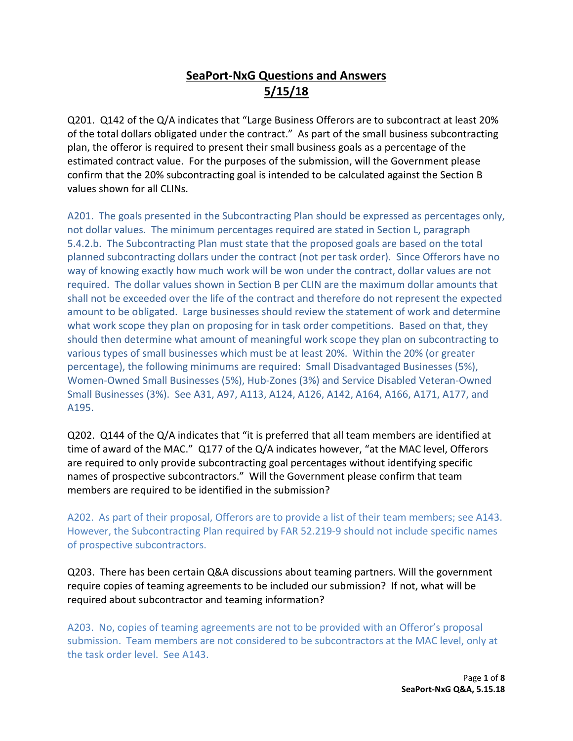# SeaPort-NxG Questions and Answers 5/15/18

Q201. Q142 of the Q/A indicates that "Large Business Offerors are to subcontract at least 20% of the total dollars obligated under the contract." As part of the small business subcontracting plan, the offeror is required to present their small business goals as a percentage of the estimated contract value. For the purposes of the submission, will the Government please confirm that the 20% subcontracting goal is intended to be calculated against the Section B values shown for all CLINs.

A201. The goals presented in the Subcontracting Plan should be expressed as percentages only, not dollar values. The minimum percentages required are stated in Section L, paragraph 5.4.2.b. The Subcontracting Plan must state that the proposed goals are based on the total planned subcontracting dollars under the contract (not per task order). Since Offerors have no way of knowing exactly how much work will be won under the contract, dollar values are not required. The dollar values shown in Section B per CLIN are the maximum dollar amounts that shall not be exceeded over the life of the contract and therefore do not represent the expected amount to be obligated. Large businesses should review the statement of work and determine what work scope they plan on proposing for in task order competitions. Based on that, they should then determine what amount of meaningful work scope they plan on subcontracting to various types of small businesses which must be at least 20%. Within the 20% (or greater percentage), the following minimums are required: Small Disadvantaged Businesses (5%), Women-Owned Small Businesses (5%), Hub-Zones (3%) and Service Disabled Veteran-Owned Small Businesses (3%). See A31, A97, A113, A124, A126, A142, A164, A166, A171, A177, and A195.

Q202. Q144 of the Q/A indicates that "it is preferred that all team members are identified at time of award of the MAC." Q177 of the Q/A indicates however, "at the MAC level, Offerors are required to only provide subcontracting goal percentages without identifying specific names of prospective subcontractors." Will the Government please confirm that team members are required to be identified in the submission?

A202. As part of their proposal, Offerors are to provide a list of their team members; see A143. However, the Subcontracting Plan required by FAR 52.219-9 should not include specific names of prospective subcontractors.

Q203. There has been certain Q&A discussions about teaming partners. Will the government require copies of teaming agreements to be included our submission? If not, what will be required about subcontractor and teaming information?

A203. No, copies of teaming agreements are not to be provided with an Offeror's proposal submission. Team members are not considered to be subcontractors at the MAC level, only at the task order level. See A143.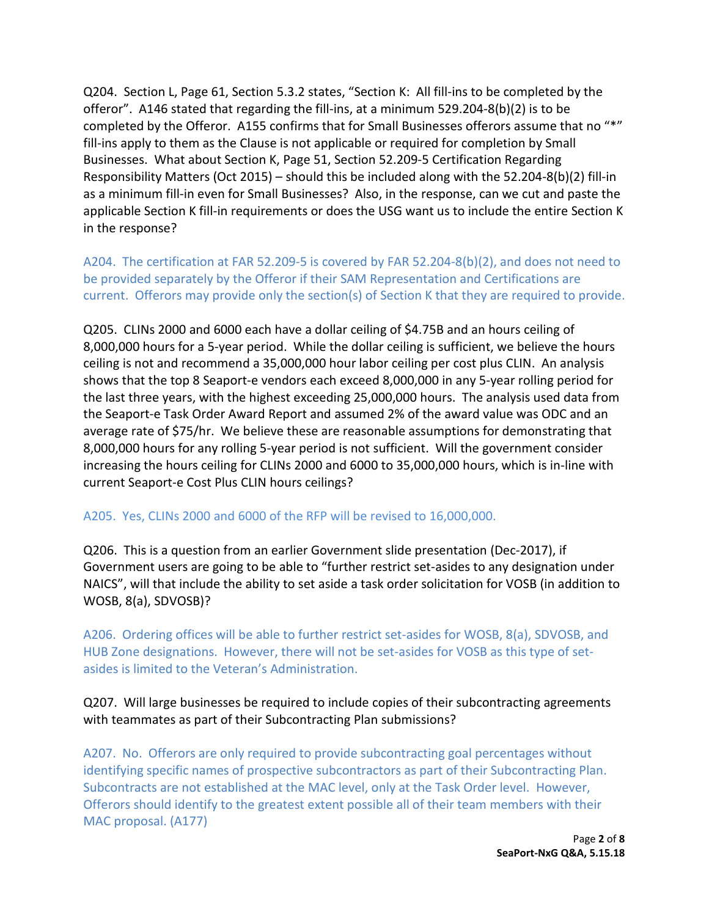Q204. Section L, Page 61, Section 5.3.2 states, "Section K: All fill-ins to be completed by the offeror". A146 stated that regarding the fill-ins, at a minimum 529.204-8(b)(2) is to be completed by the Offeror. A155 confirms that for Small Businesses offerors assume that no "*" fill-ins apply to them as the Clause is not applicable or required for completion by Small Businesses. What about Section K, Page 51, Section 52.209-5 Certification Regarding Responsibility Matters (Oct 2015) – should this be included along with the 52.204-8(b)(2) fill-in as a minimum fill-in even for Small Businesses? Also, in the response, can we cut and paste the applicable Section K fill-in requirements or does the USG want us to include the entire Section K in the response?

A204. The certification at FAR 52.209-5 is covered by FAR 52.204-8(b)(2), and does not need to be provided separately by the Offeror if their SAM Representation and Certifications are current. Offerors may provide only the section(s) of Section K that they are required to provide.

Q205. CLINs 2000 and 6000 each have a dollar ceiling of $4.75B and an hours ceiling of 8,000,000 hours for a 5-year period. While the dollar ceiling is sufficient, we believe the hours ceiling is not and recommend a 35,000,000 hour labor ceiling per cost plus CLIN. An analysis shows that the top 8 Seaport-e vendors each exceed 8,000,000 in any 5-year rolling period for the last three years, with the highest exceeding 25,000,000 hours. The analysis used data from the Seaport-e Task Order Award Report and assumed 2% of the award value was ODC and an average rate of $75/hr. We believe these are reasonable assumptions for demonstrating that 8,000,000 hours for any rolling 5-year period is not sufficient. Will the government consider increasing the hours ceiling for CLINs 2000 and 6000 to 35,000,000 hours, which is in-line with current Seaport-e Cost Plus CLIN hours ceilings?

A205. Yes, CLINs 2000 and 6000 of the RFP will be revised to 16,000,000.

Q206. This is a question from an earlier Government slide presentation (Dec-2017), if Government users are going to be able to "further restrict set-asides to any designation under NAICS", will that include the ability to set aside a task order solicitation for VOSB (in addition to WOSB, 8(a), SDVOSB)?

A206. Ordering offices will be able to further restrict set-asides for WOSB, 8(a), SDVOSB, and HUB Zone designations. However, there will not be set-asides for VOSB as this type of set-asides is limited to the Veteran's Administration.

Q207. Will large businesses be required to include copies of their subcontracting agreements with teammates as part of their Subcontracting Plan submissions?

A207. No. Offerors are only required to provide subcontracting goal percentages without identifying specific names of prospective subcontractors as part of their Subcontracting Plan. Subcontracts are not established at the MAC level, only at the Task Order level. However, Offerors should identify to the greatest extent possible all of their team members with their MAC proposal. (A177)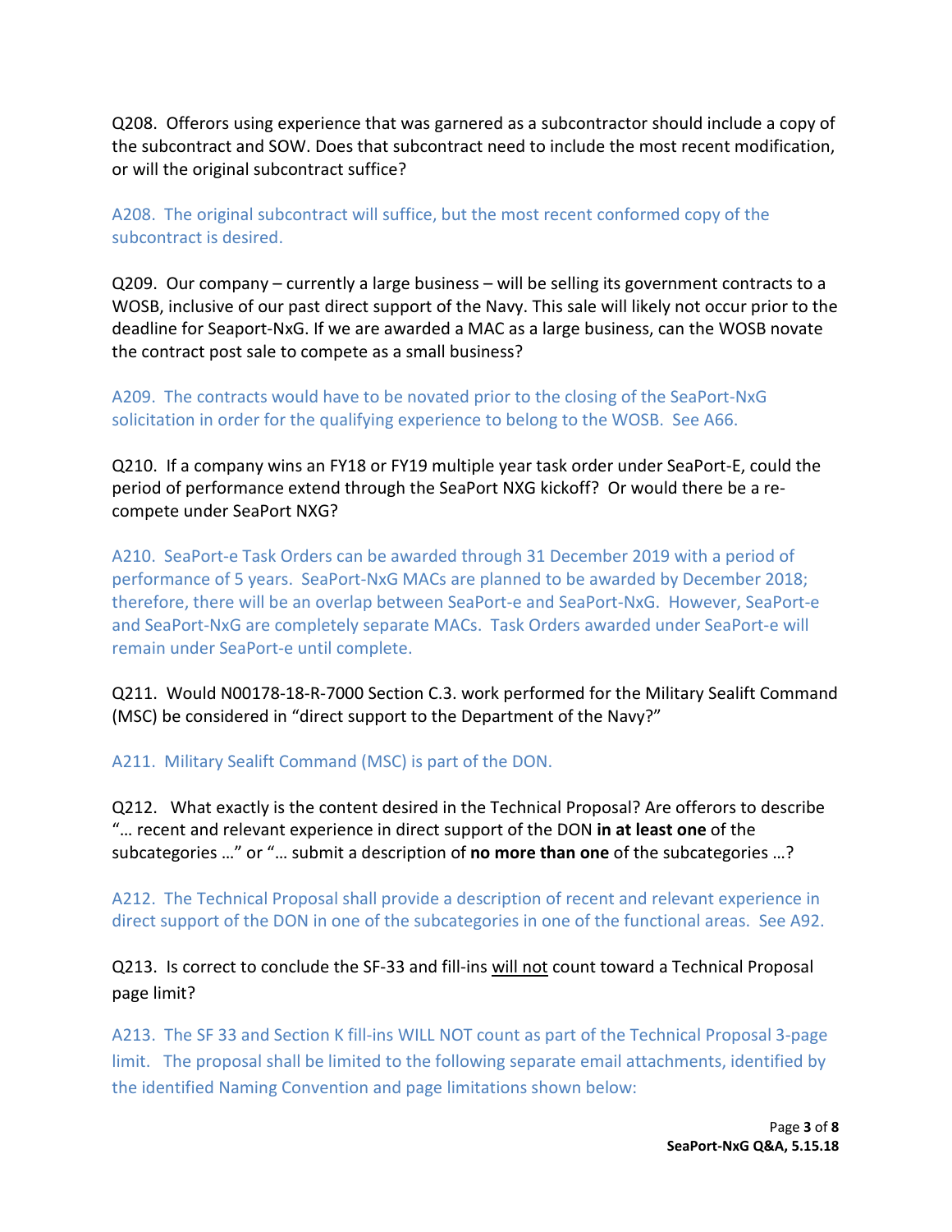Q208. Offerors using experience that was garnered as a subcontractor should include a copy of the subcontract and SOW. Does that subcontract need to include the most recent modification, or will the original subcontract suffice?

A208. The original subcontract will suffice, but the most recent conformed copy of the subcontract is desired.

Q209. Our company – currently a large business – will be selling its government contracts to a WOSB, inclusive of our past direct support of the Navy. This sale will likely not occur prior to the deadline for Seaport-NxG. If we are awarded a MAC as a large business, can the WOSB novate the contract post sale to compete as a small business?

A209. The contracts would have to be novated prior to the closing of the SeaPort-NxG solicitation in order for the qualifying experience to belong to the WOSB. See A66.

Q210. If a company wins an FY18 or FY19 multiple year task order under SeaPort-E, could the period of performance extend through the SeaPort NXG kickoff? Or would there be a re-compete under SeaPort NXG?

A210. SeaPort-e Task Orders can be awarded through 31 December 2019 with a period of performance of 5 years. SeaPort-NxG MACs are planned to be awarded by December 2018; therefore, there will be an overlap between SeaPort-e and SeaPort-NxG. However, SeaPort-e and SeaPort-NxG are completely separate MACs. Task Orders awarded under SeaPort-e will remain under SeaPort-e until complete.

Q211. Would N00178-18-R-7000 Section C.3. work performed for the Military Sealift Command (MSC) be considered in "direct support to the Department of the Navy?"

A211. Military Sealift Command (MSC) is part of the DON.

Q212. What exactly is the content desired in the Technical Proposal? Are offerors to describe "… recent and relevant experience in direct support of the DON **in at least one** of the subcategories …" or "… submit a description of **no more than one** of the subcategories …?

A212. The Technical Proposal shall provide a description of recent and relevant experience in direct support of the DON in one of the subcategories in one of the functional areas. See A92.

Q213. Is correct to conclude the SF-33 and fill-ins <u>will not</u> count toward a Technical Proposal page limit?

A213. The SF 33 and Section K fill-ins WILL NOT count as part of the Technical Proposal 3-page limit. The proposal shall be limited to the following separate email attachments, identified by the identified Naming Convention and page limitations shown below: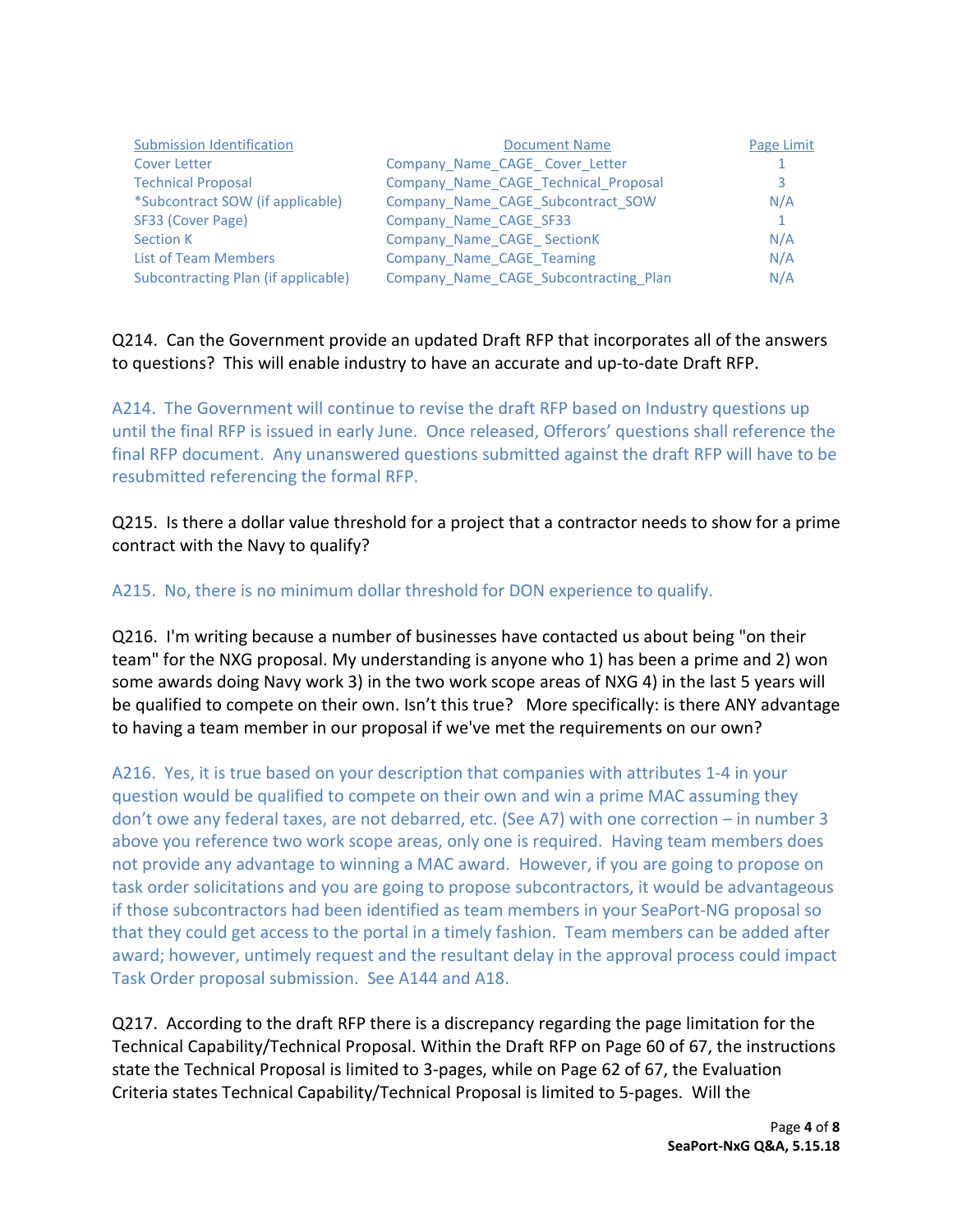| Submission Identification | Document Name | Page Limit |
|---|---|---|
| Cover Letter | Company_Name_CAGE_ Cover_Letter | 1 |
| Technical Proposal | Company_Name_CAGE_Technical_Proposal | 3 |
| *Subcontract SOW (if applicable) | Company_Name_CAGE_Subcontract_SOW | N/A |
| SF33 (Cover Page) | Company_Name_CAGE_SF33 | 1 |
| Section K | Company_Name_CAGE_ SectionK | N/A |
| List of Team Members | Company_Name_CAGE_Teaming | N/A |
| Subcontracting Plan (if applicable) | Company_Name_CAGE_Subcontracting_Plan | N/A |

Q214. Can the Government provide an updated Draft RFP that incorporates all of the answers to questions? This will enable industry to have an accurate and up-to-date Draft RFP.

A214. The Government will continue to revise the draft RFP based on Industry questions up until the final RFP is issued in early June. Once released, Offerors' questions shall reference the final RFP document. Any unanswered questions submitted against the draft RFP will have to be resubmitted referencing the formal RFP.

Q215. Is there a dollar value threshold for a project that a contractor needs to show for a prime contract with the Navy to qualify?

A215. No, there is no minimum dollar threshold for DON experience to qualify.

Q216. I'm writing because a number of businesses have contacted us about being "on their team" for the NXG proposal. My understanding is anyone who 1) has been a prime and 2) won some awards doing Navy work 3) in the two work scope areas of NXG 4) in the last 5 years will be qualified to compete on their own. Isn't this true? More specifically: is there ANY advantage to having a team member in our proposal if we've met the requirements on our own?

A216. Yes, it is true based on your description that companies with attributes 1-4 in your question would be qualified to compete on their own and win a prime MAC assuming they don't owe any federal taxes, are not debarred, etc. (See A7) with one correction – in number 3 above you reference two work scope areas, only one is required. Having team members does not provide any advantage to winning a MAC award. However, if you are going to propose on task order solicitations and you are going to propose subcontractors, it would be advantageous if those subcontractors had been identified as team members in your SeaPort-NG proposal so that they could get access to the portal in a timely fashion. Team members can be added after award; however, untimely request and the resultant delay in the approval process could impact Task Order proposal submission. See A144 and A18.

Q217. According to the draft RFP there is a discrepancy regarding the page limitation for the Technical Capability/Technical Proposal. Within the Draft RFP on Page 60 of 67, the instructions state the Technical Proposal is limited to 3-pages, while on Page 62 of 67, the Evaluation Criteria states Technical Capability/Technical Proposal is limited to 5-pages. Will the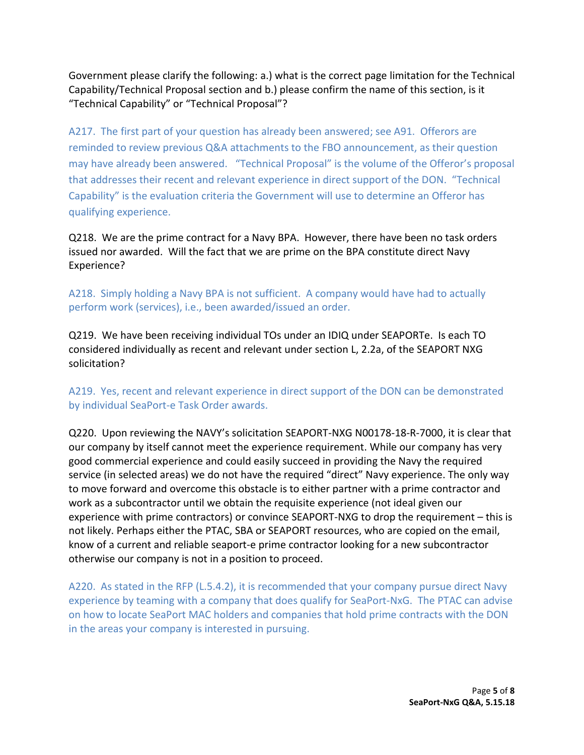Government please clarify the following: a.) what is the correct page limitation for the Technical Capability/Technical Proposal section and b.) please confirm the name of this section, is it "Technical Capability" or "Technical Proposal"?

A217. The first part of your question has already been answered; see A91. Offerors are reminded to review previous Q&A attachments to the FBO announcement, as their question may have already been answered. "Technical Proposal" is the volume of the Offeror's proposal that addresses their recent and relevant experience in direct support of the DON. "Technical Capability" is the evaluation criteria the Government will use to determine an Offeror has qualifying experience.

Q218. We are the prime contract for a Navy BPA. However, there have been no task orders issued nor awarded. Will the fact that we are prime on the BPA constitute direct Navy Experience?

A218. Simply holding a Navy BPA is not sufficient. A company would have had to actually perform work (services), i.e., been awarded/issued an order.

Q219. We have been receiving individual TOs under an IDIQ under SEAPORTe. Is each TO considered individually as recent and relevant under section L, 2.2a, of the SEAPORT NXG solicitation?

A219. Yes, recent and relevant experience in direct support of the DON can be demonstrated by individual SeaPort-e Task Order awards.

Q220. Upon reviewing the NAVY's solicitation SEAPORT-NXG N00178-18-R-7000, it is clear that our company by itself cannot meet the experience requirement. While our company has very good commercial experience and could easily succeed in providing the Navy the required service (in selected areas) we do not have the required "direct" Navy experience. The only way to move forward and overcome this obstacle is to either partner with a prime contractor and work as a subcontractor until we obtain the requisite experience (not ideal given our experience with prime contractors) or convince SEAPORT-NXG to drop the requirement – this is not likely. Perhaps either the PTAC, SBA or SEAPORT resources, who are copied on the email, know of a current and reliable seaport-e prime contractor looking for a new subcontractor otherwise our company is not in a position to proceed.

A220. As stated in the RFP (L.5.4.2), it is recommended that your company pursue direct Navy experience by teaming with a company that does qualify for SeaPort-NxG. The PTAC can advise on how to locate SeaPort MAC holders and companies that hold prime contracts with the DON in the areas your company is interested in pursuing.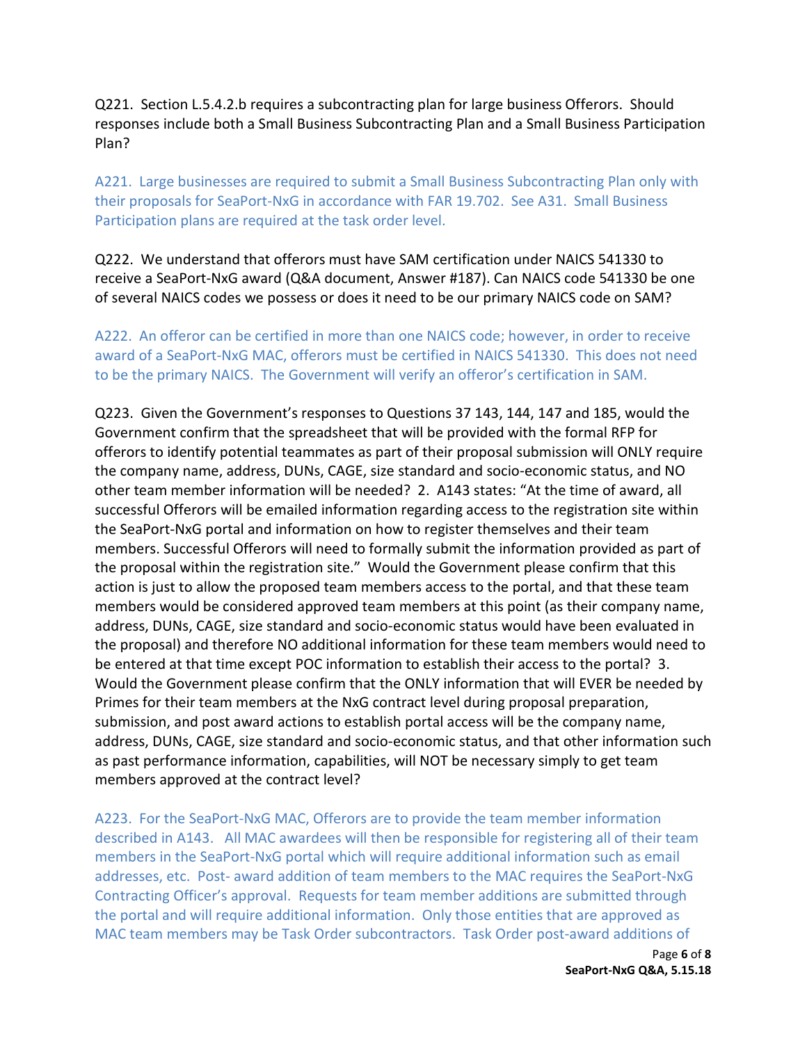Q221. Section L.5.4.2.b requires a subcontracting plan for large business Offerors. Should responses include both a Small Business Subcontracting Plan and a Small Business Participation Plan?

A221. Large businesses are required to submit a Small Business Subcontracting Plan only with their proposals for SeaPort-NxG in accordance with FAR 19.702. See A31. Small Business Participation plans are required at the task order level.

Q222. We understand that offerors must have SAM certification under NAICS 541330 to receive a SeaPort-NxG award (Q&A document, Answer #187). Can NAICS code 541330 be one of several NAICS codes we possess or does it need to be our primary NAICS code on SAM?

A222. An offeror can be certified in more than one NAICS code; however, in order to receive award of a SeaPort-NxG MAC, offerors must be certified in NAICS 541330. This does not need to be the primary NAICS. The Government will verify an offeror's certification in SAM.

Q223. Given the Government's responses to Questions 37 143, 144, 147 and 185, would the Government confirm that the spreadsheet that will be provided with the formal RFP for offerors to identify potential teammates as part of their proposal submission will ONLY require the company name, address, DUNs, CAGE, size standard and socio-economic status, and NO other team member information will be needed? 2. A143 states: "At the time of award, all successful Offerors will be emailed information regarding access to the registration site within the SeaPort-NxG portal and information on how to register themselves and their team members. Successful Offerors will need to formally submit the information provided as part of the proposal within the registration site." Would the Government please confirm that this action is just to allow the proposed team members access to the portal, and that these team members would be considered approved team members at this point (as their company name, address, DUNs, CAGE, size standard and socio-economic status would have been evaluated in the proposal) and therefore NO additional information for these team members would need to be entered at that time except POC information to establish their access to the portal? 3. Would the Government please confirm that the ONLY information that will EVER be needed by Primes for their team members at the NxG contract level during proposal preparation, submission, and post award actions to establish portal access will be the company name, address, DUNs, CAGE, size standard and socio-economic status, and that other information such as past performance information, capabilities, will NOT be necessary simply to get team members approved at the contract level?

A223. For the SeaPort-NxG MAC, Offerors are to provide the team member information described in A143. All MAC awardees will then be responsible for registering all of their team members in the SeaPort-NxG portal which will require additional information such as email addresses, etc. Post- award addition of team members to the MAC requires the SeaPort-NxG Contracting Officer's approval. Requests for team member additions are submitted through the portal and will require additional information. Only those entities that are approved as MAC team members may be Task Order subcontractors. Task Order post-award additions of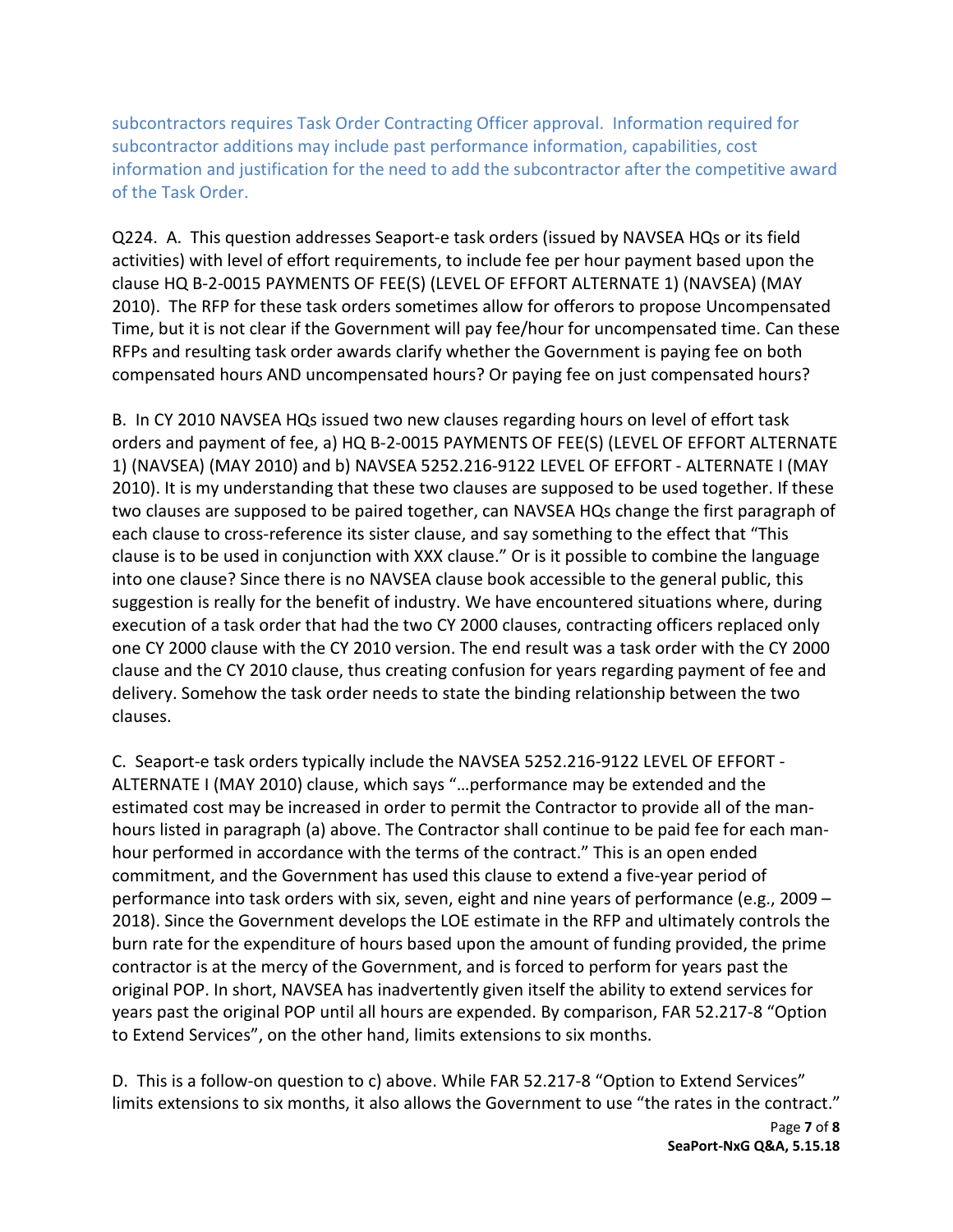subcontractors requires Task Order Contracting Officer approval. Information required for subcontractor additions may include past performance information, capabilities, cost information and justification for the need to add the subcontractor after the competitive award of the Task Order.

Q224. A. This question addresses Seaport-e task orders (issued by NAVSEA HQs or its field activities) with level of effort requirements, to include fee per hour payment based upon the clause HQ B-2-0015 PAYMENTS OF FEE(S) (LEVEL OF EFFORT ALTERNATE 1) (NAVSEA) (MAY 2010). The RFP for these task orders sometimes allow for offerors to propose Uncompensated Time, but it is not clear if the Government will pay fee/hour for uncompensated time. Can these RFPs and resulting task order awards clarify whether the Government is paying fee on both compensated hours AND uncompensated hours? Or paying fee on just compensated hours?

B. In CY 2010 NAVSEA HQs issued two new clauses regarding hours on level of effort task orders and payment of fee, a) HQ B-2-0015 PAYMENTS OF FEE(S) (LEVEL OF EFFORT ALTERNATE 1) (NAVSEA) (MAY 2010) and b) NAVSEA 5252.216-9122 LEVEL OF EFFORT - ALTERNATE I (MAY 2010). It is my understanding that these two clauses are supposed to be used together. If these two clauses are supposed to be paired together, can NAVSEA HQs change the first paragraph of each clause to cross-reference its sister clause, and say something to the effect that "This clause is to be used in conjunction with XXX clause." Or is it possible to combine the language into one clause? Since there is no NAVSEA clause book accessible to the general public, this suggestion is really for the benefit of industry. We have encountered situations where, during execution of a task order that had the two CY 2000 clauses, contracting officers replaced only one CY 2000 clause with the CY 2010 version. The end result was a task order with the CY 2000 clause and the CY 2010 clause, thus creating confusion for years regarding payment of fee and delivery. Somehow the task order needs to state the binding relationship between the two clauses.

C. Seaport-e task orders typically include the NAVSEA 5252.216-9122 LEVEL OF EFFORT - ALTERNATE I (MAY 2010) clause, which says "…performance may be extended and the estimated cost may be increased in order to permit the Contractor to provide all of the man-hours listed in paragraph (a) above. The Contractor shall continue to be paid fee for each man-hour performed in accordance with the terms of the contract." This is an open ended commitment, and the Government has used this clause to extend a five-year period of performance into task orders with six, seven, eight and nine years of performance (e.g., 2009 – 2018). Since the Government develops the LOE estimate in the RFP and ultimately controls the burn rate for the expenditure of hours based upon the amount of funding provided, the prime contractor is at the mercy of the Government, and is forced to perform for years past the original POP. In short, NAVSEA has inadvertently given itself the ability to extend services for years past the original POP until all hours are expended. By comparison, FAR 52.217-8 "Option to Extend Services", on the other hand, limits extensions to six months.

D. This is a follow-on question to c) above. While FAR 52.217-8 "Option to Extend Services" limits extensions to six months, it also allows the Government to use "the rates in the contract."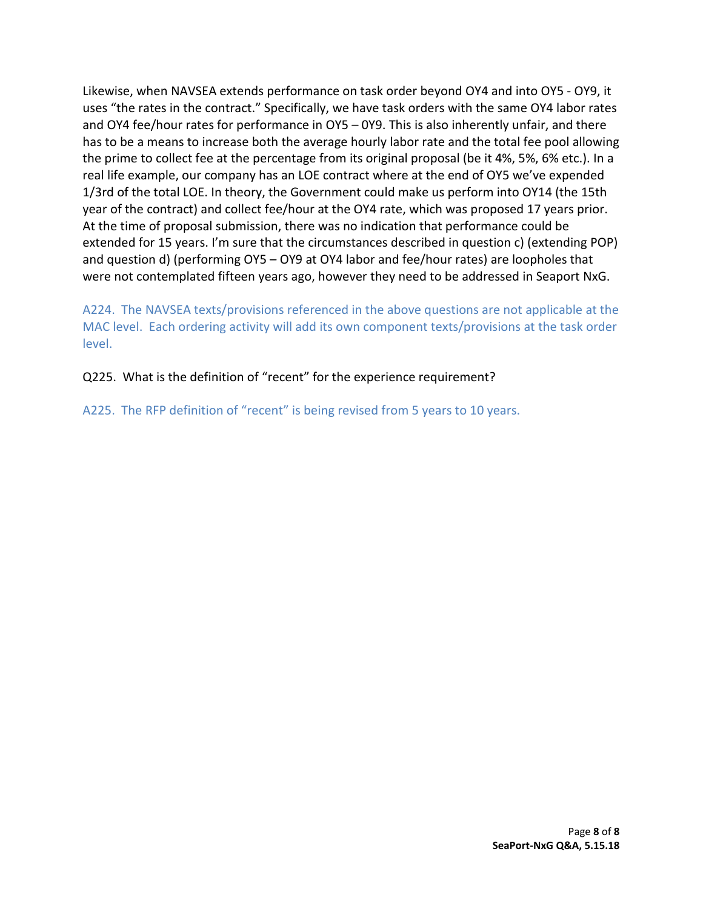Likewise, when NAVSEA extends performance on task order beyond OY4 and into OY5 - OY9, it uses “the rates in the contract.” Specifically, we have task orders with the same OY4 labor rates and OY4 fee/hour rates for performance in OY5 – 0Y9. This is also inherently unfair, and there has to be a means to increase both the average hourly labor rate and the total fee pool allowing the prime to collect fee at the percentage from its original proposal (be it 4%, 5%, 6% etc.). In a real life example, our company has an LOE contract where at the end of OY5 we’ve expended 1/3rd of the total LOE. In theory, the Government could make us perform into OY14 (the 15th year of the contract) and collect fee/hour at the OY4 rate, which was proposed 17 years prior. At the time of proposal submission, there was no indication that performance could be extended for 15 years. I’m sure that the circumstances described in question c) (extending POP) and question d) (performing OY5 – OY9 at OY4 labor and fee/hour rates) are loopholes that were not contemplated fifteen years ago, however they need to be addressed in Seaport NxG.

A224. The NAVSEA texts/provisions referenced in the above questions are not applicable at the MAC level. Each ordering activity will add its own component texts/provisions at the task order level.

Q225. What is the definition of “recent” for the experience requirement?

A225. The RFP definition of “recent” is being revised from 5 years to 10 years.